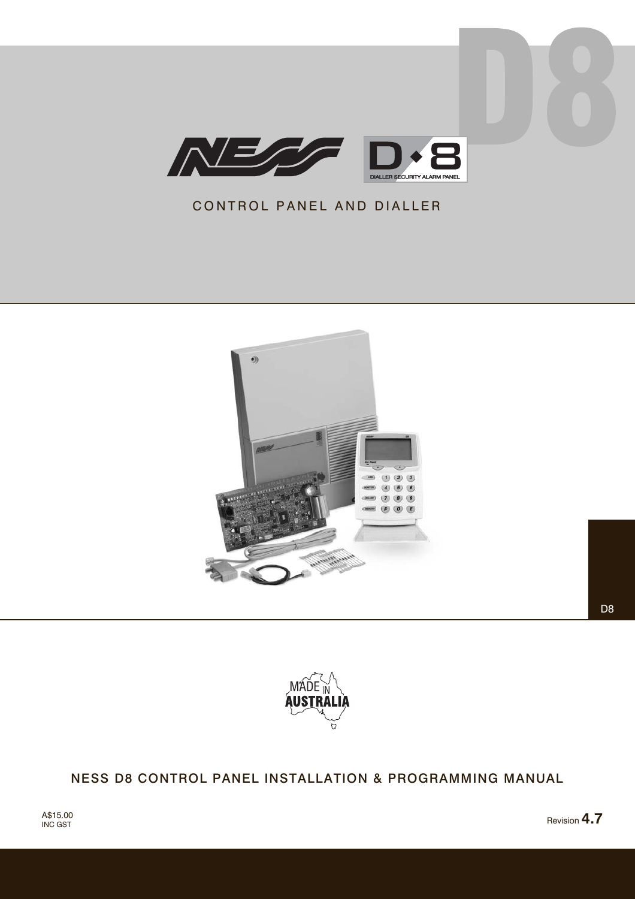# D8

NESS D·8 DIALLER SECURITY ALARM PANEL

CONTROL PANEL AND DIALLER

D8

MADE IN AUSTRALIA

## NESS D8 CONTROL PANEL INSTALLATION & PROGRAMMING MANUAL

A$15.00
INC GST

Revision **4.7**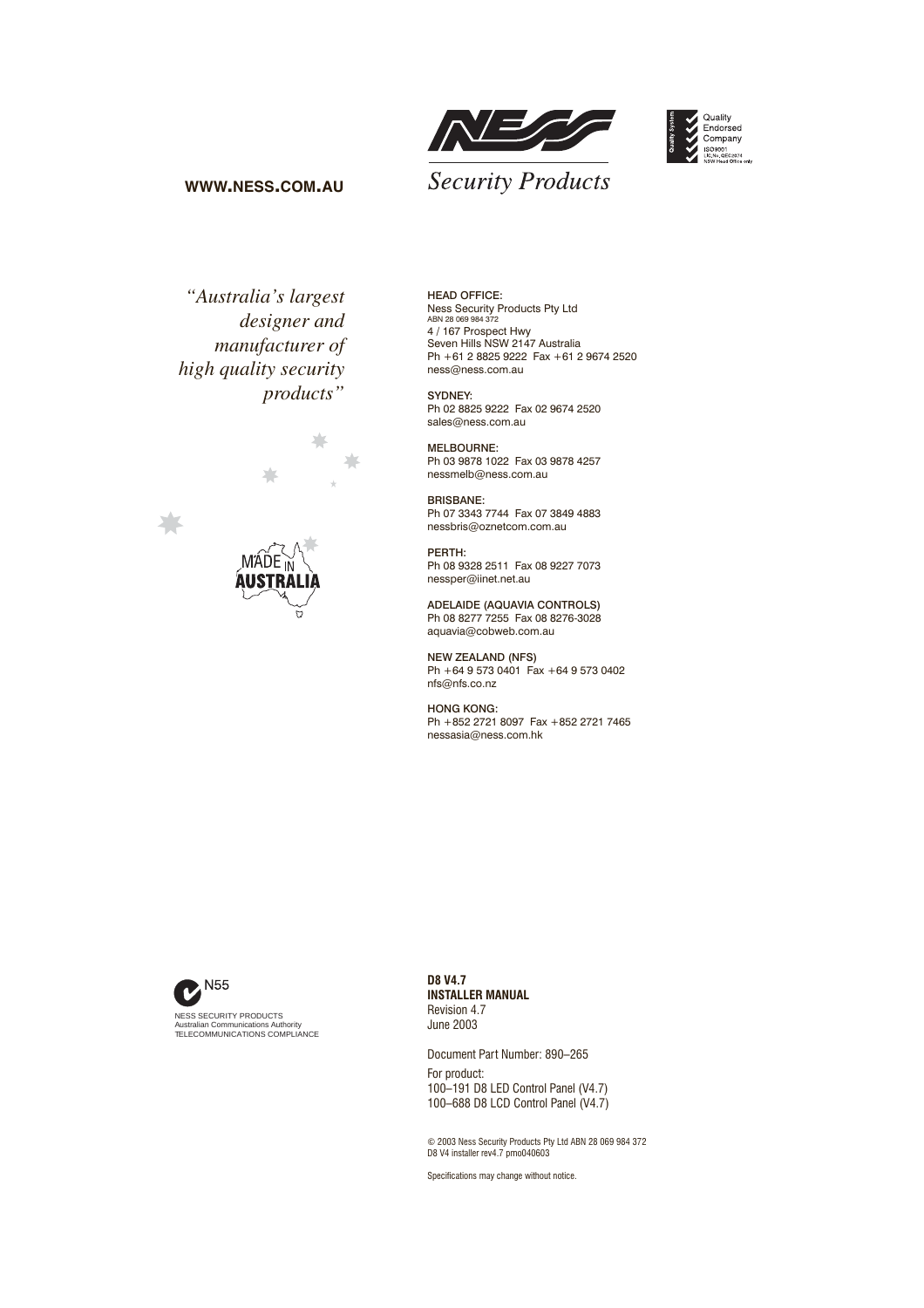**WWW.NESS.COM.AU**

*Security Products*

Quality Endorsed Company
ISO9001
Lic.No. QEC2074
NSW Head Office only

*"Australia's largest designer and manufacturer of high quality security products"*

MADE IN AUSTRALIA

**HEAD OFFICE:**
Ness Security Products Pty Ltd
ABN 28 069 984 372
4 / 167 Prospect Hwy
Seven Hills NSW 2147 Australia
Ph +61 2 8825 9222 Fax +61 2 9674 2520
ness@ness.com.au

**SYDNEY:**
Ph 02 8825 9222 Fax 02 9674 2520
sales@ness.com.au

**MELBOURNE:**
Ph 03 9878 1022 Fax 03 9878 4257
nessmelb@ness.com.au

**BRISBANE:**
Ph 07 3343 7744 Fax 07 3849 4883
nessbris@oznetcom.com.au

**PERTH:**
Ph 08 9328 2511 Fax 08 9227 7073
nessper@iinet.net.au

**ADELAIDE (AQUAVIA CONTROLS)**
Ph 08 8277 7255 Fax 08 8276-3028
aquavia@cobweb.com.au

**NEW ZEALAND (NFS)**
Ph +64 9 573 0401 Fax +64 9 573 0402
nfs@nfs.co.nz

**HONG KONG:**
Ph +852 2721 8097 Fax +852 2721 7465
nessasia@ness.com.hk

N55
NESS SECURITY PRODUCTS
Australian Communications Authority
TELECOMMUNICATIONS COMPLIANCE

**D8 V4.7**
**INSTALLER MANUAL**
Revision 4.7
June 2003

Document Part Number: 890–265

For product:
100–191 D8 LED Control Panel (V4.7)
100–688 D8 LCD Control Panel (V4.7)

© 2003 Ness Security Products Pty Ltd ABN 28 069 984 372
D8 V4 installer rev4.7 pmo040603

Specifications may change without notice.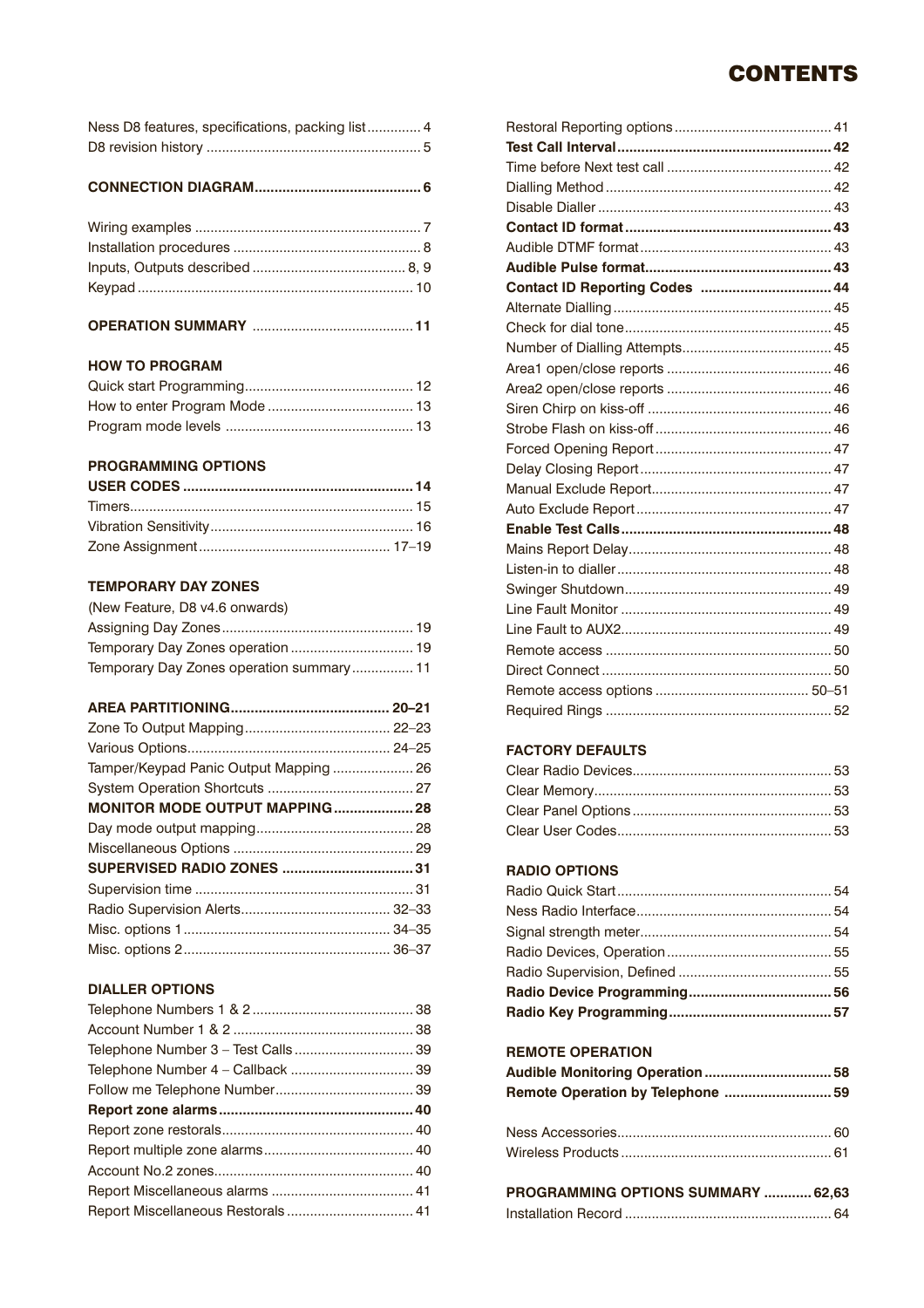# CONTENTS

Ness D8 features, specifications, packing list .............. 4
D8 revision history ....................................................... 5

**CONNECTION DIAGRAM.......................................... 6**

Wiring examples ........................................................... 7
Installation procedures ................................................. 8
Inputs, Outputs described ........................................ 8, 9
Keypad ....................................................................... 10

**OPERATION SUMMARY .......................................... 11**

**HOW TO PROGRAM**

Quick start Programming............................................ 12
How to enter Program Mode ...................................... 13
Program mode levels ................................................. 13

**PROGRAMMING OPTIONS**

**USER CODES .......................................................... 14**
Timers.......................................................................... 15
Vibration Sensitivity..................................................... 16
Zone Assignment.................................................. 17–19

**TEMPORARY DAY ZONES**

(New Feature, D8 v4.6 onwards)
Assigning Day Zones.................................................. 19
Temporary Day Zones operation ................................ 19
Temporary Day Zones operation summary................ 11

**AREA PARTITIONING........................................ 20–21**
Zone To Output Mapping...................................... 22–23
Various Options..................................................... 24–25
Tamper/Keypad Panic Output Mapping ..................... 26
System Operation Shortcuts ...................................... 27
**MONITOR MODE OUTPUT MAPPING.................... 28**
Day mode output mapping......................................... 28
Miscellaneous Options ............................................... 29
**SUPERVISED RADIO ZONES ................................. 31**
Supervision time ......................................................... 31
Radio Supervision Alerts....................................... 32–33
Misc. options 1 ...................................................... 34–35
Misc. options 2 ...................................................... 36–37

**DIALLER OPTIONS**

Telephone Numbers 1 & 2 .......................................... 38
Account Number 1 & 2 ............................................... 38
Telephone Number 3 – Test Calls ............................... 39
Telephone Number 4 – Callback ................................ 39
Follow me Telephone Number.................................... 39
**Report zone alarms................................................. 40**
Report zone restorals.................................................. 40
Report multiple zone alarms....................................... 40
Account No.2 zones.................................................... 40
Report Miscellaneous alarms ..................................... 41
Report Miscellaneous Restorals ................................. 41
Restoral Reporting options ......................................... 41
**Test Call Interval ...................................................... 42**
Time before Next test call ........................................... 42
Dialling Method ........................................................... 42
Disable Dialler ............................................................. 43
**Contact ID format .................................................... 43**
Audible DTMF format .................................................. 43
**Audible Pulse format............................................... 43**
**Contact ID Reporting Codes ................................. 44**
Alternate Dialling ......................................................... 45
Check for dial tone ...................................................... 45
Number of Dialling Attempts....................................... 45
Area1 open/close reports ........................................... 46
Area2 open/close reports ........................................... 46
Siren Chirp on kiss-off ................................................ 46
Strobe Flash on kiss-off .............................................. 46
Forced Opening Report .............................................. 47
Delay Closing Report .................................................. 47
Manual Exclude Report............................................... 47
Auto Exclude Report ................................................... 47
**Enable Test Calls ..................................................... 48**
Mains Report Delay..................................................... 48
Listen-in to dialler ........................................................ 48
Swinger Shutdown...................................................... 49
Line Fault Monitor ....................................................... 49
Line Fault to AUX2....................................................... 49
Remote access ........................................................... 50
Direct Connect ............................................................ 50
Remote access options ........................................ 50–51
Required Rings ........................................................... 52

**FACTORY DEFAULTS**

Clear Radio Devices.................................................... 53
Clear Memory.............................................................. 53
Clear Panel Options .................................................... 53
Clear User Codes........................................................ 53

**RADIO OPTIONS**

Radio Quick Start ........................................................ 54
Ness Radio Interface................................................... 54
Signal strength meter.................................................. 54
Radio Devices, Operation ........................................... 55
Radio Supervision, Defined ........................................ 55
**Radio Device Programming.................................... 56**
**Radio Key Programming......................................... 57**

**REMOTE OPERATION**

**Audible Monitoring Operation ................................ 58**
**Remote Operation by Telephone ........................... 59**

Ness Accessories........................................................ 60
Wireless Products ....................................................... 61

**PROGRAMMING OPTIONS SUMMARY ............ 62,63**
Installation Record ...................................................... 64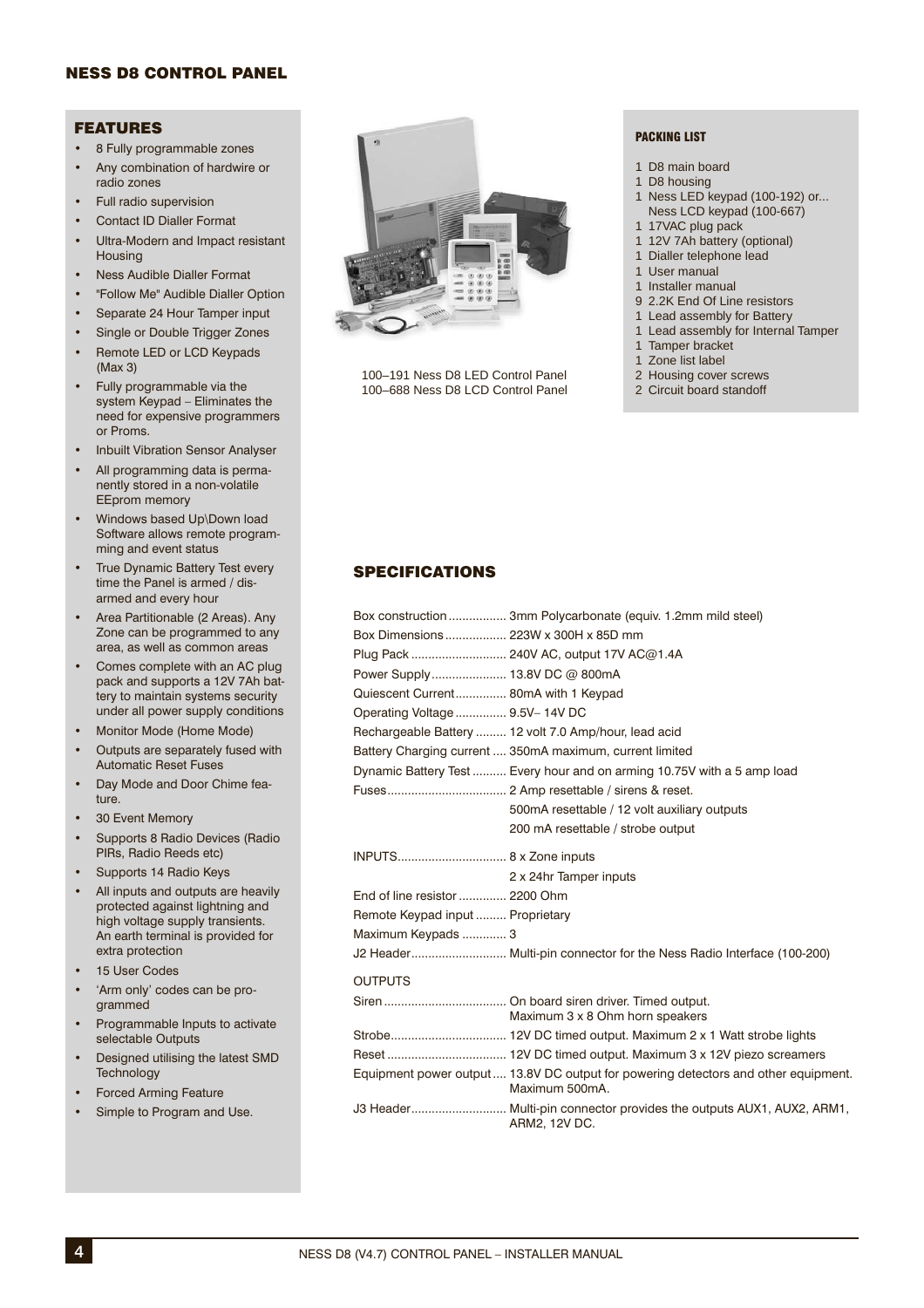## NESS D8 CONTROL PANEL

### FEATURES

- 8 Fully programmable zones
- Any combination of hardwire or radio zones
- Full radio supervision
- Contact ID Dialler Format
- Ultra-Modern and Impact resistant Housing
- Ness Audible Dialler Format
- "Follow Me" Audible Dialler Option
- Separate 24 Hour Tamper input
- Single or Double Trigger Zones
- Remote LED or LCD Keypads (Max 3)
- Fully programmable via the system Keypad – Eliminates the need for expensive programmers or Proms.
- Inbuilt Vibration Sensor Analyser
- All programming data is permanently stored in a non-volatile EEprom memory
- Windows based Up\Down load Software allows remote programming and event status
- True Dynamic Battery Test every time the Panel is armed / disarmed and every hour
- Area Partitionable (2 Areas). Any Zone can be programmed to any area, as well as common areas
- Comes complete with an AC plug pack and supports a 12V 7Ah battery to maintain systems security under all power supply conditions
- Monitor Mode (Home Mode)
- Outputs are separately fused with Automatic Reset Fuses
- Day Mode and Door Chime feature.
- 30 Event Memory
- Supports 8 Radio Devices (Radio PIRs, Radio Reeds etc)
- Supports 14 Radio Keys
- All inputs and outputs are heavily protected against lightning and high voltage supply transients. An earth terminal is provided for extra protection
- 15 User Codes
- 'Arm only' codes can be programmed
- Programmable Inputs to activate selectable Outputs
- Designed utilising the latest SMD Technology
- Forced Arming Feature
- Simple to Program and Use.

100–191 Ness D8 LED Control Panel
100–688 Ness D8 LCD Control Panel

#### PACKING LIST

1 D8 main board
1 D8 housing
1 Ness LED keypad (100-192) or... Ness LCD keypad (100-667)
1 17VAC plug pack
1 12V 7Ah battery (optional)
1 Dialler telephone lead
1 User manual
1 Installer manual
9 2.2K End Of Line resistors
1 Lead assembly for Battery
1 Lead assembly for Internal Tamper
1 Tamper bracket
1 Zone list label
2 Housing cover screws
2 Circuit board standoff

### SPECIFICATIONS

| | |
|---|---|
| Box construction | 3mm Polycarbonate (equiv. 1.2mm mild steel) |
| Box Dimensions | 223W x 300H x 85D mm |
| Plug Pack | 240V AC, output 17V AC@1.4A |
| Power Supply | 13.8V DC @ 800mA |
| Quiescent Current | 80mA with 1 Keypad |
| Operating Voltage | 9.5V– 14V DC |
| Rechargeable Battery | 12 volt 7.0 Amp/hour, lead acid |
| Battery Charging current | 350mA maximum, current limited |
| Dynamic Battery Test | Every hour and on arming 10.75V with a 5 amp load |
| Fuses | 2 Amp resettable / sirens & reset. |
| | 500mA resettable / 12 volt auxiliary outputs |
| | 200 mA resettable / strobe output |
| INPUTS | 8 x Zone inputs |
| | 2 x 24hr Tamper inputs |
| End of line resistor | 2200 Ohm |
| Remote Keypad input | Proprietary |
| Maximum Keypads | 3 |
| J2 Header | Multi-pin connector for the Ness Radio Interface (100-200) |

OUTPUTS

| | |
|---|---|
| Siren | On board siren driver. Timed output. Maximum 3 x 8 Ohm horn speakers |
| Strobe | 12V DC timed output. Maximum 2 x 1 Watt strobe lights |
| Reset | 12V DC timed output. Maximum 3 x 12V piezo screamers |
| Equipment power output | 13.8V DC output for powering detectors and other equipment. Maximum 500mA. |
| J3 Header | Multi-pin connector provides the outputs AUX1, AUX2, ARM1, ARM2, 12V DC. |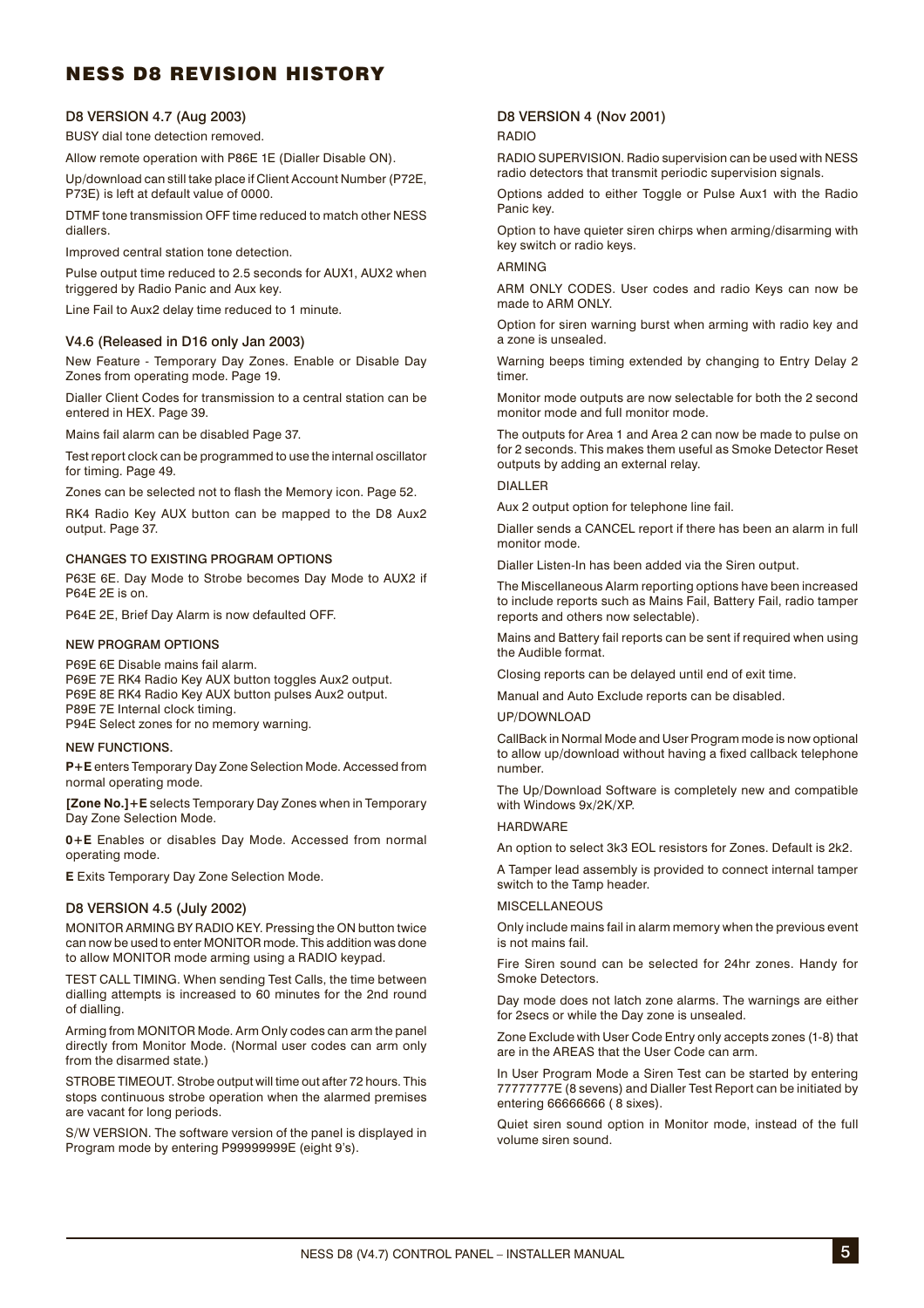# NESS D8 REVISION HISTORY

### D8 VERSION 4.7 (Aug 2003)

BUSY dial tone detection removed.

Allow remote operation with P86E 1E (Dialler Disable ON).

Up/download can still take place if Client Account Number (P72E, P73E) is left at default value of 0000.

DTMF tone transmission OFF time reduced to match other NESS diallers.

Improved central station tone detection.

Pulse output time reduced to 2.5 seconds for AUX1, AUX2 when triggered by Radio Panic and Aux key.

Line Fail to Aux2 delay time reduced to 1 minute.

### V4.6 (Released in D16 only Jan 2003)

New Feature - Temporary Day Zones. Enable or Disable Day Zones from operating mode. Page 19.

Dialler Client Codes for transmission to a central station can be entered in HEX. Page 39.

Mains fail alarm can be disabled Page 37.

Test report clock can be programmed to use the internal oscillator for timing. Page 49.

Zones can be selected not to flash the Memory icon. Page 52.

RK4 Radio Key AUX button can be mapped to the D8 Aux2 output. Page 37.

#### CHANGES TO EXISTING PROGRAM OPTIONS

P63E 6E. Day Mode to Strobe becomes Day Mode to AUX2 if P64E 2E is on.

P64E 2E, Brief Day Alarm is now defaulted OFF.

#### NEW PROGRAM OPTIONS

P69E 6E Disable mains fail alarm.
P69E 7E RK4 Radio Key AUX button toggles Aux2 output.
P69E 8E RK4 Radio Key AUX button pulses Aux2 output.
P89E 7E Internal clock timing.
P94E Select zones for no memory warning.

#### NEW FUNCTIONS.

**P+E** enters Temporary Day Zone Selection Mode. Accessed from normal operating mode.

**[Zone No.]+E** selects Temporary Day Zones when in Temporary Day Zone Selection Mode.

**0+E** Enables or disables Day Mode. Accessed from normal operating mode.

**E** Exits Temporary Day Zone Selection Mode.

### D8 VERSION 4.5 (July 2002)

MONITOR ARMING BY RADIO KEY. Pressing the ON button twice can now be used to enter MONITOR mode. This addition was done to allow MONITOR mode arming using a RADIO keypad.

TEST CALL TIMING. When sending Test Calls, the time between dialling attempts is increased to 60 minutes for the 2nd round of dialling.

Arming from MONITOR Mode. Arm Only codes can arm the panel directly from Monitor Mode. (Normal user codes can arm only from the disarmed state.)

STROBE TIMEOUT. Strobe output will time out after 72 hours. This stops continuous strobe operation when the alarmed premises are vacant for long periods.

S/W VERSION. The software version of the panel is displayed in Program mode by entering P99999999E (eight 9's).

### D8 VERSION 4 (Nov 2001)

RADIO

RADIO SUPERVISION. Radio supervision can be used with NESS radio detectors that transmit periodic supervision signals.

Options added to either Toggle or Pulse Aux1 with the Radio Panic key.

Option to have quieter siren chirps when arming/disarming with key switch or radio keys.

ARMING

ARM ONLY CODES. User codes and radio Keys can now be made to ARM ONLY.

Option for siren warning burst when arming with radio key and a zone is unsealed.

Warning beeps timing extended by changing to Entry Delay 2 timer.

Monitor mode outputs are now selectable for both the 2 second monitor mode and full monitor mode.

The outputs for Area 1 and Area 2 can now be made to pulse on for 2 seconds. This makes them useful as Smoke Detector Reset outputs by adding an external relay.

DIALLER

Aux 2 output option for telephone line fail.

Dialler sends a CANCEL report if there has been an alarm in full monitor mode.

Dialler Listen-In has been added via the Siren output.

The Miscellaneous Alarm reporting options have been increased to include reports such as Mains Fail, Battery Fail, radio tamper reports and others now selectable).

Mains and Battery fail reports can be sent if required when using the Audible format.

Closing reports can be delayed until end of exit time.

Manual and Auto Exclude reports can be disabled.

UP/DOWNLOAD

CallBack in Normal Mode and User Program mode is now optional to allow up/download without having a fixed callback telephone number.

The Up/Download Software is completely new and compatible with Windows 9x/2K/XP.

HARDWARE

An option to select 3k3 EOL resistors for Zones. Default is 2k2.

A Tamper lead assembly is provided to connect internal tamper switch to the Tamp header.

MISCELLANEOUS

Only include mains fail in alarm memory when the previous event is not mains fail.

Fire Siren sound can be selected for 24hr zones. Handy for Smoke Detectors.

Day mode does not latch zone alarms. The warnings are either for 2secs or while the Day zone is unsealed.

Zone Exclude with User Code Entry only accepts zones (1-8) that are in the AREAS that the User Code can arm.

In User Program Mode a Siren Test can be started by entering 77777777E (8 sevens) and Dialler Test Report can be initiated by entering 66666666 ( 8 sixes).

Quiet siren sound option in Monitor mode, instead of the full volume siren sound.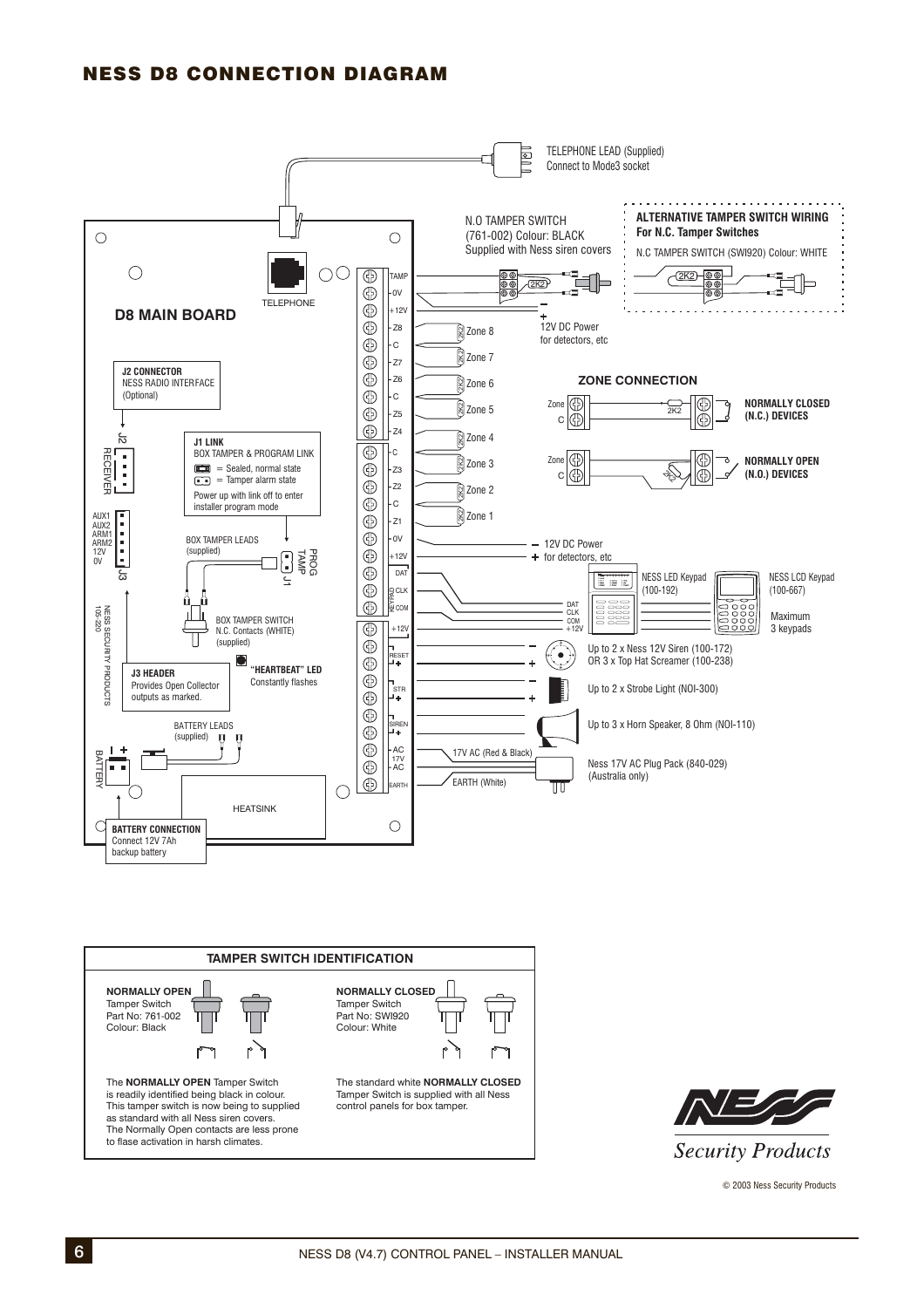# NESS D8 CONNECTION DIAGRAM

TELEPHONE LEAD (Supplied)
Connect to Mode3 socket

N.O TAMPER SWITCH
(761-002) Colour: BLACK
Supplied with Ness siren covers

**ALTERNATIVE TAMPER SWITCH WIRING**
**For N.C. Tamper Switches**
N.C TAMPER SWITCH (SWI920) Colour: WHITE

**D8 MAIN BOARD**

TELEPHONE

TAMP
0V
+12V
Z8
C
Z7
Z6
C
Z5
Z4
C
Z3
Z2
C
Z1
0V
+12V
DAT
CLK
COM
+12V
RESET
STR
SIREN
AC 17V AC
EARTH

12V DC Power for detectors, etc

Zone 8
Zone 7
Zone 6
Zone 5
Zone 4
Zone 3
Zone 2
Zone 1

**J2 CONNECTOR**
NESS RADIO INTERFACE
(Optional)

J2
RECEIVER

**J1 LINK**
BOX TAMPER & PROGRAM LINK
= Sealed, normal state
= Tamper alarm state
Power up with link off to enter installer program mode

**ZONE CONNECTION**

Zone / C — 2K2 — **NORMALLY CLOSED (N.C.) DEVICES**

Zone / C — 2K2 — **NORMALLY OPEN (N.O.) DEVICES**

AUX1
AUX2
ARM1
ARM2
12V
0V
J3

BOX TAMPER LEADS
(supplied)

PROG
TAMP
J1

12V DC Power for detectors, etc

NESS LED Keypad
(100-192)

NESS LCD Keypad
(100-667)

Maximum 3 keypads

DAT
CLK
COM
+12V

BOX TAMPER SWITCH
N.C. Contacts (WHITE)
(supplied)

NESS SECURITY PRODUCTS 105-220

**"HEARTBEAT" LED**
Constantly flashes

**J3 HEADER**
Provides Open Collector outputs as marked.

Up to 2 x Ness 12V Siren (100-172)
OR 3 x Top Hat Screamer (100-238)

Up to 2 x Strobe Light (NOI-300)

Up to 3 x Horn Speaker, 8 Ohm (NOI-110)

BATTERY LEADS
(supplied)

BATTERY

17V AC (Red & Black)

EARTH (White)

Ness 17V AC Plug Pack (840-029)
(Australia only)

HEATSINK

**BATTERY CONNECTION**
Connect 12V 7Ah backup battery

## TAMPER SWITCH IDENTIFICATION

**NORMALLY OPEN**
Tamper Switch
Part No: 761-002
Colour: Black

The **NORMALLY OPEN** Tamper Switch is readily identified being black in colour. This tamper switch is now being to supplied as standard with all Ness siren covers. The Normally Open contacts are less prone to flase activation in harsh climates.

**NORMALLY CLOSED**
Tamper Switch
Part No: SWI920
Colour: White

The standard white **NORMALLY CLOSED** Tamper Switch is supplied with all Ness control panels for box tamper.

NESS Security Products

© 2003 Ness Security Products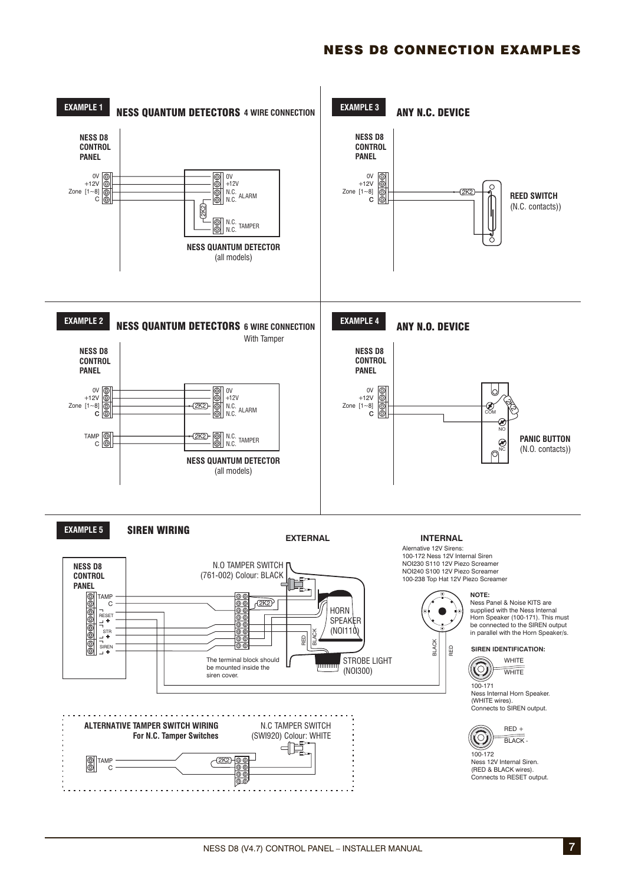# NESS D8 CONNECTION EXAMPLES

## EXAMPLE 1 — NESS QUANTUM DETECTORS 4 WIRE CONNECTION

NESS D8 CONTROL PANEL

0V
+12V
Zone [1~8]
C

0V
+12V
N.C.
N.C. ALARM
2K2
N.C.
N.C. TAMPER

**NESS QUANTUM DETECTOR**
(all models)

## EXAMPLE 2 — NESS QUANTUM DETECTORS 6 WIRE CONNECTION

With Tamper

NESS D8 CONTROL PANEL

0V
+12V
Zone [1~8]
C

TAMP
C

2K2
2K2

0V
+12V
N.C.
N.C. ALARM
N.C.
N.C. TAMPER

**NESS QUANTUM DETECTOR**
(all models)

## EXAMPLE 3 — ANY N.C. DEVICE

NESS D8 CONTROL PANEL

0V
+12V
Zone [1~8]
C

2K2

**REED SWITCH**
(N.C. contacts))

## EXAMPLE 4 — ANY N.O. DEVICE

NESS D8 CONTROL PANEL

0V
+12V
Zone [1~8]
C

2K2
COM
NO
NC

**PANIC BUTTON**
(N.O. contacts))

## EXAMPLE 5 — SIREN WIRING

**EXTERNAL**

NESS D8 CONTROL PANEL

TAMP
C
RESET −
+
STR −
+
SIREN −
+

N.O TAMPER SWITCH
(761-002) Colour: BLACK

2K2

HORN SPEAKER (NOI110)

RED
BLACK

STROBE LIGHT (NOI300)

The terminal block should be mounted inside the siren cover.

**INTERNAL**

Alernative 12V Sirens:
100-172 Ness 12V Internal Siren
NOI230 S110 12V Piezo Screamer
NOI240 S100 12V Piezo Screamer
100-238 Top Hat 12V Piezo Screamer

BLACK
RED

**NOTE:**
Ness Panel & Noise KITS are supplied with the Ness Internal Horn Speaker (100-171). This must be connected to the SIREN output in parallel with the Horn Speaker/s.

**SIREN IDENTIFICATION:**

WHITE
WHITE

100-171
Ness Internal Horn Speaker.
(WHITE wires).
Connects to SIREN output.

RED +
BLACK -

100-172
Ness 12V Internal Siren.
(RED & BLACK wires).
Connects to RESET output.

**ALTERNATIVE TAMPER SWITCH WIRING**
**For N.C. Tamper Switches**

N.C TAMPER SWITCH
(SWI920) Colour: WHITE

TAMP
C

2K2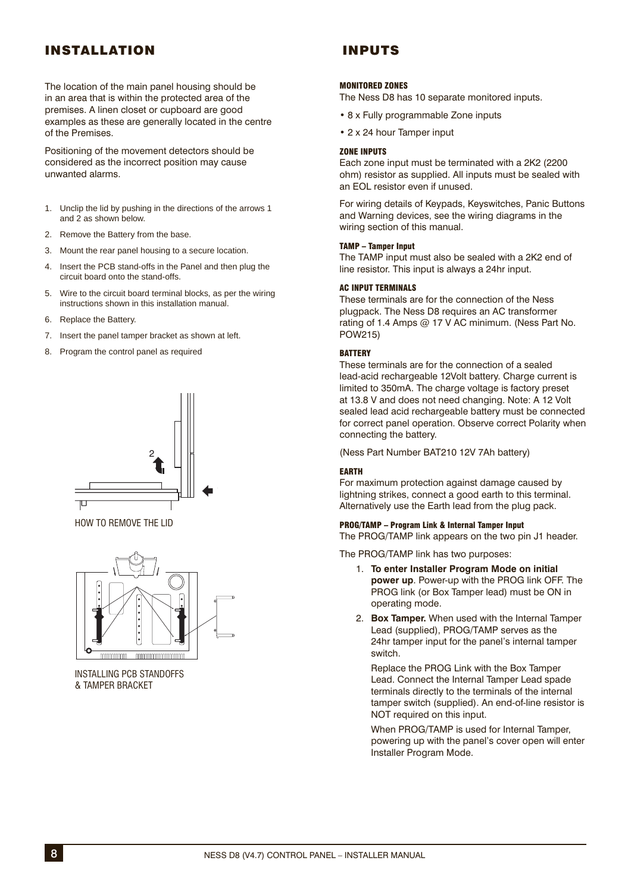## INSTALLATION

The location of the main panel housing should be in an area that is within the protected area of the premises. A linen closet or cupboard are good examples as these are generally located in the centre of the Premises.

Positioning of the movement detectors should be considered as the incorrect position may cause unwanted alarms.

1. Unclip the lid by pushing in the directions of the arrows 1 and 2 as shown below.
2. Remove the Battery from the base.
3. Mount the rear panel housing to a secure location.
4. Insert the PCB stand-offs in the Panel and then plug the circuit board onto the stand-offs.
5. Wire to the circuit board terminal blocks, as per the wiring instructions shown in this installation manual.
6. Replace the Battery.
7. Insert the panel tamper bracket as shown at left.
8. Program the control panel as required

HOW TO REMOVE THE LID

INSTALLING PCB STANDOFFS & TAMPER BRACKET

## INPUTS

#### MONITORED ZONES

The Ness D8 has 10 separate monitored inputs.

- 8 x Fully programmable Zone inputs
- 2 x 24 hour Tamper input

#### ZONE INPUTS

Each zone input must be terminated with a 2K2 (2200 ohm) resistor as supplied. All inputs must be sealed with an EOL resistor even if unused.

For wiring details of Keypads, Keyswitches, Panic Buttons and Warning devices, see the wiring diagrams in the wiring section of this manual.

#### TAMP – Tamper Input

The TAMP input must also be sealed with a 2K2 end of line resistor. This input is always a 24hr input.

#### AC INPUT TERMINALS

These terminals are for the connection of the Ness plugpack. The Ness D8 requires an AC transformer rating of 1.4 Amps @ 17 V AC minimum. (Ness Part No. POW215)

#### BATTERY

These terminals are for the connection of a sealed lead-acid rechargeable 12Volt battery. Charge current is limited to 350mA. The charge voltage is factory preset at 13.8 V and does not need changing. Note: A 12 Volt sealed lead acid rechargeable battery must be connected for correct panel operation. Observe correct Polarity when connecting the battery.

(Ness Part Number BAT210 12V 7Ah battery)

#### EARTH

For maximum protection against damage caused by lightning strikes, connect a good earth to this terminal. Alternatively use the Earth lead from the plug pack.

#### PROG/TAMP – Program Link & Internal Tamper Input

The PROG/TAMP link appears on the two pin J1 header.

The PROG/TAMP link has two purposes:

1. **To enter Installer Program Mode on initial power up**. Power-up with the PROG link OFF. The PROG link (or Box Tamper lead) must be ON in operating mode.
2. **Box Tamper.** When used with the Internal Tamper Lead (supplied), PROG/TAMP serves as the 24hr tamper input for the panel's internal tamper switch.

   Replace the PROG Link with the Box Tamper Lead. Connect the Internal Tamper Lead spade terminals directly to the terminals of the internal tamper switch (supplied). An end-of-line resistor is NOT required on this input.

   When PROG/TAMP is used for Internal Tamper, powering up with the panel's cover open will enter Installer Program Mode.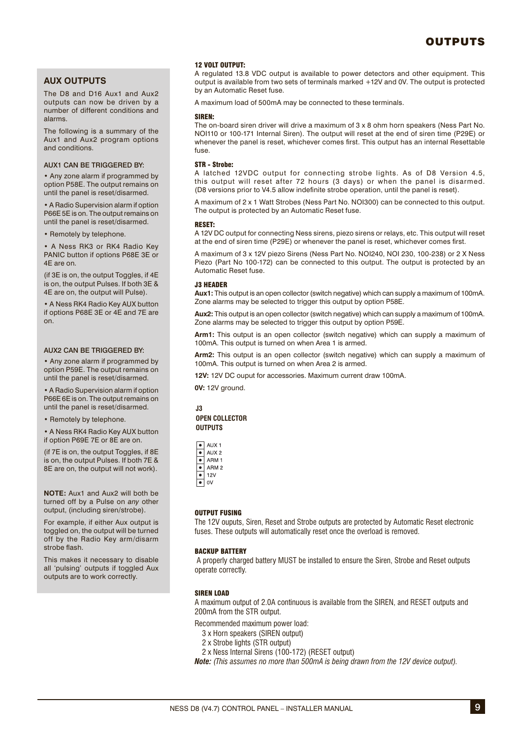// OUTPUTS

## AUX OUTPUTS

The D8 and D16 Aux1 and Aux2 outputs can now be driven by a number of different conditions and alarms.

The following is a summary of the Aux1 and Aux2 program options and conditions.

### AUX1 CAN BE TRIGGERED BY:

- Any zone alarm if programmed by option P58E. The output remains on until the panel is reset/disarmed.
- A Radio Supervision alarm if option P66E 5E is on. The output remains on until the panel is reset/disarmed.
- Remotely by telephone.
- A Ness RK3 or RK4 Radio Key PANIC button if options P68E 3E or 4E are on.

(if 3E is on, the output Toggles, if 4E is on, the output Pulses. If both 3E & 4E are on, the output will Pulse).

- A Ness RK4 Radio Key AUX button if options P68E 3E or 4E and 7E are on.

### AUX2 CAN BE TRIGGERED BY:

- Any zone alarm if programmed by option P59E. The output remains on until the panel is reset/disarmed.
- A Radio Supervision alarm if option P66E 6E is on. The output remains on until the panel is reset/disarmed.
- Remotely by telephone.
- A Ness RK4 Radio Key AUX button if option P69E 7E or 8E are on.

(if 7E is on, the output Toggles, if 8E is on, the output Pulses. If both 7E & 8E are on, the output will not work).

**NOTE:** Aux1 and Aux2 will both be turned off by a Pulse on *any* other output, (including siren/strobe).

For example, if either Aux output is toggled on, the output will be turned off by the Radio Key arm/disarm strobe flash.

This makes it necessary to disable all 'pulsing' outputs if toggled Aux outputs are to work correctly.

### 12 VOLT OUTPUT:

A regulated 13.8 VDC output is available to power detectors and other equipment. This output is available from two sets of terminals marked +12V and 0V. The output is protected by an Automatic Reset fuse.

A maximum load of 500mA may be connected to these terminals.

### SIREN:

The on-board siren driver will drive a maximum of 3 x 8 ohm horn speakers (Ness Part No. NOI110 or 100-171 Internal Siren). The output will reset at the end of siren time (P29E) or whenever the panel is reset, whichever comes first. This output has an internal Resettable fuse.

### STR - Strobe:

A latched 12VDC output for connecting strobe lights. As of D8 Version 4.5, this output will reset after 72 hours (3 days) or when the panel is disarmed. (D8 versions prior to V4.5 allow indefinite strobe operation, until the panel is reset).

A maximum of 2 x 1 Watt Strobes (Ness Part No. NOI300) can be connected to this output. The output is protected by an Automatic Reset fuse.

### RESET:

A 12V DC output for connecting Ness sirens, piezo sirens or relays, etc. This output will reset at the end of siren time (P29E) or whenever the panel is reset, whichever comes first.

A maximum of 3 x 12V piezo Sirens (Ness Part No. NOI240, NOI 230, 100-238) or 2 X Ness Piezo (Part No 100-172) can be connected to this output. The output is protected by an Automatic Reset fuse.

### J3 HEADER

**Aux1:** This output is an open collector (switch negative) which can supply a maximum of 100mA. Zone alarms may be selected to trigger this output by option P58E.

**Aux2:** This output is an open collector (switch negative) which can supply a maximum of 100mA. Zone alarms may be selected to trigger this output by option P59E.

**Arm1:** This output is an open collector (switch negative) which can supply a maximum of 100mA. This output is turned on when Area 1 is armed.

**Arm2:** This output is an open collector (switch negative) which can supply a maximum of 100mA. This output is turned on when Area 2 is armed.

**12V:** 12V DC ouput for accessories. Maximum current draw 100mA.

**0V:** 12V ground.

**J3 OPEN COLLECTOR OUTPUTS**

- AUX 1
- AUX 2
- ARM 1
- ARM 2
- 12V
- 0V

### OUTPUT FUSING

The 12V ouputs, Siren, Reset and Strobe outputs are protected by Automatic Reset electronic fuses. These outputs will automatically reset once the overload is removed.

### BACKUP BATTERY

A properly charged battery MUST be installed to ensure the Siren, Strobe and Reset outputs operate correctly.

### SIREN LOAD

A maximum output of 2.0A continuous is available from the SIREN, and RESET outputs and 200mA from the STR output.

Recommended maximum power load:

- 3 x Horn speakers (SIREN output)
- 2 x Strobe lights (STR output)
- 2 x Ness Internal Sirens (100-172) (RESET output)

***Note:*** *(This assumes no more than 500mA is being drawn from the 12V device output).*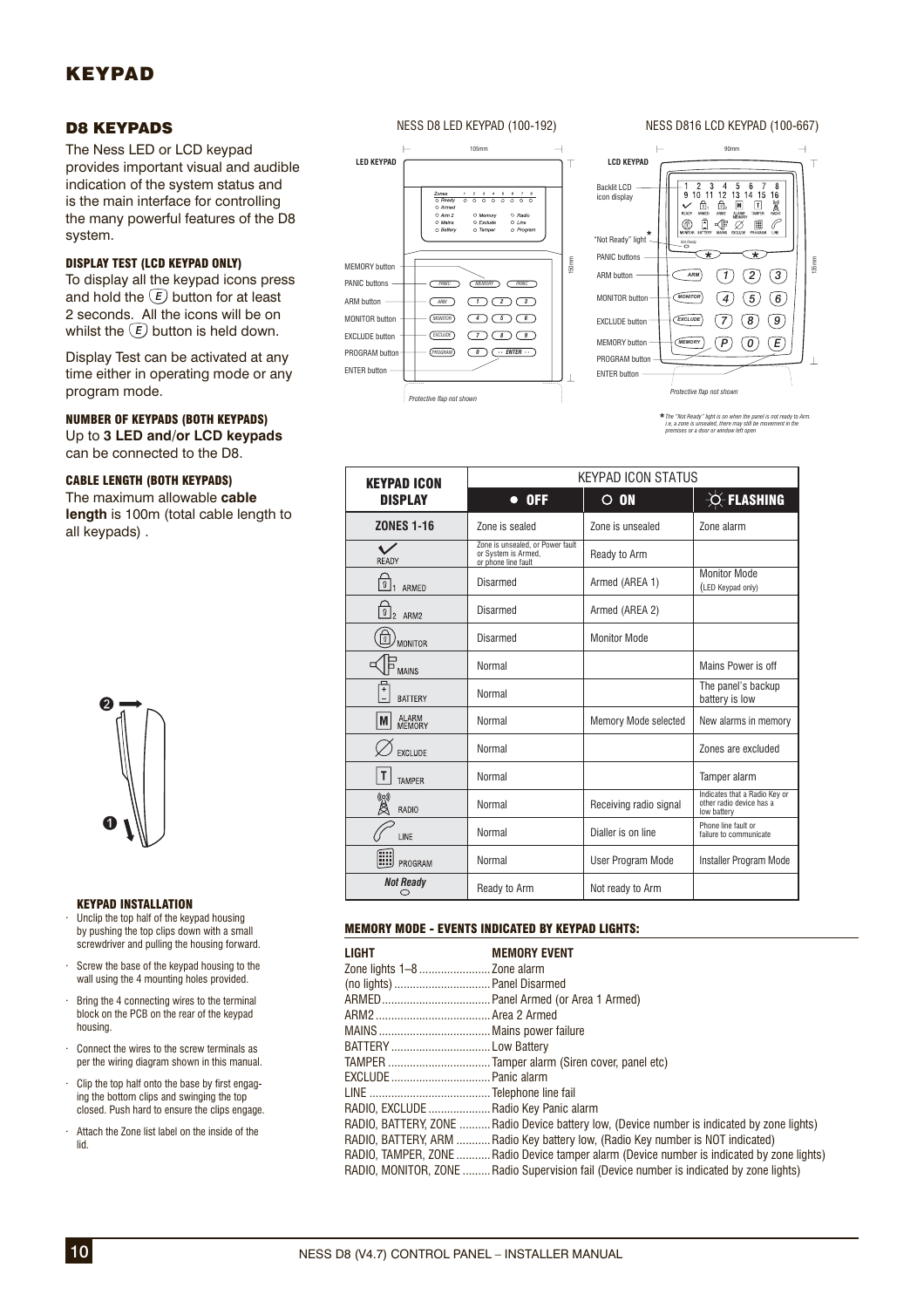# KEYPAD

## D8 KEYPADS

The Ness LED or LCD keypad provides important visual and audible indication of the system status and is the main interface for controlling the many powerful features of the D8 system.

### DISPLAY TEST (LCD KEYPAD ONLY)

To display all the keypad icons press and hold the (E) button for at least 2 seconds. All the icons will be on whilst the (E) button is held down.

Display Test can be activated at any time either in operating mode or any program mode.

### NUMBER OF KEYPADS (BOTH KEYPADS)

Up to **3 LED and/or LCD keypads** can be connected to the D8.

### CABLE LENGTH (BOTH KEYPADS)

The maximum allowable **cable length** is 100m (total cable length to all keypads) .

NESS D8 LED KEYPAD (100-192)

NESS D816 LCD KEYPAD (100-667)

*The "Not Ready" light is on when the panel is not ready to Arm. i.e, a zone is unsealed, there may still be movement in the premises or a door or window left open

### KEYPAD INSTALLATION

- Unclip the top half of the keypad housing by pushing the top clips down with a small screwdriver and pulling the housing forward.
- Screw the base of the keypad housing to the wall using the 4 mounting holes provided.
- Bring the 4 connecting wires to the terminal block on the PCB on the rear of the keypad housing.
- Connect the wires to the screw terminals as per the wiring diagram shown in this manual.
- Clip the top half onto the base by first engaging the bottom clips and swinging the top closed. Push hard to ensure the clips engage.
- Attach the Zone list label on the inside of the lid.

| KEYPAD ICON DISPLAY | KEYPAD ICON STATUS | | |
|---|---|---|---|
| | OFF | ON | FLASHING |
| **ZONES 1-16** | Zone is sealed | Zone is unsealed | Zone alarm |
| READY | Zone is unsealed, or Power fault or System is Armed, or phone line fault | Ready to Arm | |
| 1 ARMED | Disarmed | Armed (AREA 1) | Monitor Mode (LED Keypad only) |
| 2 ARM2 | Disarmed | Armed (AREA 2) | |
| MONITOR | Disarmed | Monitor Mode | |
| MAINS | Normal | | Mains Power is off |
| BATTERY | Normal | | The panel's backup battery is low |
| M ALARM MEMORY | Normal | Memory Mode selected | New alarms in memory |
| EXCLUDE | Normal | | Zones are excluded |
| T TAMPER | Normal | | Tamper alarm |
| RADIO | Normal | Receiving radio signal | Indicates that a Radio Key or other radio device has a low battery |
| LINE | Normal | Dialler is on line | Phone line fault or failure to communicate |
| PROGRAM | Normal | User Program Mode | Installer Program Mode |
| *Not Ready* | Ready to Arm | Not ready to Arm | |

### MEMORY MODE - EVENTS INDICATED BY KEYPAD LIGHTS:

| LIGHT | MEMORY EVENT |
|---|---|
| Zone lights 1–8 | Zone alarm |
| (no lights) | Panel Disarmed |
| ARMED | Panel Armed (or Area 1 Armed) |
| ARM2 | Area 2 Armed |
| MAINS | Mains power failure |
| BATTERY | Low Battery |
| TAMPER | Tamper alarm (Siren cover, panel etc) |
| EXCLUDE | Panic alarm |
| LINE | Telephone line fail |
| RADIO, EXCLUDE | Radio Key Panic alarm |
| RADIO, BATTERY, ZONE | Radio Device battery low, (Device number is indicated by zone lights) |
| RADIO, BATTERY, ARM | Radio Key battery low, (Radio Key number is NOT indicated) |
| RADIO, TAMPER, ZONE | Radio Device tamper alarm (Device number is indicated by zone lights) |
| RADIO, MONITOR, ZONE | Radio Supervision fail (Device number is indicated by zone lights) |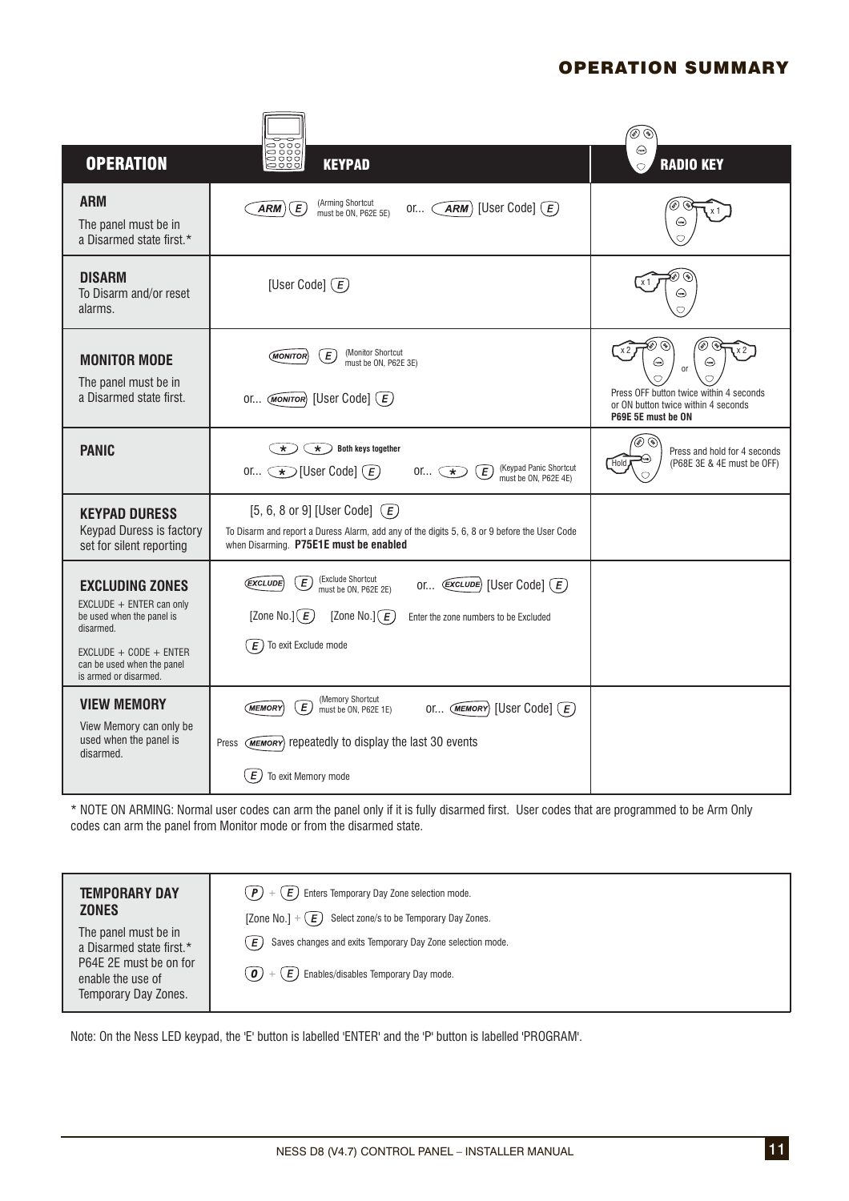## OPERATION SUMMARY

| OPERATION | KEYPAD | RADIO KEY |
|---|---|---|
| **ARM**<br>The panel must be in a Disarmed state first.* | ARM E (Arming Shortcut must be ON, P62E 5E) or... ARM [User Code] E | x 1 |
| **DISARM**<br>To Disarm and/or reset alarms. | [User Code] E | x 1 |
| **MONITOR MODE**<br>The panel must be in a Disarmed state first. | MONITOR E (Monitor Shortcut must be ON, P62E 3E)<br>or... MONITOR [User Code] E | x 2 or x 2<br>Press OFF button twice within 4 seconds or ON button twice within 4 seconds<br>**P69E 5E must be ON** |
| **PANIC** | * * **Both keys together**<br>or... * [User Code] E or... * E (Keypad Panic Shortcut must be ON, P62E 4E) | Hold<br>Press and hold for 4 seconds (P68E 3E & 4E must be OFF) |
| **KEYPAD DURESS**<br>Keypad Duress is factory set for silent reporting | [5, 6, 8 or 9] [User Code] E<br>To Disarm and report a Duress Alarm, add any of the digits 5, 6, 8 or 9 before the User Code when Disarming. **P75E1E must be enabled** | |
| **EXCLUDING ZONES**<br>EXCLUDE + ENTER can only be used when the panel is disarmed.<br>EXCLUDE + CODE + ENTER can be used when the panel is armed or disarmed. | EXCLUDE E (Exclude Shortcut must be ON, P62E 2E) or... EXCLUDE [User Code] E<br>[Zone No.] E [Zone No.] E Enter the zone numbers to be Excluded<br>E To exit Exclude mode | |
| **VIEW MEMORY**<br>View Memory can only be used when the panel is disarmed. | MEMORY E (Memory Shortcut must be ON, P62E 1E) or... MEMORY [User Code] E<br>Press MEMORY repeatedly to display the last 30 events<br>E To exit Memory mode | |

* NOTE ON ARMING: Normal user codes can arm the panel only if it is fully disarmed first. User codes that are programmed to be Arm Only codes can arm the panel from Monitor mode or from the disarmed state.

| TEMPORARY DAY ZONES | |
|---|---|
| The panel must be in a Disarmed state first.*<br>P64E 2E must be on for enable the use of Temporary Day Zones. | P + E Enters Temporary Day Zone selection mode.<br>[Zone No.] + E Select zone/s to be Temporary Day Zones.<br>E Saves changes and exits Temporary Day Zone selection mode.<br>0 + E Enables/disables Temporary Day mode. |

Note: On the Ness LED keypad, the 'E' button is labelled 'ENTER' and the 'P' button is labelled 'PROGRAM'.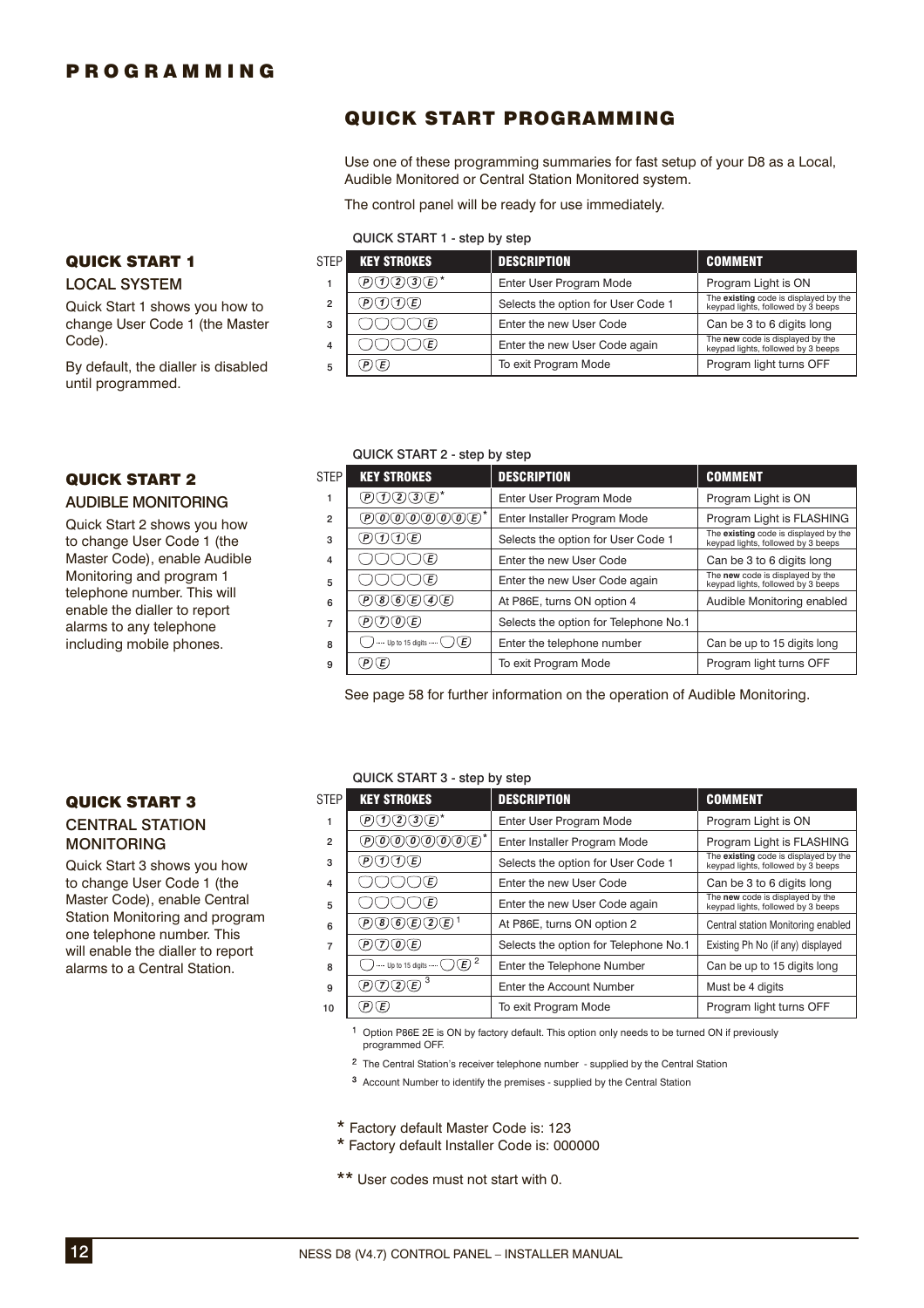# PROGRAMMING

## QUICK START PROGRAMMING

Use one of these programming summaries for fast setup of your D8 as a Local, Audible Monitored or Central Station Monitored system.

The control panel will be ready for use immediately.

### QUICK START 1

**LOCAL SYSTEM**

Quick Start 1 shows you how to change User Code 1 (the Master Code).

By default, the dialler is disabled until programmed.

QUICK START 1 - step by step

| STEP | KEY STROKES | DESCRIPTION | COMMENT |
|---|---|---|---|
| 1 | P 1 2 3 E * | Enter User Program Mode | Program Light is ON |
| 2 | P 1 1 E | Selects the option for User Code 1 | The **existing** code is displayed by the keypad lights, followed by 3 beeps |
| 3 | ◯◯◯◯ E | Enter the new User Code | Can be 3 to 6 digits long |
| 4 | ◯◯◯◯ E | Enter the new User Code again | The **new** code is displayed by the keypad lights, followed by 3 beeps |
| 5 | P E | To exit Program Mode | Program light turns OFF |

### QUICK START 2

**AUDIBLE MONITORING**

Quick Start 2 shows you how to change User Code 1 (the Master Code), enable Audible Monitoring and program 1 telephone number. This will enable the dialler to report alarms to any telephone including mobile phones.

QUICK START 2 - step by step

| STEP | KEY STROKES | DESCRIPTION | COMMENT |
|---|---|---|---|
| 1 | P 1 2 3 E * | Enter User Program Mode | Program Light is ON |
| 2 | P 0 0 0 0 0 0 E * | Enter Installer Program Mode | Program Light is FLASHING |
| 3 | P 1 1 E | Selects the option for User Code 1 | The **existing** code is displayed by the keypad lights, followed by 3 beeps |
| 4 | ◯◯◯◯ E | Enter the new User Code | Can be 3 to 6 digits long |
| 5 | ◯◯◯◯ E | Enter the new User Code again | The **new** code is displayed by the keypad lights, followed by 3 beeps |
| 6 | P 8 6 E 4 E | At P86E, turns ON option 4 | Audible Monitoring enabled |
| 7 | P 7 0 E | Selects the option for Telephone No.1 | |
| 8 | ◯ ···· Up to 15 digits ····· ◯ E | Enter the telephone number | Can be up to 15 digits long |
| 9 | P E | To exit Program Mode | Program light turns OFF |

See page 58 for further information on the operation of Audible Monitoring.

### QUICK START 3

**CENTRAL STATION MONITORING**

Quick Start 3 shows you how to change User Code 1 (the Master Code), enable Central Station Monitoring and program one telephone number. This will enable the dialler to report alarms to a Central Station.

QUICK START 3 - step by step

| STEP | KEY STROKES | DESCRIPTION | COMMENT |
|---|---|---|---|
| 1 | P 1 2 3 E * | Enter User Program Mode | Program Light is ON |
| 2 | P 0 0 0 0 0 0 E * | Enter Installer Program Mode | Program Light is FLASHING |
| 3 | P 1 1 E | Selects the option for User Code 1 | The **existing** code is displayed by the keypad lights, followed by 3 beeps |
| 4 | ◯◯◯◯ E | Enter the new User Code | Can be 3 to 6 digits long |
| 5 | ◯◯◯◯ E | Enter the new User Code again | The **new** code is displayed by the keypad lights, followed by 3 beeps |
| 6 | P 8 6 E 2 E [1] | At P86E, turns ON option 2 | Central station Monitoring enabled |
| 7 | P 7 0 E | Selects the option for Telephone No.1 | Existing Ph No (if any) displayed |
| 8 | ◯ ···· Up to 15 digits ····· ◯ E [2] | Enter the Telephone Number | Can be up to 15 digits long |
| 9 | P 7 2 E [3] | Enter the Account Number | Must be 4 digits |
| 10 | P E | To exit Program Mode | Program light turns OFF |

[1] Option P86E 2E is ON by factory default. This option only needs to be turned ON if previously programmed OFF.

[2] The Central Station's receiver telephone number - supplied by the Central Station

[3] Account Number to identify the premises - supplied by the Central Station

\* Factory default Master Code is: 123
\* Factory default Installer Code is: 000000

\*\* User codes must not start with 0.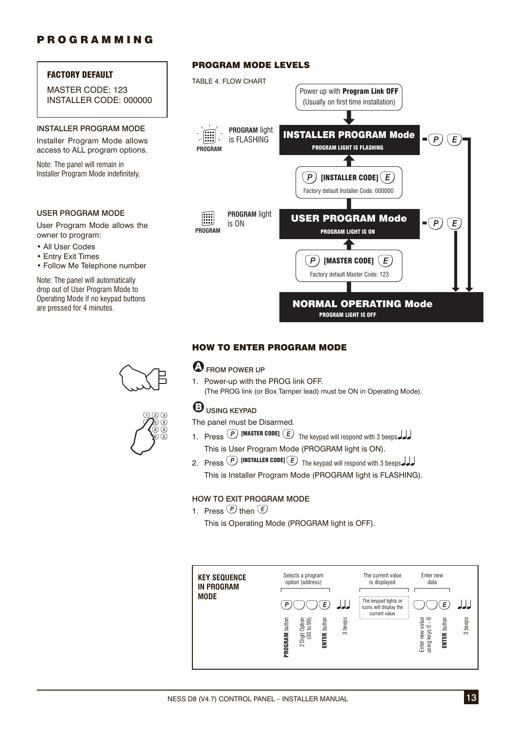# PROGRAMMING

**FACTORY DEFAULT**

MASTER CODE: 123
INSTALLER CODE: 000000

### INSTALLER PROGRAM MODE

Installer Program Mode allows access to ALL program options.

Note: The panel will remain in Installer Program Mode indefinitely.

### USER PROGRAM MODE

User Program Mode allows the owner to program:

- All User Codes
- Entry Exit Times
- Follow Me Telephone number

Note: The panel will automatically drop out of User Program Mode to Operating Mode if no keypad buttons are pressed for 4 minutes.

## PROGRAM MODE LEVELS

TABLE 4. FLOW CHART

Power up with **Program Link OFF** (Usually on first time installation)

**PROGRAM** light is FLASHING — **INSTALLER PROGRAM Mode** — PROGRAM LIGHT IS FLASHING

P [INSTALLER CODE] E — Factory default Installer Code: 000000

**PROGRAM** light is ON — **USER PROGRAM Mode** — PROGRAM LIGHT IS ON

P [MASTER CODE] E — Factory default Master Code: 123

P E → **NORMAL OPERATING Mode** — PROGRAM LIGHT IS OFF

## HOW TO ENTER PROGRAM MODE

### A FROM POWER UP

1. Power-up with the PROG link OFF.
   (The PROG link (or Box Tamper lead) must be ON in Operating Mode).

### B USING KEYPAD

The panel must be Disarmed.

1. Press P [MASTER CODE] E The keypad will respond with 3 beeps
   This is User Program Mode (PROGRAM light is ON).
2. Press P [INSTALLER CODE] E The keypad will respond with 3 beeps
   This is Installer Program Mode (PROGRAM light is FLASHING).

### HOW TO EXIT PROGRAM MODE

1. Press P then E
   This is Operating Mode (PROGRAM light is OFF).

**KEY SEQUENCE IN PROGRAM MODE**

| Selects a program option (address) | | | | The current value is displayed | Enter new data | | |
|---|---|---|---|---|---|---|---|
| P | ◯◯ | E | ♩♩♩ | The keypad lights or icons will display the current value | ◯◯ | E | ♩♩♩ |
| **PROGRAM** button | 2 Digit Option (00 to 99) | **ENTER** button | 3 beeps | | Enter new value using keys 0 - 9 | **ENTER** button | 3 beeps |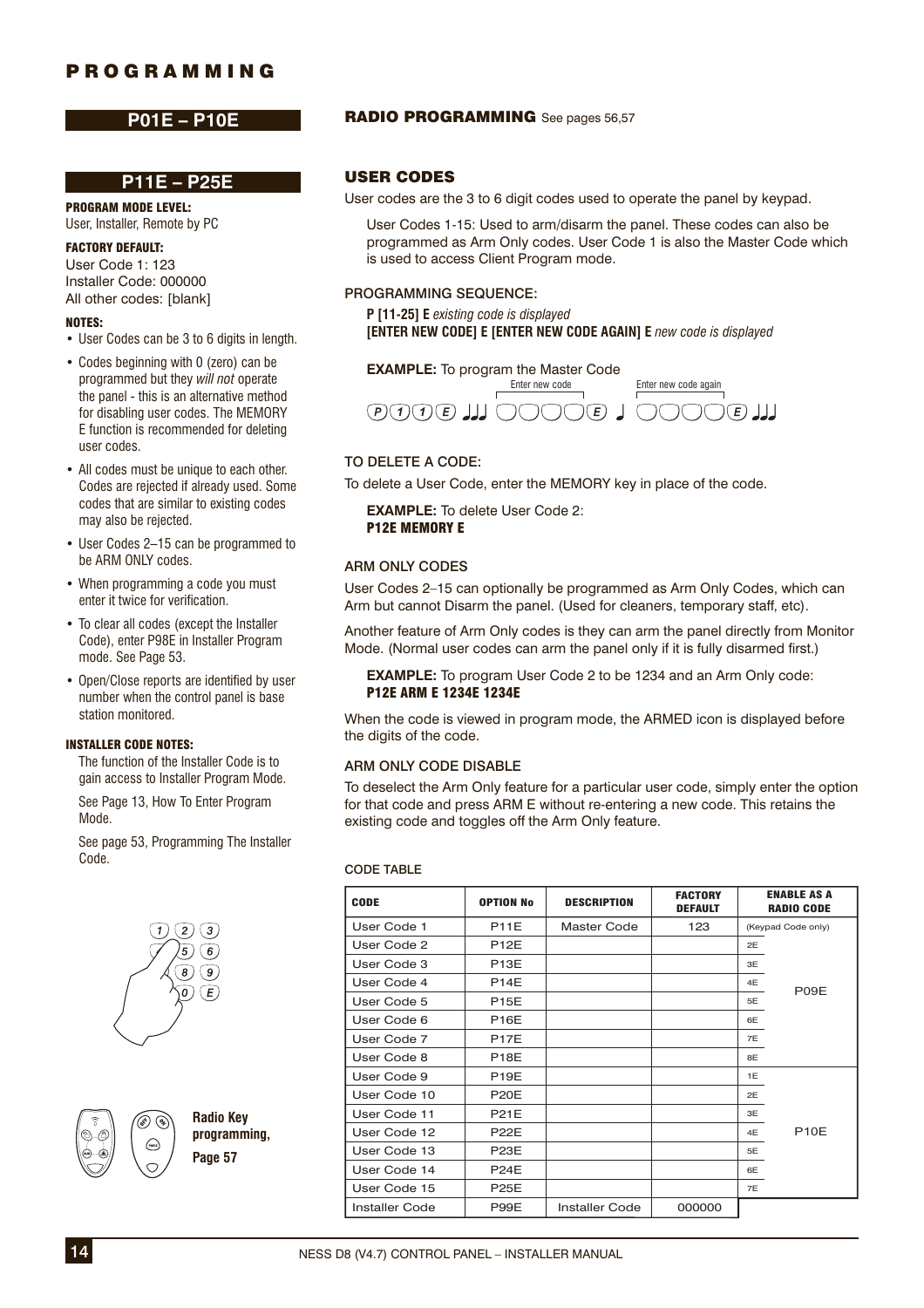# PROGRAMMING

## P01E – P10E

### RADIO PROGRAMMING See pages 56,57

## P11E – P25E

**PROGRAM MODE LEVEL:**
User, Installer, Remote by PC

**FACTORY DEFAULT:**
User Code 1: 123
Installer Code: 000000
All other codes: [blank]

**NOTES:**

- User Codes can be 3 to 6 digits in length.
- Codes beginning with 0 (zero) can be programmed but they *will not* operate the panel - this is an alternative method for disabling user codes. The MEMORY E function is recommended for deleting user codes.
- All codes must be unique to each other. Codes are rejected if already used. Some codes that are similar to existing codes may also be rejected.
- User Codes 2–15 can be programmed to be ARM ONLY codes.
- When programming a code you must enter it twice for verification.
- To clear all codes (except the Installer Code), enter P98E in Installer Program mode. See Page 53.
- Open/Close reports are identified by user number when the control panel is base station monitored.

**INSTALLER CODE NOTES:**

The function of the Installer Code is to gain access to Installer Program Mode.

See Page 13, How To Enter Program Mode.

See page 53, Programming The Installer Code.

**Radio Key programming, Page 57**

### USER CODES

User codes are the 3 to 6 digit codes used to operate the panel by keypad.

User Codes 1-15: Used to arm/disarm the panel. These codes can also be programmed as Arm Only codes. User Code 1 is also the Master Code which is used to access Client Program mode.

PROGRAMMING SEQUENCE:

**P [11-25] E** *existing code is displayed*
**[ENTER NEW CODE] E [ENTER NEW CODE AGAIN] E** *new code is displayed*

**EXAMPLE:** To program the Master Code

P 1 1 E ♩♩♩ [Enter new code] E ♩ [Enter new code again] E ♩♩♩

TO DELETE A CODE:

To delete a User Code, enter the MEMORY key in place of the code.

**EXAMPLE:** To delete User Code 2:
**P12E MEMORY E**

ARM ONLY CODES

User Codes 2–15 can optionally be programmed as Arm Only Codes, which can Arm but cannot Disarm the panel. (Used for cleaners, temporary staff, etc).

Another feature of Arm Only codes is they can arm the panel directly from Monitor Mode. (Normal user codes can arm the panel only if it is fully disarmed first.)

**EXAMPLE:** To program User Code 2 to be 1234 and an Arm Only code:
**P12E ARM E 1234E 1234E**

When the code is viewed in program mode, the ARMED icon is displayed before the digits of the code.

ARM ONLY CODE DISABLE

To deselect the Arm Only feature for a particular user code, simply enter the option for that code and press ARM E without re-entering a new code. This retains the existing code and toggles off the Arm Only feature.

CODE TABLE

| CODE | OPTION No | DESCRIPTION | FACTORY DEFAULT | ENABLE AS A RADIO CODE | |
|---|---|---|---|---|---|
| User Code 1 | P11E | Master Code | 123 | (Keypad Code only) | |
| User Code 2 | P12E | | | 2E | P09E |
| User Code 3 | P13E | | | 3E | |
| User Code 4 | P14E | | | 4E | |
| User Code 5 | P15E | | | 5E | |
| User Code 6 | P16E | | | 6E | |
| User Code 7 | P17E | | | 7E | |
| User Code 8 | P18E | | | 8E | |
| User Code 9 | P19E | | | 1E | P10E |
| User Code 10 | P20E | | | 2E | |
| User Code 11 | P21E | | | 3E | |
| User Code 12 | P22E | | | 4E | |
| User Code 13 | P23E | | | 5E | |
| User Code 14 | P24E | | | 6E | |
| User Code 15 | P25E | | | 7E | |
| Installer Code | P99E | Installer Code | 000000 | | |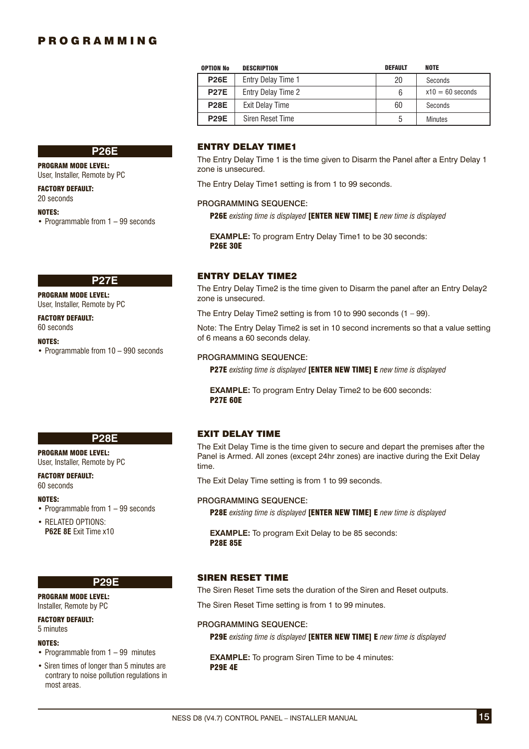# PROGRAMMING

| OPTION No | DESCRIPTION | DEFAULT | NOTE |
| --- | --- | --- | --- |
| P26E | Entry Delay Time 1 | 20 | Seconds |
| P27E | Entry Delay Time 2 | 6 | x10 = 60 seconds |
| P28E | Exit Delay Time | 60 | Seconds |
| P29E | Siren Reset Time | 5 | Minutes |

## P26E

**PROGRAM MODE LEVEL:**
User, Installer, Remote by PC

**FACTORY DEFAULT:**
20 seconds

**NOTES:**
- Programmable from 1 – 99 seconds

### ENTRY DELAY TIME1

The Entry Delay Time 1 is the time given to Disarm the Panel after a Entry Delay 1 zone is unsecured.

The Entry Delay Time1 setting is from 1 to 99 seconds.

PROGRAMMING SEQUENCE:

**P26E** *existing time is displayed* **[ENTER NEW TIME] E** *new time is displayed*

**EXAMPLE:** To program Entry Delay Time1 to be 30 seconds:
**P26E 30E**

## P27E

**PROGRAM MODE LEVEL:**
User, Installer, Remote by PC

**FACTORY DEFAULT:**
60 seconds

**NOTES:**
- Programmable from 10 – 990 seconds

### ENTRY DELAY TIME2

The Entry Delay Time2 is the time given to Disarm the panel after an Entry Delay2 zone is unsecured.

The Entry Delay Time2 setting is from 10 to 990 seconds (1 – 99).

Note: The Entry Delay Time2 is set in 10 second increments so that a value setting of 6 means a 60 seconds delay.

PROGRAMMING SEQUENCE:

**P27E** *existing time is displayed* **[ENTER NEW TIME] E** *new time is displayed*

**EXAMPLE:** To program Entry Delay Time2 to be 600 seconds:
**P27E 60E**

## P28E

**PROGRAM MODE LEVEL:**
User, Installer, Remote by PC

**FACTORY DEFAULT:**
60 seconds

**NOTES:**
- Programmable from 1 – 99 seconds
- RELATED OPTIONS:
  **P62E 8E** Exit Time x10

### EXIT DELAY TIME

The Exit Delay Time is the time given to secure and depart the premises after the Panel is Armed. All zones (except 24hr zones) are inactive during the Exit Delay time.

The Exit Delay Time setting is from 1 to 99 seconds.

PROGRAMMING SEQUENCE:

**P28E** *existing time is displayed* **[ENTER NEW TIME] E** *new time is displayed*

**EXAMPLE:** To program Exit Delay to be 85 seconds:
**P28E 85E**

## P29E

**PROGRAM MODE LEVEL:**
Installer, Remote by PC

**FACTORY DEFAULT:**
5 minutes

**NOTES:**
- Programmable from 1 – 99 minutes
- Siren times of longer than 5 minutes are contrary to noise pollution regulations in most areas.

### SIREN RESET TIME

The Siren Reset Time sets the duration of the Siren and Reset outputs.

The Siren Reset Time setting is from 1 to 99 minutes.

PROGRAMMING SEQUENCE:

**P29E** *existing time is displayed* **[ENTER NEW TIME] E** *new time is displayed*

**EXAMPLE:** To program Siren Time to be 4 minutes:
**P29E 4E**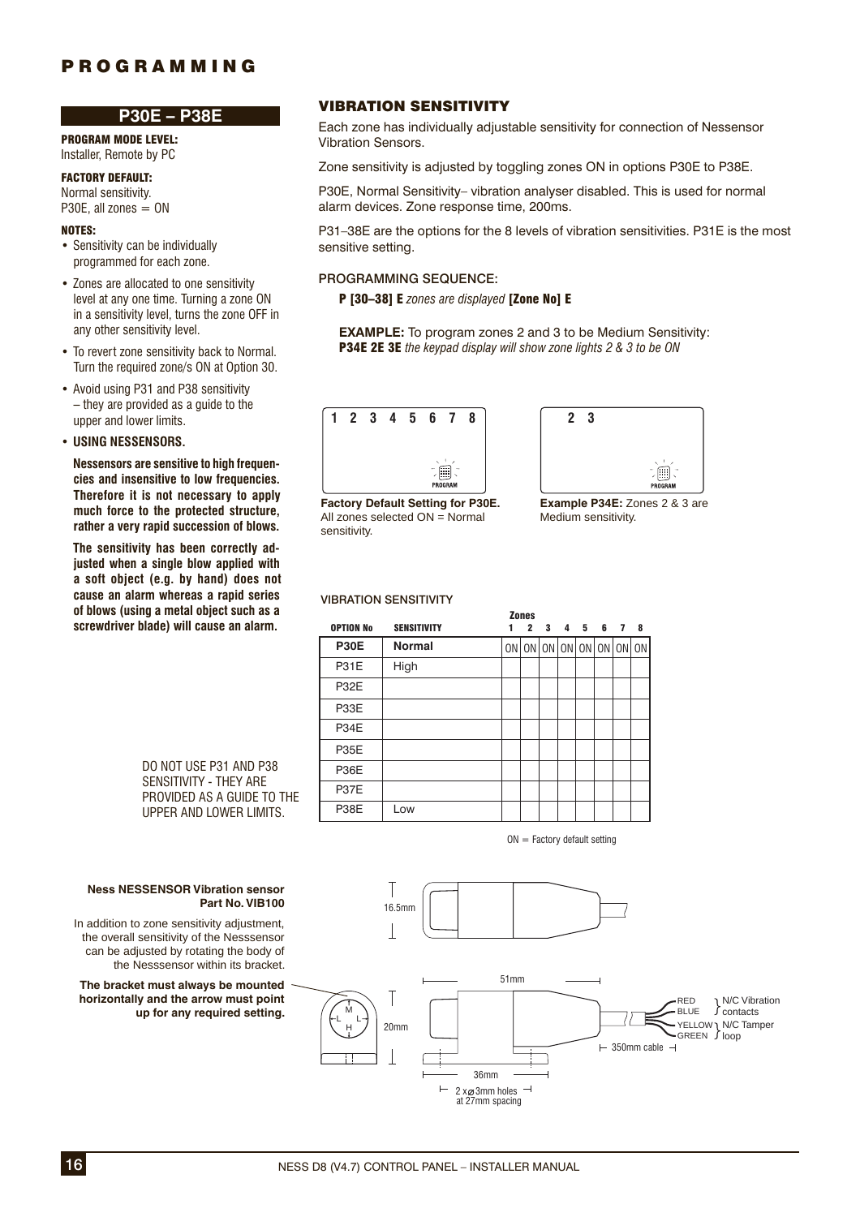## P30E – P38E

**PROGRAM MODE LEVEL:**
Installer, Remote by PC

**FACTORY DEFAULT:**
Normal sensitivity.
P30E, all zones = ON

**NOTES:**

- Sensitivity can be individually programmed for each zone.
- Zones are allocated to one sensitivity level at any one time. Turning a zone ON in a sensitivity level, turns the zone OFF in any other sensitivity level.
- To revert zone sensitivity back to Normal. Turn the required zone/s ON at Option 30.
- Avoid using P31 and P38 sensitivity – they are provided as a guide to the upper and lower limits.
- **USING NESSENSORS.**

  **Nessensors are sensitive to high frequencies and insensitive to low frequencies. Therefore it is not necessary to apply much force to the protected structure, rather a very rapid succession of blows.**

  **The sensitivity has been correctly adjusted when a single blow applied with a soft object (e.g. by hand) does not cause an alarm whereas a rapid series of blows (using a metal object such as a screwdriver blade) will cause an alarm.**

## VIBRATION SENSITIVITY

Each zone has individually adjustable sensitivity for connection of Nessensor Vibration Sensors.

Zone sensitivity is adjusted by toggling zones ON in options P30E to P38E.

P30E, Normal Sensitivity– vibration analyser disabled. This is used for normal alarm devices. Zone response time, 200ms.

P31–38E are the options for the 8 levels of vibration sensitivities. P31E is the most sensitive setting.

PROGRAMMING SEQUENCE:

**P [30–38] E** *zones are displayed* **[Zone No] E**

**EXAMPLE:** To program zones 2 and 3 to be Medium Sensitivity:
**P34E 2E 3E** *the keypad display will show zone lights 2 & 3 to be ON*

1 2 3 4 5 6 7 8

**Factory Default Setting for P30E.** All zones selected ON = Normal sensitivity.

2 3

**Example P34E:** Zones 2 & 3 are Medium sensitivity.

VIBRATION SENSITIVITY

| OPTION No | SENSITIVITY | Zones 1 | 2 | 3 | 4 | 5 | 6 | 7 | 8 |
|---|---|---|---|---|---|---|---|---|---|
| **P30E** | **Normal** | ON | ON | ON | ON | ON | ON | ON | ON |
| P31E | High | | | | | | | | |
| P32E | | | | | | | | | |
| P33E | | | | | | | | | |
| P34E | | | | | | | | | |
| P35E | | | | | | | | | |
| P36E | | | | | | | | | |
| P37E | | | | | | | | | |
| P38E | Low | | | | | | | | |

ON = Factory default setting

DO NOT USE P31 AND P38 SENSITIVITY - THEY ARE PROVIDED AS A GUIDE TO THE UPPER AND LOWER LIMITS.

**Ness NESSENSOR Vibration sensor Part No. VIB100**

In addition to zone sensitivity adjustment, the overall sensitivity of the Nesssensor can be adjusted by rotating the body of the Nesssensor within its bracket.

**The bracket must always be mounted horizontally and the arrow must point up for any required setting.**

16.5mm; 51mm; 20mm; 36mm; 2 x ⌀3mm holes at 27mm spacing; 350mm cable; M, L, L, H

RED, BLUE – N/C Vibration contacts
YELLOW, GREEN – N/C Tamper loop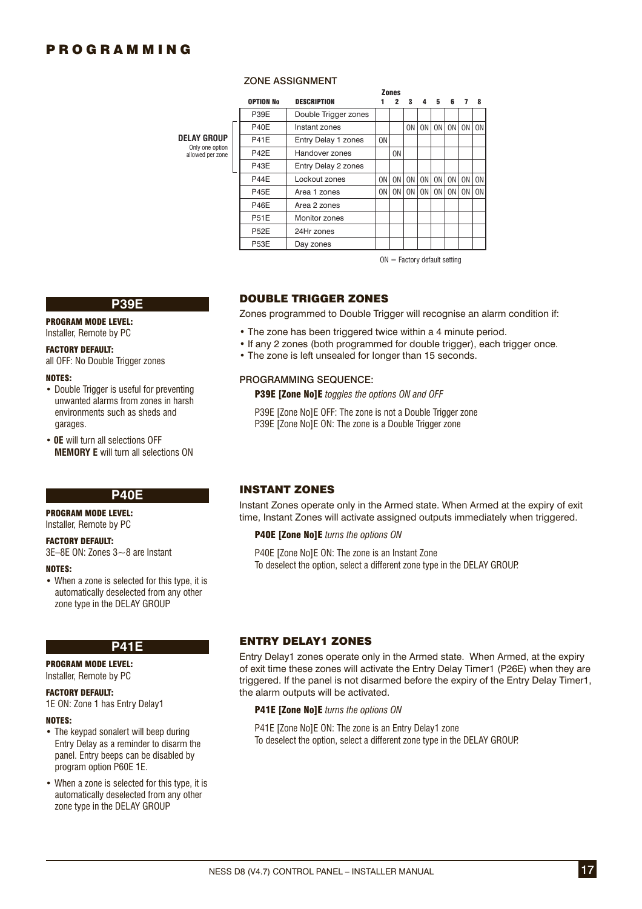# PROGRAMMING

## ZONE ASSIGNMENT

| | OPTION No | DESCRIPTION | Zones 1 | 2 | 3 | 4 | 5 | 6 | 7 | 8 |
|---|---|---|---|---|---|---|---|---|---|---|
| | P39E | Double Trigger zones | | | | | | | | |
| **DELAY GROUP** Only one option allowed per zone | P40E | Instant zones | | | ON | ON | ON | ON | ON | ON |
| | P41E | Entry Delay 1 zones | ON | | | | | | | |
| | P42E | Handover zones | | ON | | | | | | |
| | P43E | Entry Delay 2 zones | | | | | | | | |
| | P44E | Lockout zones | ON | ON | ON | ON | ON | ON | ON | ON |
| | P45E | Area 1 zones | ON | ON | ON | ON | ON | ON | ON | ON |
| | P46E | Area 2 zones | | | | | | | | |
| | P51E | Monitor zones | | | | | | | | |
| | P52E | 24Hr zones | | | | | | | | |
| | P53E | Day zones | | | | | | | | |

ON = Factory default setting

## P39E

**PROGRAM MODE LEVEL:**
Installer, Remote by PC

**FACTORY DEFAULT:**
all OFF: No Double Trigger zones

**NOTES:**
- Double Trigger is useful for preventing unwanted alarms from zones in harsh environments such as sheds and garages.
- **0E** will turn all selections OFF
  **MEMORY E** will turn all selections ON

### DOUBLE TRIGGER ZONES

Zones programmed to Double Trigger will recognise an alarm condition if:

- The zone has been triggered twice within a 4 minute period.
- If any 2 zones (both programmed for double trigger), each trigger once.
- The zone is left unsealed for longer than 15 seconds.

PROGRAMMING SEQUENCE:

**P39E [Zone No]E** *toggles the options ON and OFF*

P39E [Zone No]E OFF: The zone is not a Double Trigger zone
P39E [Zone No]E ON: The zone is a Double Trigger zone

## P40E

**PROGRAM MODE LEVEL:**
Installer, Remote by PC

**FACTORY DEFAULT:**
3E–8E ON: Zones 3~8 are Instant

**NOTES:**
- When a zone is selected for this type, it is automatically deselected from any other zone type in the DELAY GROUP

### INSTANT ZONES

Instant Zones operate only in the Armed state. When Armed at the expiry of exit time, Instant Zones will activate assigned outputs immediately when triggered.

**P40E [Zone No]E** *turns the options ON*

P40E [Zone No]E ON: The zone is an Instant Zone
To deselect the option, select a different zone type in the DELAY GROUP.

## P41E

**PROGRAM MODE LEVEL:**
Installer, Remote by PC

**FACTORY DEFAULT:**
1E ON: Zone 1 has Entry Delay1

**NOTES:**
- The keypad sonalert will beep during Entry Delay as a reminder to disarm the panel. Entry beeps can be disabled by program option P60E 1E.
- When a zone is selected for this type, it is automatically deselected from any other zone type in the DELAY GROUP

### ENTRY DELAY1 ZONES

Entry Delay1 zones operate only in the Armed state. When Armed, at the expiry of exit time these zones will activate the Entry Delay Timer1 (P26E) when they are triggered. If the panel is not disarmed before the expiry of the Entry Delay Timer1, the alarm outputs will be activated.

**P41E [Zone No]E** *turns the options ON*

P41E [Zone No]E ON: The zone is an Entry Delay1 zone
To deselect the option, select a different zone type in the DELAY GROUP.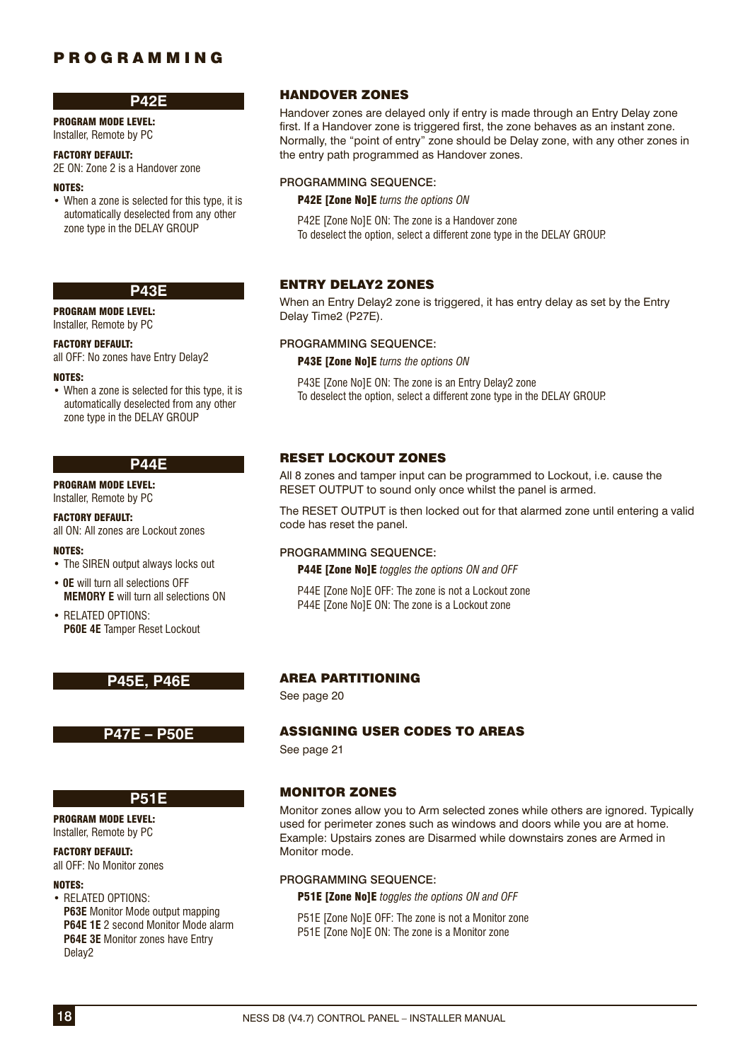# PROGRAMMING

## P42E

**PROGRAM MODE LEVEL:**
Installer, Remote by PC

**FACTORY DEFAULT:**
2E ON: Zone 2 is a Handover zone

**NOTES:**

- When a zone is selected for this type, it is automatically deselected from any other zone type in the DELAY GROUP

### HANDOVER ZONES

Handover zones are delayed only if entry is made through an Entry Delay zone first. If a Handover zone is triggered first, the zone behaves as an instant zone. Normally, the "point of entry" zone should be Delay zone, with any other zones in the entry path programmed as Handover zones.

PROGRAMMING SEQUENCE:

**P42E [Zone No]E** *turns the options ON*

P42E [Zone No]E ON: The zone is a Handover zone
To deselect the option, select a different zone type in the DELAY GROUP.

## P43E

**PROGRAM MODE LEVEL:**
Installer, Remote by PC

**FACTORY DEFAULT:**
all OFF: No zones have Entry Delay2

**NOTES:**

- When a zone is selected for this type, it is automatically deselected from any other zone type in the DELAY GROUP

### ENTRY DELAY2 ZONES

When an Entry Delay2 zone is triggered, it has entry delay as set by the Entry Delay Time2 (P27E).

PROGRAMMING SEQUENCE:

**P43E [Zone No]E** *turns the options ON*

P43E [Zone No]E ON: The zone is an Entry Delay2 zone
To deselect the option, select a different zone type in the DELAY GROUP.

## P44E

**PROGRAM MODE LEVEL:**
Installer, Remote by PC

**FACTORY DEFAULT:**
all ON: All zones are Lockout zones

**NOTES:**

- The SIREN output always locks out
- **0E** will turn all selections OFF
  **MEMORY E** will turn all selections ON
- RELATED OPTIONS:
  **P60E 4E** Tamper Reset Lockout

### RESET LOCKOUT ZONES

All 8 zones and tamper input can be programmed to Lockout, i.e. cause the RESET OUTPUT to sound only once whilst the panel is armed.

The RESET OUTPUT is then locked out for that alarmed zone until entering a valid code has reset the panel.

PROGRAMMING SEQUENCE:

**P44E [Zone No]E** *toggles the options ON and OFF*

P44E [Zone No]E OFF: The zone is not a Lockout zone
P44E [Zone No]E ON: The zone is a Lockout zone

## P45E, P46E

### AREA PARTITIONING

See page 20

## P47E – P50E

### ASSIGNING USER CODES TO AREAS

See page 21

## P51E

**PROGRAM MODE LEVEL:**
Installer, Remote by PC

**FACTORY DEFAULT:**
all OFF: No Monitor zones

**NOTES:**

- RELATED OPTIONS:
  **P63E** Monitor Mode output mapping
  **P64E 1E** 2 second Monitor Mode alarm
  **P64E 3E** Monitor zones have Entry Delay2

### MONITOR ZONES

Monitor zones allow you to Arm selected zones while others are ignored. Typically used for perimeter zones such as windows and doors while you are at home. Example: Upstairs zones are Disarmed while downstairs zones are Armed in Monitor mode.

PROGRAMMING SEQUENCE:

**P51E [Zone No]E** *toggles the options ON and OFF*

P51E [Zone No]E OFF: The zone is not a Monitor zone
P51E [Zone No]E ON: The zone is a Monitor zone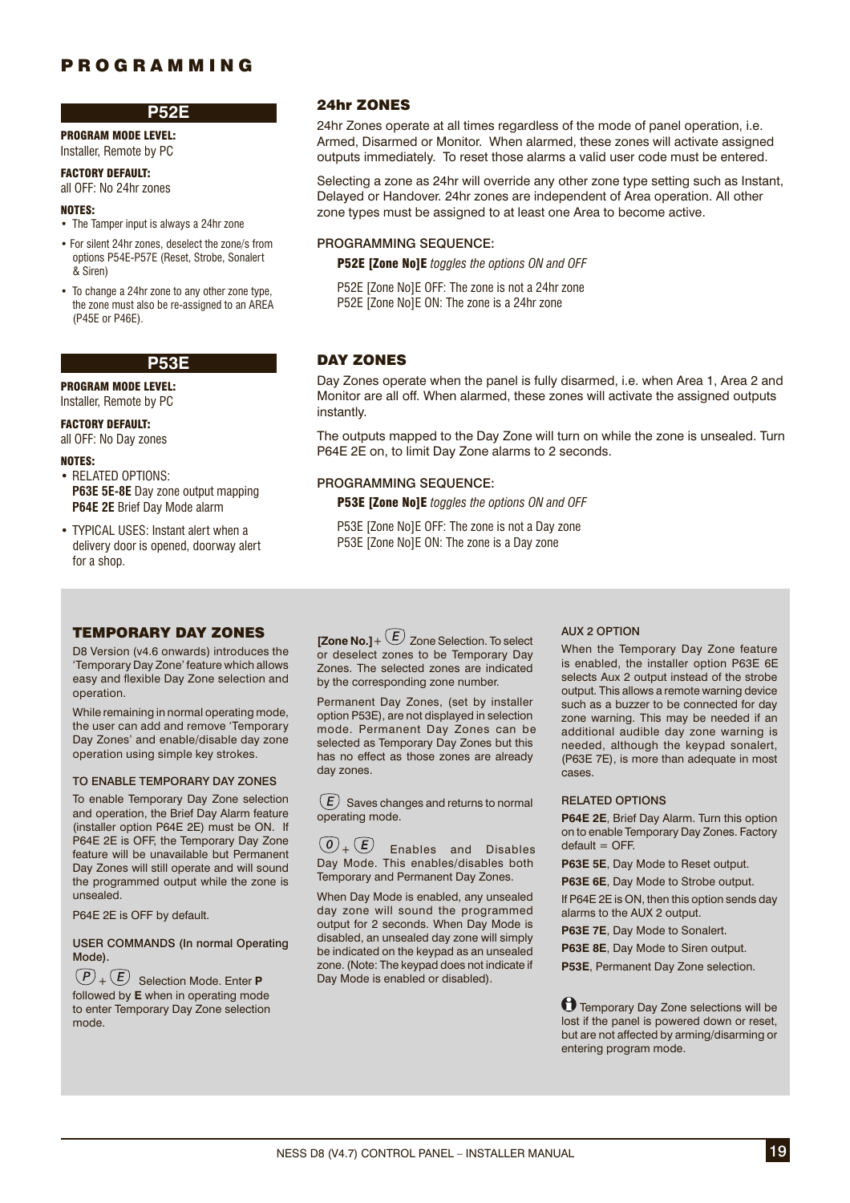# PROGRAMMING

## P52E

**PROGRAM MODE LEVEL:**
Installer, Remote by PC

**FACTORY DEFAULT:**
all OFF: No 24hr zones

**NOTES:**

- The Tamper input is always a 24hr zone
- For silent 24hr zones, deselect the zone/s from options P54E-P57E (Reset, Strobe, Sonalert & Siren)
- To change a 24hr zone to any other zone type, the zone must also be re-assigned to an AREA (P45E or P46E).

### 24hr ZONES

24hr Zones operate at all times regardless of the mode of panel operation, i.e. Armed, Disarmed or Monitor. When alarmed, these zones will activate assigned outputs immediately. To reset those alarms a valid user code must be entered.

Selecting a zone as 24hr will override any other zone type setting such as Instant, Delayed or Handover. 24hr zones are independent of Area operation. All other zone types must be assigned to at least one Area to become active.

**PROGRAMMING SEQUENCE:**

**P52E [Zone No]E** *toggles the options ON and OFF*

P52E [Zone No]E OFF: The zone is not a 24hr zone
P52E [Zone No]E ON: The zone is a 24hr zone

## P53E

**PROGRAM MODE LEVEL:**
Installer, Remote by PC

**FACTORY DEFAULT:**
all OFF: No Day zones

**NOTES:**

- RELATED OPTIONS:
  **P63E 5E-8E** Day zone output mapping
  **P64E 2E** Brief Day Mode alarm
- TYPICAL USES: Instant alert when a delivery door is opened, doorway alert for a shop.

### DAY ZONES

Day Zones operate when the panel is fully disarmed, i.e. when Area 1, Area 2 and Monitor are all off. When alarmed, these zones will activate the assigned outputs instantly.

The outputs mapped to the Day Zone will turn on while the zone is unsealed. Turn P64E 2E on, to limit Day Zone alarms to 2 seconds.

**PROGRAMMING SEQUENCE:**

**P53E [Zone No]E** *toggles the options ON and OFF*

P53E [Zone No]E OFF: The zone is not a Day zone
P53E [Zone No]E ON: The zone is a Day zone

### TEMPORARY DAY ZONES

D8 Version (v4.6 onwards) introduces the 'Temporary Day Zone' feature which allows easy and flexible Day Zone selection and operation.

While remaining in normal operating mode, the user can add and remove 'Temporary Day Zones' and enable/disable day zone operation using simple key strokes.

**TO ENABLE TEMPORARY DAY ZONES**

To enable Temporary Day Zone selection and operation, the Brief Day Alarm feature (installer option P64E 2E) must be ON. If P64E 2E is OFF, the Temporary Day Zone feature will be unavailable but Permanent Day Zones will still operate and will sound the programmed output while the zone is unsealed.

P64E 2E is OFF by default.

**USER COMMANDS (In normal Operating Mode).**

*P* + *E* Selection Mode. Enter **P** followed by **E** when in operating mode to enter Temporary Day Zone selection mode.

**[Zone No.]** + *E* Zone Selection. To select or deselect zones to be Temporary Day Zones. The selected zones are indicated by the corresponding zone number.

Permanent Day Zones, (set by installer option P53E), are not displayed in selection mode. Permanent Day Zones can be selected as Temporary Day Zones but this has no effect as those zones are already day zones.

*E* Saves changes and returns to normal operating mode.

*0* + *E* Enables and Disables Day Mode. This enables/disables both Temporary and Permanent Day Zones.

When Day Mode is enabled, any unsealed day zone will sound the programmed output for 2 seconds. When Day Mode is disabled, an unsealed day zone will simply be indicated on the keypad as an unsealed zone. (Note: The keypad does not indicate if Day Mode is enabled or disabled).

**AUX 2 OPTION**

When the Temporary Day Zone feature is enabled, the installer option P63E 6E selects Aux 2 output instead of the strobe output. This allows a remote warning device such as a buzzer to be connected for day zone warning. This may be needed if an additional audible day zone warning is needed, although the keypad sonalert, (P63E 7E), is more than adequate in most cases.

**RELATED OPTIONS**

**P64E 2E**, Brief Day Alarm. Turn this option on to enable Temporary Day Zones. Factory default = OFF.

**P63E 5E**, Day Mode to Reset output.

**P63E 6E**, Day Mode to Strobe output.

If P64E 2E is ON, then this option sends day alarms to the AUX 2 output.

**P63E 7E**, Day Mode to Sonalert.

**P63E 8E**, Day Mode to Siren output.

**P53E**, Permanent Day Zone selection.

ℹ Temporary Day Zone selections will be lost if the panel is powered down or reset, but are not affected by arming/disarming or entering program mode.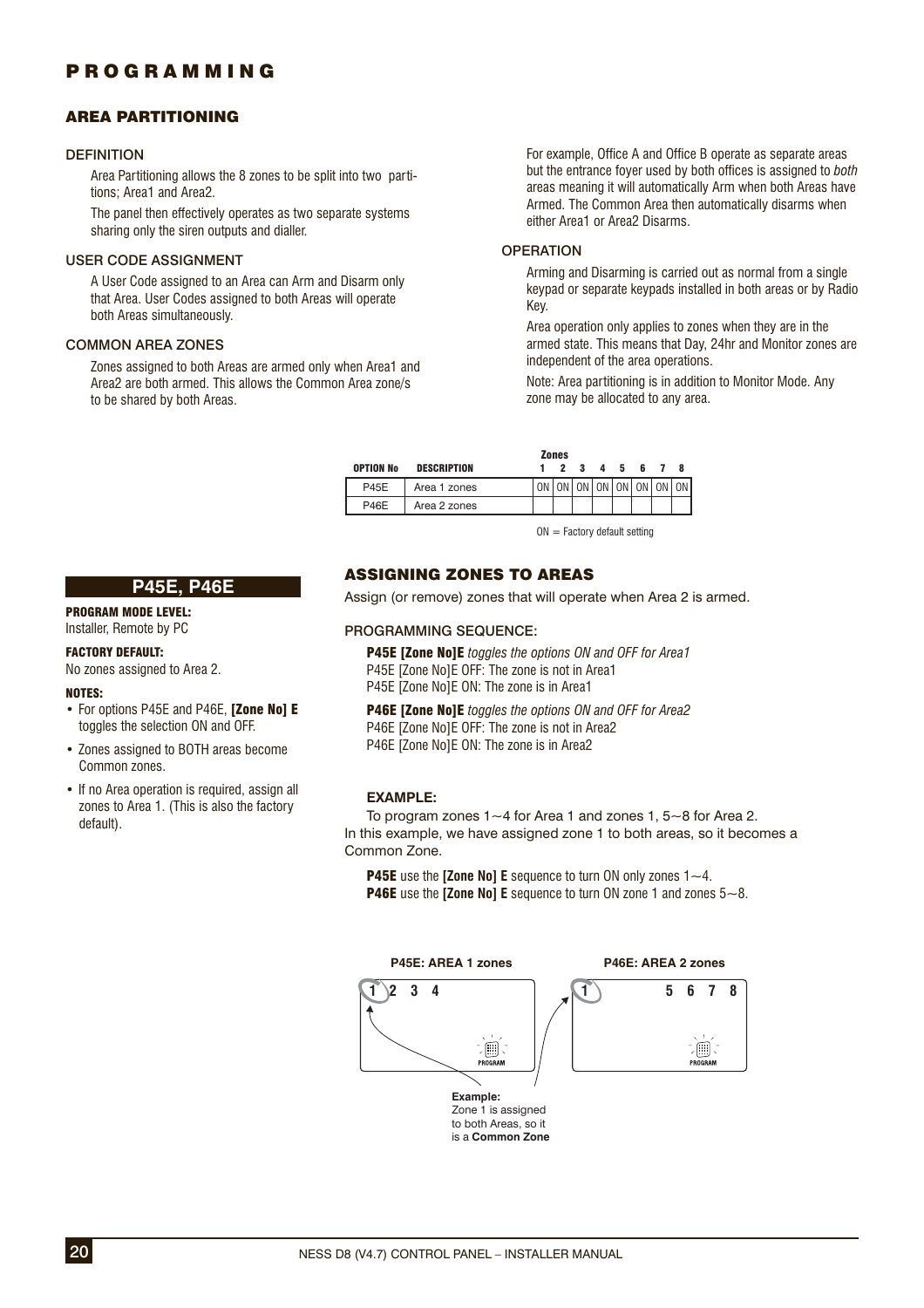# PROGRAMMING

## AREA PARTITIONING

### DEFINITION

Area Partitioning allows the 8 zones to be split into two partitions; Area1 and Area2.

The panel then effectively operates as two separate systems sharing only the siren outputs and dialler.

### USER CODE ASSIGNMENT

A User Code assigned to an Area can Arm and Disarm only that Area. User Codes assigned to both Areas will operate both Areas simultaneously.

### COMMON AREA ZONES

Zones assigned to both Areas are armed only when Area1 and Area2 are both armed. This allows the Common Area zone/s to be shared by both Areas.

For example, Office A and Office B operate as separate areas but the entrance foyer used by both offices is assigned to *both* areas meaning it will automatically Arm when both Areas have Armed. The Common Area then automatically disarms when either Area1 or Area2 Disarms.

### OPERATION

Arming and Disarming is carried out as normal from a single keypad or separate keypads installed in both areas or by Radio Key.

Area operation only applies to zones when they are in the armed state. This means that Day, 24hr and Monitor zones are independent of the area operations.

Note: Area partitioning is in addition to Monitor Mode. Any zone may be allocated to any area.

| OPTION No | DESCRIPTION | Zones 1 | 2 | 3 | 4 | 5 | 6 | 7 | 8 |
|---|---|---|---|---|---|---|---|---|---|
| P45E | Area 1 zones | ON | ON | ON | ON | ON | ON | ON | ON |
| P46E | Area 2 zones | | | | | | | | |

ON = Factory default setting

## P45E, P46E

**PROGRAM MODE LEVEL:**
Installer, Remote by PC

**FACTORY DEFAULT:**
No zones assigned to Area 2.

**NOTES:**

- For options P45E and P46E, **[Zone No] E** toggles the selection ON and OFF.
- Zones assigned to BOTH areas become Common zones.
- If no Area operation is required, assign all zones to Area 1. (This is also the factory default).

## ASSIGNING ZONES TO AREAS

Assign (or remove) zones that will operate when Area 2 is armed.

### PROGRAMMING SEQUENCE:

**P45E [Zone No]E** *toggles the options ON and OFF for Area1*
P45E [Zone No]E OFF: The zone is not in Area1
P45E [Zone No]E ON: The zone is in Area1

**P46E [Zone No]E** *toggles the options ON and OFF for Area2*
P46E [Zone No]E OFF: The zone is not in Area2
P46E [Zone No]E ON: The zone is in Area2

### EXAMPLE:

To program zones 1~4 for Area 1 and zones 1, 5~8 for Area 2.
In this example, we have assigned zone 1 to both areas, so it becomes a Common Zone.

**P45E** use the **[Zone No] E** sequence to turn ON only zones 1~4.
**P46E** use the **[Zone No] E** sequence to turn ON zone 1 and zones 5~8.

**P45E: AREA 1 zones**

1 2 3 4 — PROGRAM

**P46E: AREA 2 zones**

1 5 6 7 8 — PROGRAM

**Example:**
Zone 1 is assigned to both Areas, so it is a **Common Zone**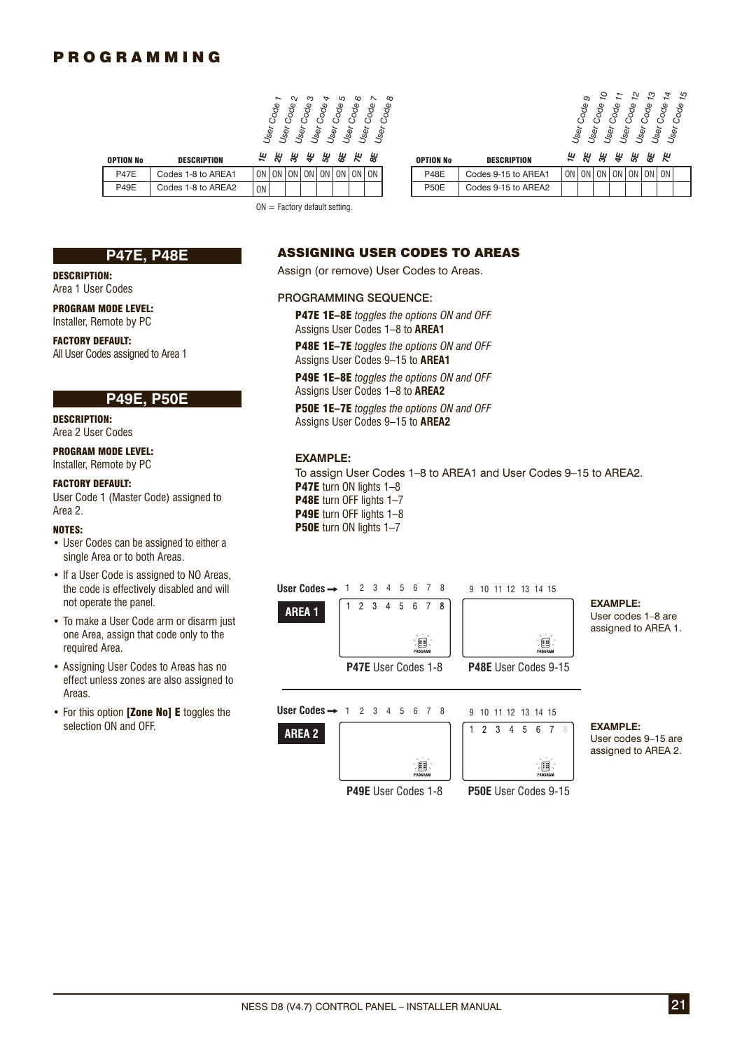# PROGRAMMING

| OPTION No | DESCRIPTION | 1E User Code 1 | 2E User Code 2 | 3E User Code 3 | 4E User Code 4 | 5E User Code 5 | 6E User Code 6 | 7E User Code 7 | 8E User Code 8 |
|---|---|---|---|---|---|---|---|---|---|
| P47E | Codes 1-8 to AREA1 | ON | ON | ON | ON | ON | ON | ON | ON |
| P49E | Codes 1-8 to AREA2 | ON | | | | | | | |

ON = Factory default setting.

| OPTION No | DESCRIPTION | 1E User Code 9 | 2E User Code 10 | 3E User Code 11 | 4E User Code 12 | 5E User Code 13 | 6E User Code 14 | 7E User Code 15 | |
|---|---|---|---|---|---|---|---|---|---|
| P48E | Codes 9-15 to AREA1 | ON | ON | ON | ON | ON | ON | ON | |
| P50E | Codes 9-15 to AREA2 | | | | | | | | |

## P47E, P48E

**DESCRIPTION:**
Area 1 User Codes

**PROGRAM MODE LEVEL:**
Installer, Remote by PC

**FACTORY DEFAULT:**
All User Codes assigned to Area 1

## P49E, P50E

**DESCRIPTION:**
Area 2 User Codes

**PROGRAM MODE LEVEL:**
Installer, Remote by PC

**FACTORY DEFAULT:**
User Code 1 (Master Code) assigned to Area 2.

**NOTES:**

- User Codes can be assigned to either a single Area or to both Areas.
- If a User Code is assigned to NO Areas, the code is effectively disabled and will not operate the panel.
- To make a User Code arm or disarm just one Area, assign that code only to the required Area.
- Assigning User Codes to Areas has no effect unless zones are also assigned to Areas.
- For this option **[Zone No] E** toggles the selection ON and OFF.

## ASSIGNING USER CODES TO AREAS

Assign (or remove) User Codes to Areas.

PROGRAMMING SEQUENCE:

**P47E 1E–8E** *toggles the options ON and OFF*
Assigns User Codes 1–8 to **AREA1**

**P48E 1E–7E** *toggles the options ON and OFF*
Assigns User Codes 9–15 to **AREA1**

**P49E 1E–8E** *toggles the options ON and OFF*
Assigns User Codes 1–8 to **AREA2**

**P50E 1E–7E** *toggles the options ON and OFF*
Assigns User Codes 9–15 to **AREA2**

**EXAMPLE:**
To assign User Codes 1–8 to AREA1 and User Codes 9–15 to AREA2.
**P47E** turn ON lights 1–8
**P48E** turn OFF lights 1–7
**P49E** turn OFF lights 1–8
**P50E** turn ON lights 1–7

**User Codes →** 1 2 3 4 5 6 7 8 | 9 10 11 12 13 14 15

**AREA 1**

- **P47E** User Codes 1-8: 1 2 3 4 5 6 7 8
- **P48E** User Codes 9-15: (none)

**EXAMPLE:** User codes 1–8 are assigned to AREA 1.

**User Codes →** 1 2 3 4 5 6 7 8 | 9 10 11 12 13 14 15

**AREA 2**

- **P49E** User Codes 1-8: (none)
- **P50E** User Codes 9-15: 1 2 3 4 5 6 7

**EXAMPLE:** User codes 9–15 are assigned to AREA 2.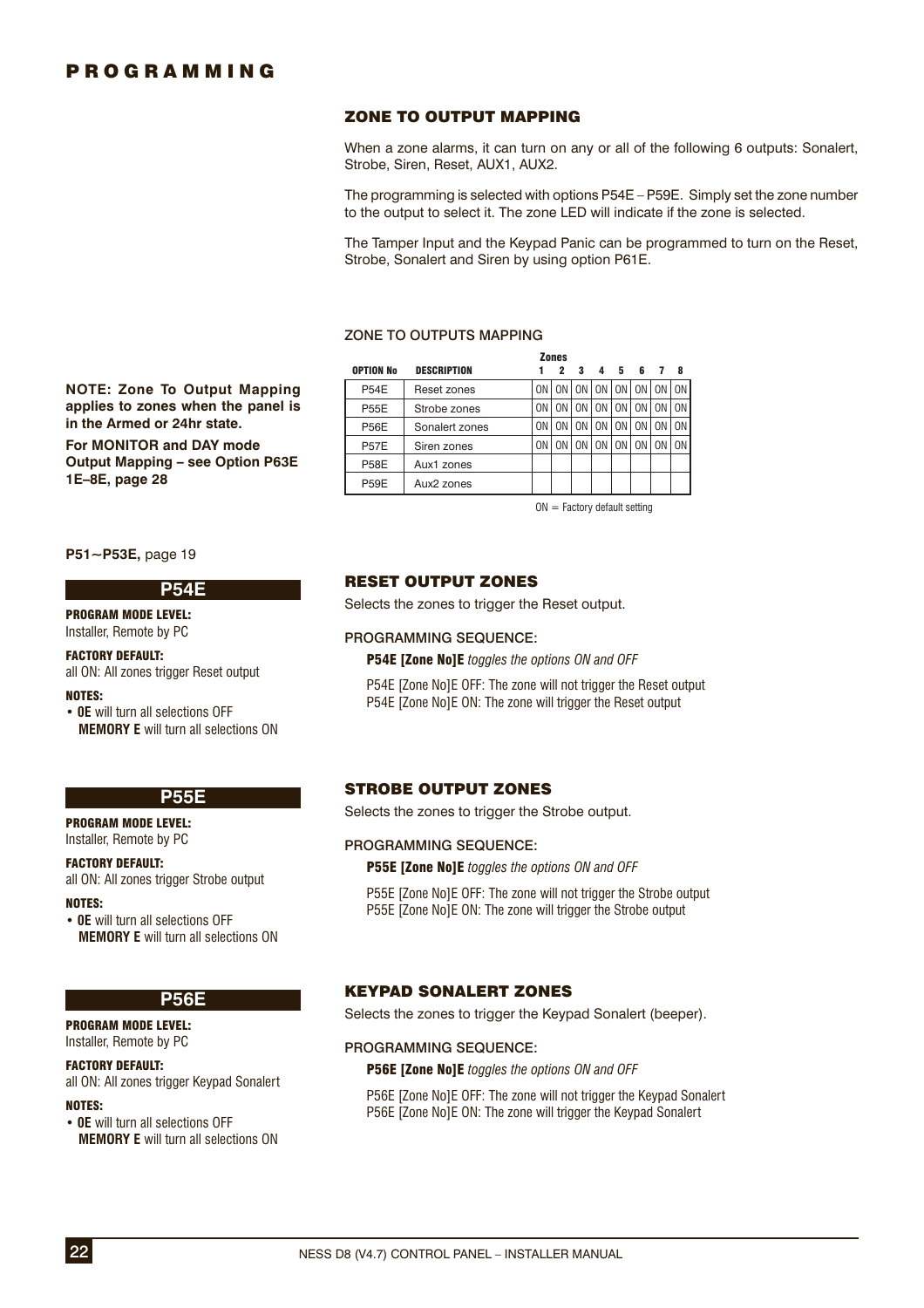# PROGRAMMING

## ZONE TO OUTPUT MAPPING

When a zone alarms, it can turn on any or all of the following 6 outputs: Sonalert, Strobe, Siren, Reset, AUX1, AUX2.

The programming is selected with options P54E – P59E. Simply set the zone number to the output to select it. The zone LED will indicate if the zone is selected.

The Tamper Input and the Keypad Panic can be programmed to turn on the Reset, Strobe, Sonalert and Siren by using option P61E.

**NOTE: Zone To Output Mapping applies to zones when the panel is in the Armed or 24hr state.**

**For MONITOR and DAY mode Output Mapping – see Option P63E 1E–8E, page 28**

ZONE TO OUTPUTS MAPPING

| OPTION No | DESCRIPTION | Zones 1 | 2 | 3 | 4 | 5 | 6 | 7 | 8 |
|---|---|---|---|---|---|---|---|---|---|
| P54E | Reset zones | ON | ON | ON | ON | ON | ON | ON | ON |
| P55E | Strobe zones | ON | ON | ON | ON | ON | ON | ON | ON |
| P56E | Sonalert zones | ON | ON | ON | ON | ON | ON | ON | ON |
| P57E | Siren zones | ON | ON | ON | ON | ON | ON | ON | ON |
| P58E | Aux1 zones | | | | | | | | |
| P59E | Aux2 zones | | | | | | | | |

ON = Factory default setting

**P51~P53E,** page 19

## P54E

**PROGRAM MODE LEVEL:**
Installer, Remote by PC

**FACTORY DEFAULT:**
all ON: All zones trigger Reset output

**NOTES:**
- **0E** will turn all selections OFF
  **MEMORY E** will turn all selections ON

### RESET OUTPUT ZONES

Selects the zones to trigger the Reset output.

PROGRAMMING SEQUENCE:

**P54E [Zone No]E** *toggles the options ON and OFF*

P54E [Zone No]E OFF: The zone will not trigger the Reset output
P54E [Zone No]E ON: The zone will trigger the Reset output

## P55E

**PROGRAM MODE LEVEL:**
Installer, Remote by PC

**FACTORY DEFAULT:**
all ON: All zones trigger Strobe output

**NOTES:**
- **0E** will turn all selections OFF
  **MEMORY E** will turn all selections ON

### STROBE OUTPUT ZONES

Selects the zones to trigger the Strobe output.

PROGRAMMING SEQUENCE:

**P55E [Zone No]E** *toggles the options ON and OFF*

P55E [Zone No]E OFF: The zone will not trigger the Strobe output
P55E [Zone No]E ON: The zone will trigger the Strobe output

## P56E

**PROGRAM MODE LEVEL:**
Installer, Remote by PC

**FACTORY DEFAULT:**
all ON: All zones trigger Keypad Sonalert

**NOTES:**
- **0E** will turn all selections OFF
  **MEMORY E** will turn all selections ON

### KEYPAD SONALERT ZONES

Selects the zones to trigger the Keypad Sonalert (beeper).

PROGRAMMING SEQUENCE:

**P56E [Zone No]E** *toggles the options ON and OFF*

P56E [Zone No]E OFF: The zone will not trigger the Keypad Sonalert
P56E [Zone No]E ON: The zone will trigger the Keypad Sonalert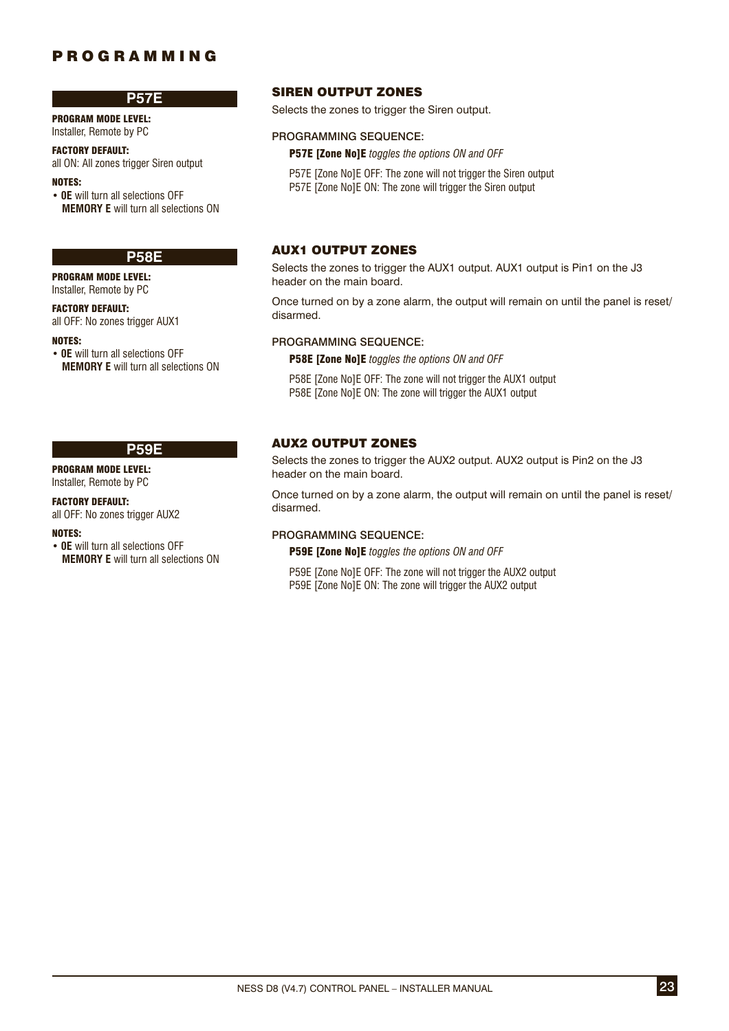# PROGRAMMING

## P57E

**PROGRAM MODE LEVEL:**
Installer, Remote by PC

**FACTORY DEFAULT:**
all ON: All zones trigger Siren output

**NOTES:**

- **0E** will turn all selections OFF
  **MEMORY E** will turn all selections ON

### SIREN OUTPUT ZONES

Selects the zones to trigger the Siren output.

PROGRAMMING SEQUENCE:

**P57E [Zone No]E** *toggles the options ON and OFF*

P57E [Zone No]E OFF: The zone will not trigger the Siren output
P57E [Zone No]E ON: The zone will trigger the Siren output

## P58E

**PROGRAM MODE LEVEL:**
Installer, Remote by PC

**FACTORY DEFAULT:**
all OFF: No zones trigger AUX1

**NOTES:**

- **0E** will turn all selections OFF
  **MEMORY E** will turn all selections ON

### AUX1 OUTPUT ZONES

Selects the zones to trigger the AUX1 output. AUX1 output is Pin1 on the J3 header on the main board.

Once turned on by a zone alarm, the output will remain on until the panel is reset/disarmed.

PROGRAMMING SEQUENCE:

**P58E [Zone No]E** *toggles the options ON and OFF*

P58E [Zone No]E OFF: The zone will not trigger the AUX1 output
P58E [Zone No]E ON: The zone will trigger the AUX1 output

## P59E

**PROGRAM MODE LEVEL:**
Installer, Remote by PC

**FACTORY DEFAULT:**
all OFF: No zones trigger AUX2

**NOTES:**

- **0E** will turn all selections OFF
  **MEMORY E** will turn all selections ON

### AUX2 OUTPUT ZONES

Selects the zones to trigger the AUX2 output. AUX2 output is Pin2 on the J3 header on the main board.

Once turned on by a zone alarm, the output will remain on until the panel is reset/disarmed.

PROGRAMMING SEQUENCE:

**P59E [Zone No]E** *toggles the options ON and OFF*

P59E [Zone No]E OFF: The zone will not trigger the AUX2 output
P59E [Zone No]E ON: The zone will trigger the AUX2 output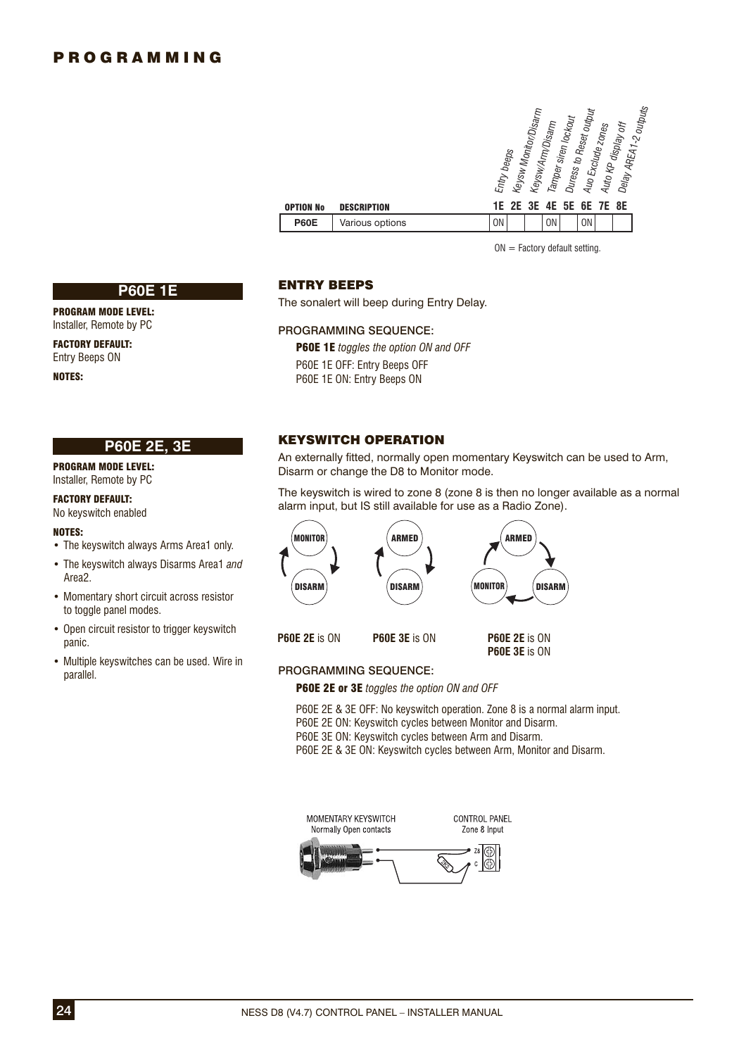# PROGRAMMING

| OPTION No | DESCRIPTION | 1E Entry beeps | 2E Keysw Monitor/Disarm | 3E Keysw/Arm/Disarm | 4E Tamper siren lockout | 5E Duress to Reset output | 6E Auo Exclude zones | 7E Auto KP display off | 8E Delay AREA1-2 outputs |
|---|---|---|---|---|---|---|---|---|---|
| P60E | Various options | ON | | | ON | | ON | | |

ON = Factory default setting.

## P60E 1E

**PROGRAM MODE LEVEL:**
Installer, Remote by PC

**FACTORY DEFAULT:**
Entry Beeps ON

**NOTES:**

### ENTRY BEEPS

The sonalert will beep during Entry Delay.

PROGRAMMING SEQUENCE:

**P60E 1E** *toggles the option ON and OFF*

P60E 1E OFF: Entry Beeps OFF
P60E 1E ON: Entry Beeps ON

## P60E 2E, 3E

**PROGRAM MODE LEVEL:**
Installer, Remote by PC

**FACTORY DEFAULT:**
No keyswitch enabled

**NOTES:**

- The keyswitch always Arms Area1 only.
- The keyswitch always Disarms Area1 *and* Area2.
- Momentary short circuit across resistor to toggle panel modes.
- Open circuit resistor to trigger keyswitch panic.
- Multiple keyswitches can be used. Wire in parallel.

### KEYSWITCH OPERATION

An externally fitted, normally open momentary Keyswitch can be used to Arm, Disarm or change the D8 to Monitor mode.

The keyswitch is wired to zone 8 (zone 8 is then no longer available as a normal alarm input, but IS still available for use as a Radio Zone).

MONITOR ↔ DISARM — **P60E 2E** is ON

ARMED ↔ DISARM — **P60E 3E** is ON

ARMED → DISARM → MONITOR → ARMED — **P60E 2E** is ON, **P60E 3E** is ON

PROGRAMMING SEQUENCE:

**P60E 2E or 3E** *toggles the option ON and OFF*

P60E 2E & 3E OFF: No keyswitch operation. Zone 8 is a normal alarm input.
P60E 2E ON: Keyswitch cycles between Monitor and Disarm.
P60E 3E ON: Keyswitch cycles between Arm and Disarm.
P60E 2E & 3E ON: Keyswitch cycles between Arm, Monitor and Disarm.

MOMENTARY KEYSWITCH
Normally Open contacts

CONTROL PANEL
Zone 8 Input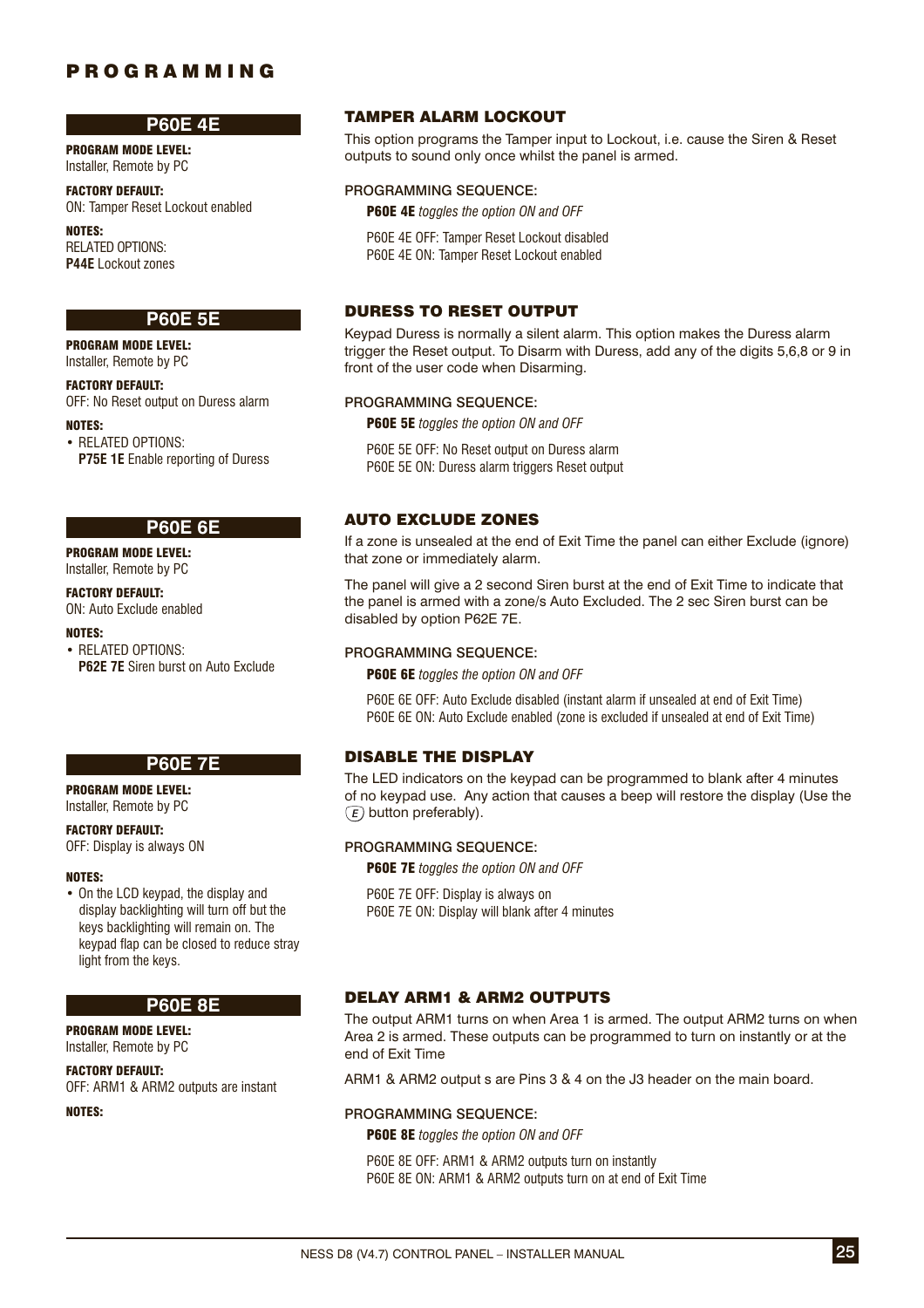# PROGRAMMING

## P60E 4E

**PROGRAM MODE LEVEL:**
Installer, Remote by PC

**FACTORY DEFAULT:**
ON: Tamper Reset Lockout enabled

**NOTES:**
RELATED OPTIONS:
**P44E** Lockout zones

### TAMPER ALARM LOCKOUT

This option programs the Tamper input to Lockout, i.e. cause the Siren & Reset outputs to sound only once whilst the panel is armed.

PROGRAMMING SEQUENCE:

**P60E 4E** *toggles the option ON and OFF*

P60E 4E OFF: Tamper Reset Lockout disabled
P60E 4E ON: Tamper Reset Lockout enabled

## P60E 5E

**PROGRAM MODE LEVEL:**
Installer, Remote by PC

**FACTORY DEFAULT:**
OFF: No Reset output on Duress alarm

**NOTES:**
- RELATED OPTIONS:
  **P75E 1E** Enable reporting of Duress

### DURESS TO RESET OUTPUT

Keypad Duress is normally a silent alarm. This option makes the Duress alarm trigger the Reset output. To Disarm with Duress, add any of the digits 5,6,8 or 9 in front of the user code when Disarming.

PROGRAMMING SEQUENCE:

**P60E 5E** *toggles the option ON and OFF*

P60E 5E OFF: No Reset output on Duress alarm
P60E 5E ON: Duress alarm triggers Reset output

## P60E 6E

**PROGRAM MODE LEVEL:**
Installer, Remote by PC

**FACTORY DEFAULT:**
ON: Auto Exclude enabled

**NOTES:**
- RELATED OPTIONS:
  **P62E 7E** Siren burst on Auto Exclude

### AUTO EXCLUDE ZONES

If a zone is unsealed at the end of Exit Time the panel can either Exclude (ignore) that zone or immediately alarm.

The panel will give a 2 second Siren burst at the end of Exit Time to indicate that the panel is armed with a zone/s Auto Excluded. The 2 sec Siren burst can be disabled by option P62E 7E.

PROGRAMMING SEQUENCE:

**P60E 6E** *toggles the option ON and OFF*

P60E 6E OFF: Auto Exclude disabled (instant alarm if unsealed at end of Exit Time)
P60E 6E ON: Auto Exclude enabled (zone is excluded if unsealed at end of Exit Time)

## P60E 7E

**PROGRAM MODE LEVEL:**
Installer, Remote by PC

**FACTORY DEFAULT:**
OFF: Display is always ON

**NOTES:**
- On the LCD keypad, the display and display backlighting will turn off but the keys backlighting will remain on. The keypad flap can be closed to reduce stray light from the keys.

### DISABLE THE DISPLAY

The LED indicators on the keypad can be programmed to blank after 4 minutes of no keypad use. Any action that causes a beep will restore the display (Use the (E) button preferably).

PROGRAMMING SEQUENCE:

**P60E 7E** *toggles the option ON and OFF*

P60E 7E OFF: Display is always on
P60E 7E ON: Display will blank after 4 minutes

## P60E 8E

**PROGRAM MODE LEVEL:**
Installer, Remote by PC

**FACTORY DEFAULT:**
OFF: ARM1 & ARM2 outputs are instant

**NOTES:**

### DELAY ARM1 & ARM2 OUTPUTS

The output ARM1 turns on when Area 1 is armed. The output ARM2 turns on when Area 2 is armed. These outputs can be programmed to turn on instantly or at the end of Exit Time

ARM1 & ARM2 output s are Pins 3 & 4 on the J3 header on the main board.

PROGRAMMING SEQUENCE:

**P60E 8E** *toggles the option ON and OFF*

P60E 8E OFF: ARM1 & ARM2 outputs turn on instantly
P60E 8E ON: ARM1 & ARM2 outputs turn on at end of Exit Time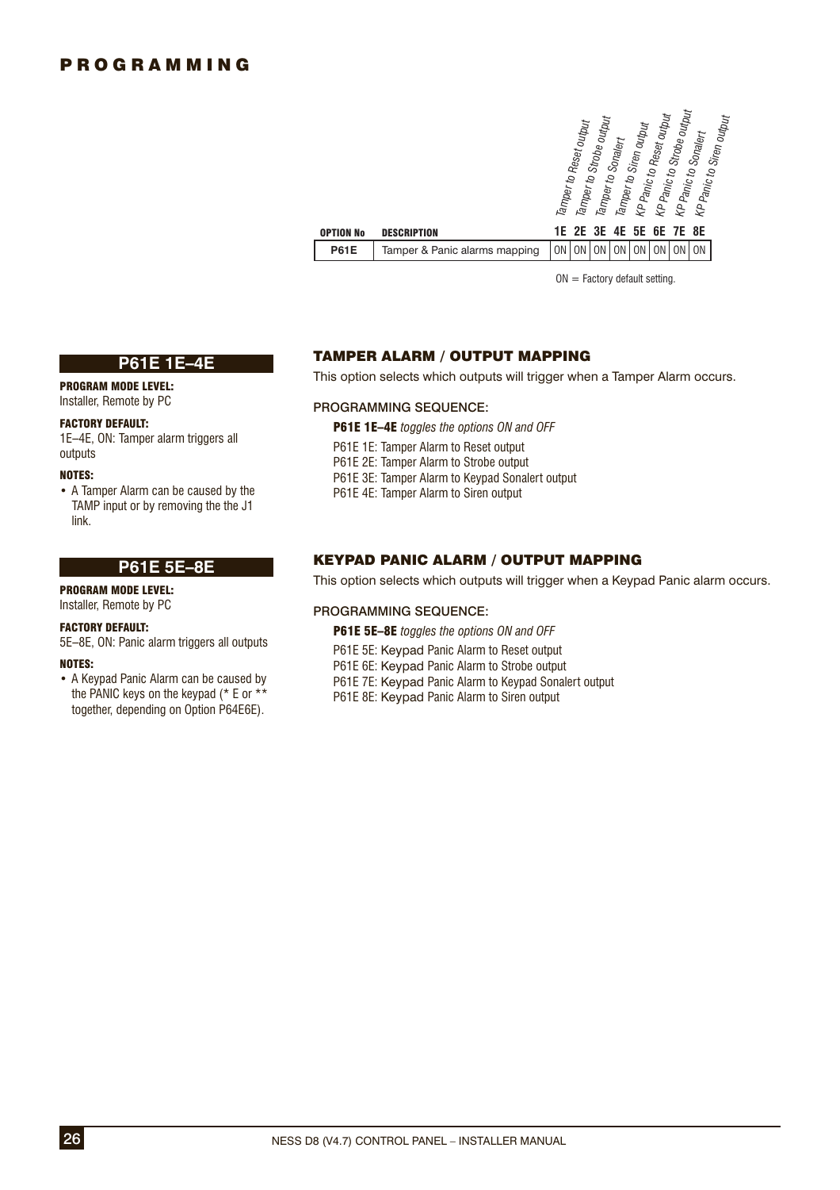# PROGRAMMING

| OPTION No | DESCRIPTION | 1E Tamper to Reset output | 2E Tamper to Strobe output | 3E Tamper to Sonalert | 4E Tamper to Siren output | 5E KP Panic to Reset output | 6E KP Panic to Strobe output | 7E KP Panic to Sonalert | 8E KP Panic to Siren output |
|---|---|---|---|---|---|---|---|---|---|
| P61E | Tamper & Panic alarms mapping | ON | ON | ON | ON | ON | ON | ON | ON |

ON = Factory default setting.

## P61E 1E–4E

**PROGRAM MODE LEVEL:**
Installer, Remote by PC

**FACTORY DEFAULT:**
1E–4E, ON: Tamper alarm triggers all outputs

**NOTES:**
- A Tamper Alarm can be caused by the TAMP input or by removing the the J1 link.

### TAMPER ALARM / OUTPUT MAPPING

This option selects which outputs will trigger when a Tamper Alarm occurs.

PROGRAMMING SEQUENCE:

**P61E 1E–4E** *toggles the options ON and OFF*

P61E 1E: Tamper Alarm to Reset output
P61E 2E: Tamper Alarm to Strobe output
P61E 3E: Tamper Alarm to Keypad Sonalert output
P61E 4E: Tamper Alarm to Siren output

## P61E 5E–8E

**PROGRAM MODE LEVEL:**
Installer, Remote by PC

**FACTORY DEFAULT:**
5E–8E, ON: Panic alarm triggers all outputs

**NOTES:**
- A Keypad Panic Alarm can be caused by the PANIC keys on the keypad (* E or ** together, depending on Option P64E6E).

### KEYPAD PANIC ALARM / OUTPUT MAPPING

This option selects which outputs will trigger when a Keypad Panic alarm occurs.

PROGRAMMING SEQUENCE:

**P61E 5E–8E** *toggles the options ON and OFF*

P61E 5E: Keypad Panic Alarm to Reset output
P61E 6E: Keypad Panic Alarm to Strobe output
P61E 7E: Keypad Panic Alarm to Keypad Sonalert output
P61E 8E: Keypad Panic Alarm to Siren output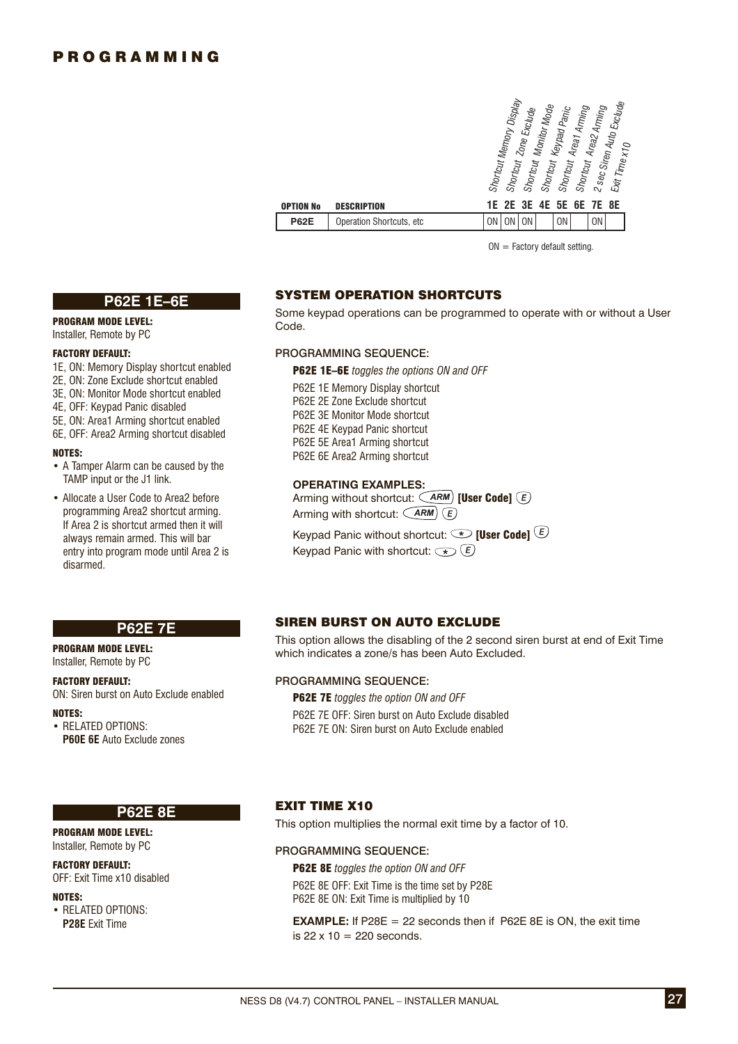# PROGRAMMING

| OPTION No | DESCRIPTION | 1E Shortcut Memory Display | 2E Shortcut Zone Exclude | 3E Shortcut Monitor Mode | 4E Shortcut Keypad Panic | 5E Shortcut Area1 Arming | 6E Shortcut Area2 Arming | 7E 2 sec Siren Auto Exclude | 8E Exit Time x10 |
|---|---|---|---|---|---|---|---|---|---|
| **P62E** | Operation Shortcuts, etc | ON | ON | ON | | ON | | ON | |

ON = Factory default setting.

## P62E 1E–6E

**PROGRAM MODE LEVEL:**
Installer, Remote by PC

**FACTORY DEFAULT:**
1E, ON: Memory Display shortcut enabled
2E, ON: Zone Exclude shortcut enabled
3E, ON: Monitor Mode shortcut enabled
4E, OFF: Keypad Panic disabled
5E, ON: Area1 Arming shortcut enabled
6E, OFF: Area2 Arming shortcut disabled

**NOTES:**
- A Tamper Alarm can be caused by the TAMP input or the J1 link.
- Allocate a User Code to Area2 before programming Area2 shortcut arming. If Area 2 is shortcut armed then it will always remain armed. This will bar entry into program mode until Area 2 is disarmed.

### SYSTEM OPERATION SHORTCUTS

Some keypad operations can be programmed to operate with or without a User Code.

PROGRAMMING SEQUENCE:

**P62E 1E–6E** *toggles the options ON and OFF*

P62E 1E Memory Display shortcut
P62E 2E Zone Exclude shortcut
P62E 3E Monitor Mode shortcut
P62E 4E Keypad Panic shortcut
P62E 5E Area1 Arming shortcut
P62E 6E Area2 Arming shortcut

**OPERATING EXAMPLES:**
Arming without shortcut: ARM **[User Code]** E
Arming with shortcut: ARM E

Keypad Panic without shortcut: * **[User Code]** E
Keypad Panic with shortcut: * E

## P62E 7E

**PROGRAM MODE LEVEL:**
Installer, Remote by PC

**FACTORY DEFAULT:**
ON: Siren burst on Auto Exclude enabled

**NOTES:**
- RELATED OPTIONS:
  **P60E 6E** Auto Exclude zones

### SIREN BURST ON AUTO EXCLUDE

This option allows the disabling of the 2 second siren burst at end of Exit Time which indicates a zone/s has been Auto Excluded.

PROGRAMMING SEQUENCE:

**P62E 7E** *toggles the option ON and OFF*

P62E 7E OFF: Siren burst on Auto Exclude disabled
P62E 7E ON: Siren burst on Auto Exclude enabled

## P62E 8E

**PROGRAM MODE LEVEL:**
Installer, Remote by PC

**FACTORY DEFAULT:**
OFF: Exit Time x10 disabled

**NOTES:**
- RELATED OPTIONS:
  **P28E** Exit Time

### EXIT TIME X10

This option multiplies the normal exit time by a factor of 10.

PROGRAMMING SEQUENCE:

**P62E 8E** *toggles the option ON and OFF*

P62E 8E OFF: Exit Time is the time set by P28E
P62E 8E ON: Exit Time is multiplied by 10

**EXAMPLE:** If P28E = 22 seconds then if P62E 8E is ON, the exit time is 22 x 10 = 220 seconds.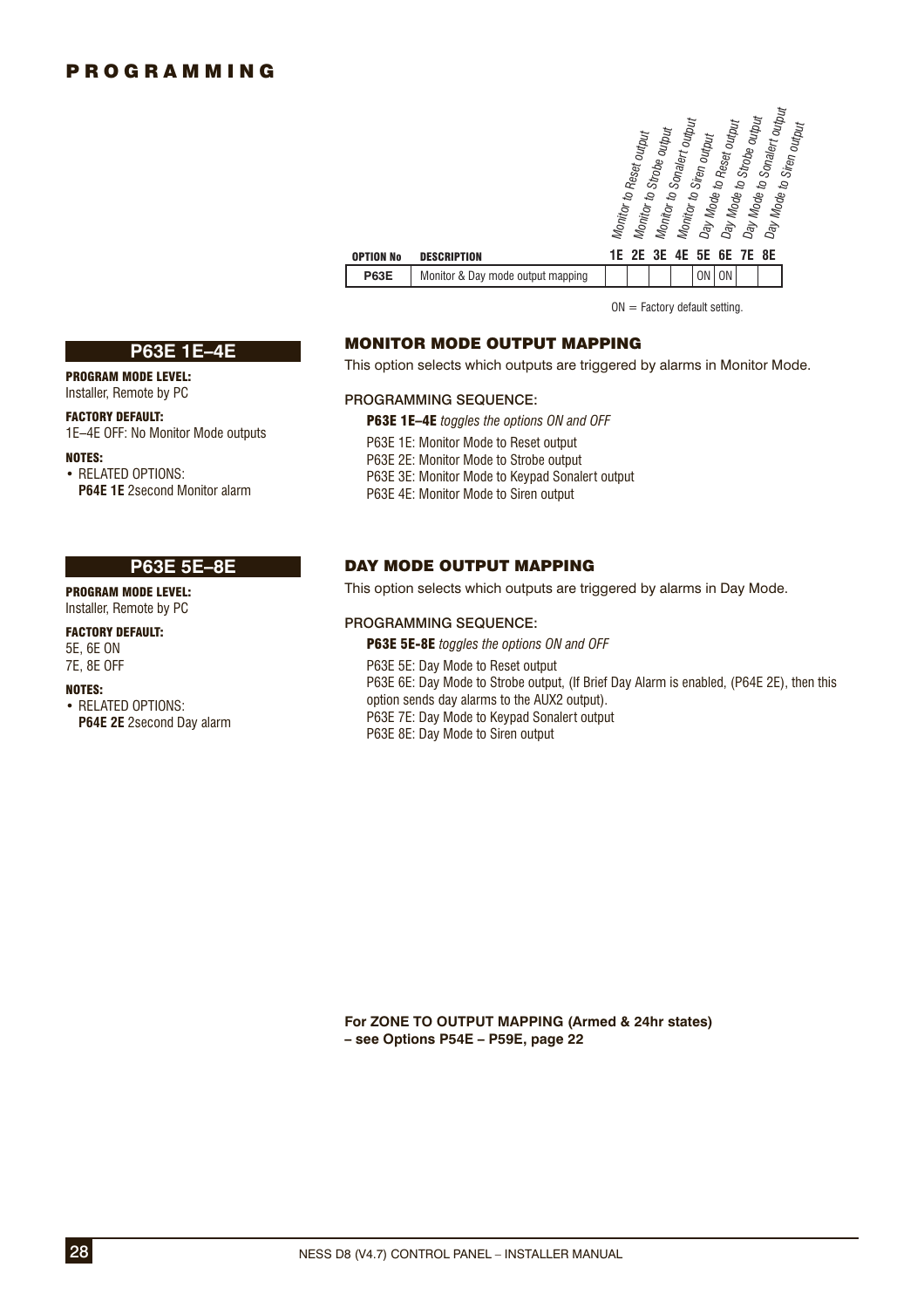# PROGRAMMING

| OPTION No | DESCRIPTION | 1E Monitor to Reset output | 2E Monitor to Strobe output | 3E Monitor to Sonalert output | 4E Monitor to Siren output | 5E Day Mode to Reset output | 6E Day Mode to Strobe output | 7E Day Mode to Sonalert output | 8E Day Mode to Siren output |
|---|---|---|---|---|---|---|---|---|---|
| **P63E** | Monitor & Day mode output mapping | | | | | ON | ON | | |

ON = Factory default setting.

## P63E 1E–4E

**PROGRAM MODE LEVEL:**
Installer, Remote by PC

**FACTORY DEFAULT:**
1E–4E OFF: No Monitor Mode outputs

**NOTES:**
- RELATED OPTIONS:
  **P64E 1E** 2second Monitor alarm

### MONITOR MODE OUTPUT MAPPING

This option selects which outputs are triggered by alarms in Monitor Mode.

PROGRAMMING SEQUENCE:

**P63E 1E–4E** *toggles the options ON and OFF*

P63E 1E: Monitor Mode to Reset output
P63E 2E: Monitor Mode to Strobe output
P63E 3E: Monitor Mode to Keypad Sonalert output
P63E 4E: Monitor Mode to Siren output

## P63E 5E–8E

**PROGRAM MODE LEVEL:**
Installer, Remote by PC

**FACTORY DEFAULT:**
5E, 6E ON
7E, 8E OFF

**NOTES:**
- RELATED OPTIONS:
  **P64E 2E** 2second Day alarm

### DAY MODE OUTPUT MAPPING

This option selects which outputs are triggered by alarms in Day Mode.

PROGRAMMING SEQUENCE:

**P63E 5E-8E** *toggles the options ON and OFF*

P63E 5E: Day Mode to Reset output
P63E 6E: Day Mode to Strobe output, (If Brief Day Alarm is enabled, (P64E 2E), then this option sends day alarms to the AUX2 output).
P63E 7E: Day Mode to Keypad Sonalert output
P63E 8E: Day Mode to Siren output

**For ZONE TO OUTPUT MAPPING (Armed & 24hr states) – see Options P54E – P59E, page 22**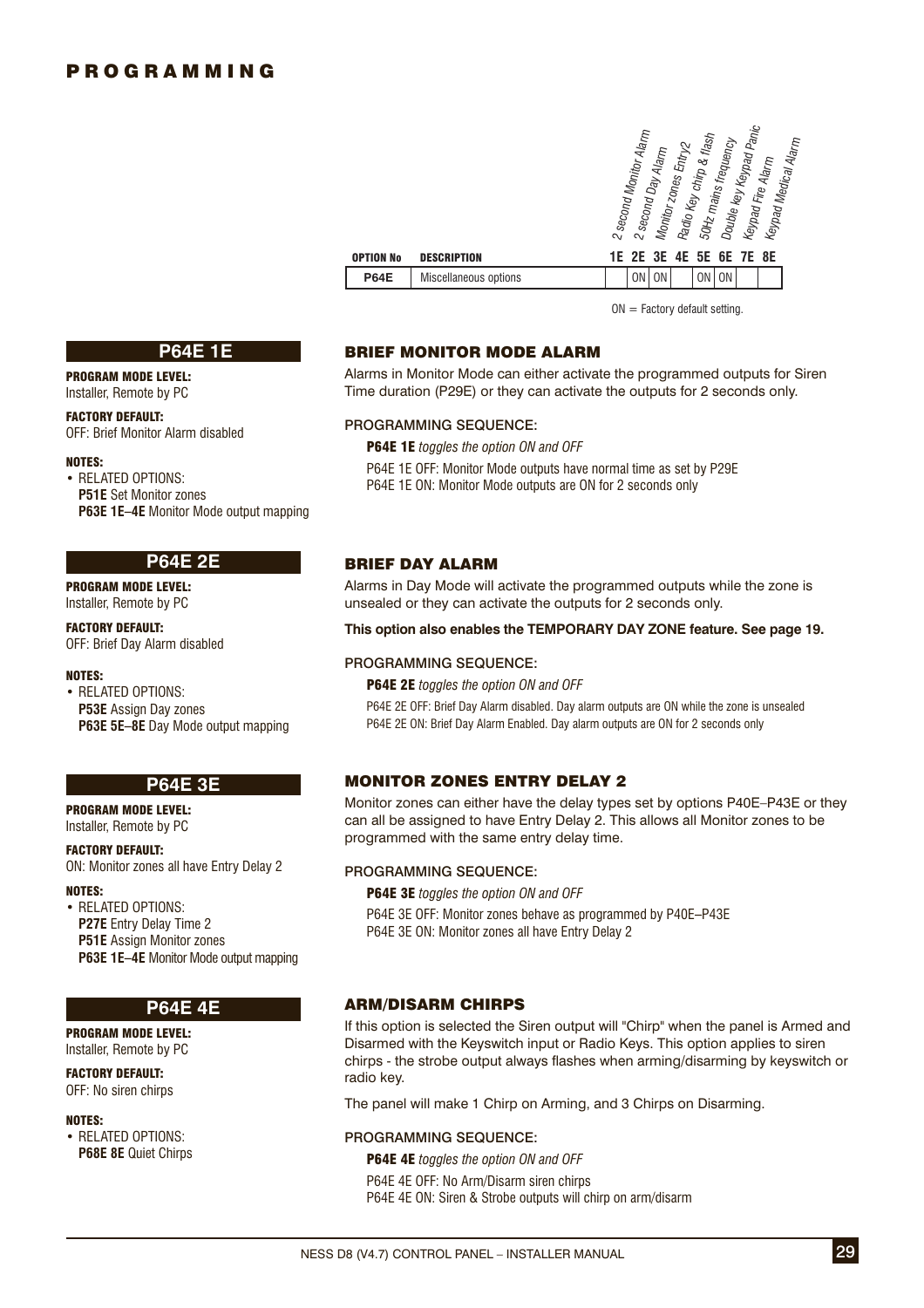# PROGRAMMING

| OPTION No | DESCRIPTION | 1E 2 second Monitor Alarm | 2E 2 second Day Alarm | 3E Monitor zones Entry2 | 4E Radio Key chirp & flash | 5E 50Hz mains frequency | 6E Double key Keypad Panic | 7E Keypad Fire Alarm | 8E Keypad Medical Alarm |
|---|---|---|---|---|---|---|---|---|---|
| P64E | Miscellaneous options | | ON | ON | | ON | ON | | |

ON = Factory default setting.

## P64E 1E

**PROGRAM MODE LEVEL:**
Installer, Remote by PC

**FACTORY DEFAULT:**
OFF: Brief Monitor Alarm disabled

**NOTES:**
- RELATED OPTIONS:
  **P51E** Set Monitor zones
  **P63E 1E–4E** Monitor Mode output mapping

### BRIEF MONITOR MODE ALARM

Alarms in Monitor Mode can either activate the programmed outputs for Siren Time duration (P29E) or they can activate the outputs for 2 seconds only.

PROGRAMMING SEQUENCE:

**P64E 1E** *toggles the option ON and OFF*

P64E 1E OFF: Monitor Mode outputs have normal time as set by P29E
P64E 1E ON: Monitor Mode outputs are ON for 2 seconds only

## P64E 2E

**PROGRAM MODE LEVEL:**
Installer, Remote by PC

**FACTORY DEFAULT:**
OFF: Brief Day Alarm disabled

**NOTES:**
- RELATED OPTIONS:
  **P53E** Assign Day zones
  **P63E 5E–8E** Day Mode output mapping

### BRIEF DAY ALARM

Alarms in Day Mode will activate the programmed outputs while the zone is unsealed or they can activate the outputs for 2 seconds only.

**This option also enables the TEMPORARY DAY ZONE feature. See page 19.**

PROGRAMMING SEQUENCE:

**P64E 2E** *toggles the option ON and OFF*

P64E 2E OFF: Brief Day Alarm disabled. Day alarm outputs are ON while the zone is unsealed
P64E 2E ON: Brief Day Alarm Enabled. Day alarm outputs are ON for 2 seconds only

## P64E 3E

**PROGRAM MODE LEVEL:**
Installer, Remote by PC

**FACTORY DEFAULT:**
ON: Monitor zones all have Entry Delay 2

**NOTES:**
- RELATED OPTIONS:
  **P27E** Entry Delay Time 2
  **P51E** Assign Monitor zones
  **P63E 1E–4E** Monitor Mode output mapping

### MONITOR ZONES ENTRY DELAY 2

Monitor zones can either have the delay types set by options P40E–P43E or they can all be assigned to have Entry Delay 2. This allows all Monitor zones to be programmed with the same entry delay time.

PROGRAMMING SEQUENCE:

**P64E 3E** *toggles the option ON and OFF*

P64E 3E OFF: Monitor zones behave as programmed by P40E–P43E
P64E 3E ON: Monitor zones all have Entry Delay 2

## P64E 4E

**PROGRAM MODE LEVEL:**
Installer, Remote by PC

**FACTORY DEFAULT:**
OFF: No siren chirps

**NOTES:**
- RELATED OPTIONS:
  **P68E 8E** Quiet Chirps

### ARM/DISARM CHIRPS

If this option is selected the Siren output will "Chirp" when the panel is Armed and Disarmed with the Keyswitch input or Radio Keys. This option applies to siren chirps - the strobe output always flashes when arming/disarming by keyswitch or radio key.

The panel will make 1 Chirp on Arming, and 3 Chirps on Disarming.

PROGRAMMING SEQUENCE:

**P64E 4E** *toggles the option ON and OFF*

P64E 4E OFF: No Arm/Disarm siren chirps
P64E 4E ON: Siren & Strobe outputs will chirp on arm/disarm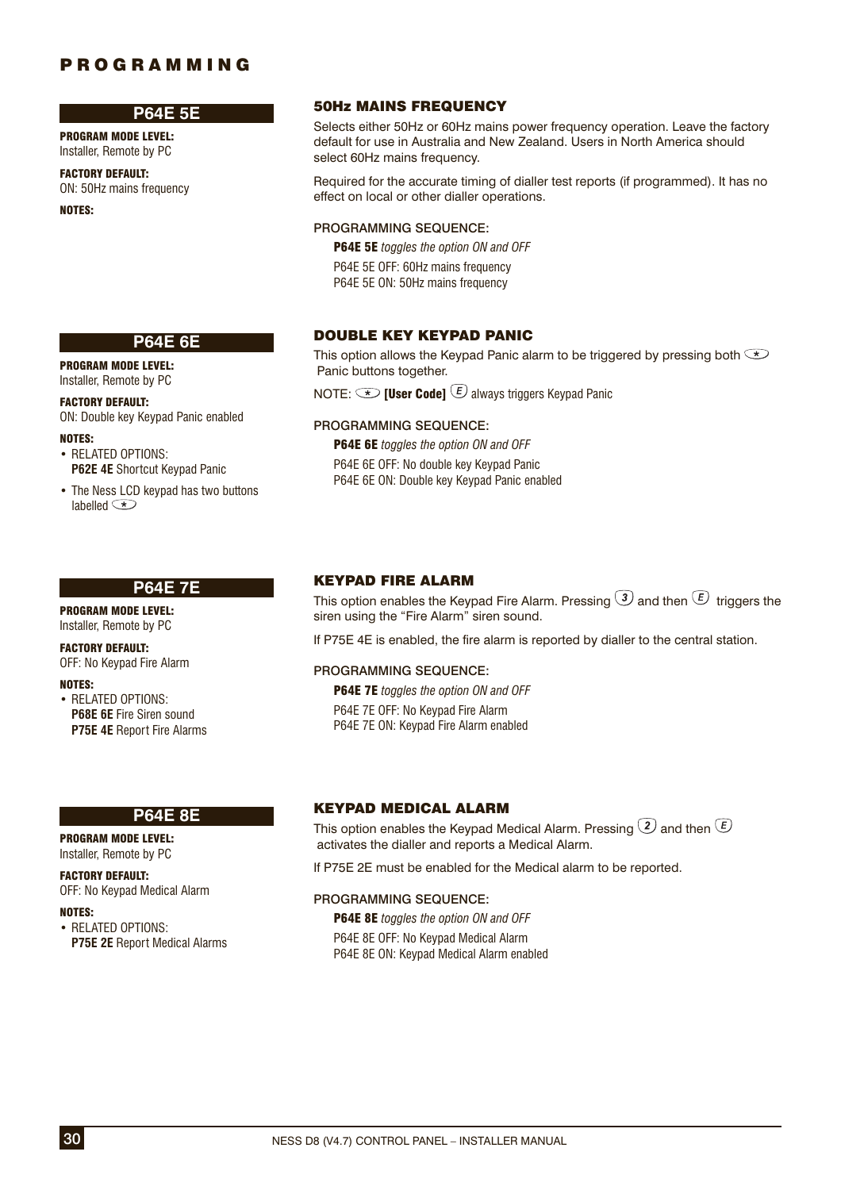# PROGRAMMING

## P64E 5E

**PROGRAM MODE LEVEL:**
Installer, Remote by PC

**FACTORY DEFAULT:**
ON: 50Hz mains frequency

**NOTES:**

### 50Hz MAINS FREQUENCY

Selects either 50Hz or 60Hz mains power frequency operation. Leave the factory default for use in Australia and New Zealand. Users in North America should select 60Hz mains frequency.

Required for the accurate timing of dialler test reports (if programmed). It has no effect on local or other dialler operations.

PROGRAMMING SEQUENCE:

**P64E 5E** *toggles the option ON and OFF*

P64E 5E OFF: 60Hz mains frequency
P64E 5E ON: 50Hz mains frequency

## P64E 6E

**PROGRAM MODE LEVEL:**
Installer, Remote by PC

**FACTORY DEFAULT:**
ON: Double key Keypad Panic enabled

**NOTES:**

- RELATED OPTIONS:
  **P62E 4E** Shortcut Keypad Panic
- The Ness LCD keypad has two buttons labelled (*)

### DOUBLE KEY KEYPAD PANIC

This option allows the Keypad Panic alarm to be triggered by pressing both (*) Panic buttons together.

NOTE: (*) **[User Code]** (E) always triggers Keypad Panic

PROGRAMMING SEQUENCE:

**P64E 6E** *toggles the option ON and OFF*

P64E 6E OFF: No double key Keypad Panic
P64E 6E ON: Double key Keypad Panic enabled

## P64E 7E

**PROGRAM MODE LEVEL:**
Installer, Remote by PC

**FACTORY DEFAULT:**
OFF: No Keypad Fire Alarm

**NOTES:**

- RELATED OPTIONS:
  **P68E 6E** Fire Siren sound
  **P75E 4E** Report Fire Alarms

### KEYPAD FIRE ALARM

This option enables the Keypad Fire Alarm. Pressing (3) and then (E) triggers the siren using the "Fire Alarm" siren sound.

If P75E 4E is enabled, the fire alarm is reported by dialler to the central station.

PROGRAMMING SEQUENCE:

**P64E 7E** *toggles the option ON and OFF*

P64E 7E OFF: No Keypad Fire Alarm
P64E 7E ON: Keypad Fire Alarm enabled

## P64E 8E

**PROGRAM MODE LEVEL:**
Installer, Remote by PC

**FACTORY DEFAULT:**
OFF: No Keypad Medical Alarm

**NOTES:**

- RELATED OPTIONS:
  **P75E 2E** Report Medical Alarms

### KEYPAD MEDICAL ALARM

This option enables the Keypad Medical Alarm. Pressing (2) and then (E) activates the dialler and reports a Medical Alarm.

If P75E 2E must be enabled for the Medical alarm to be reported.

PROGRAMMING SEQUENCE:

**P64E 8E** *toggles the option ON and OFF*

P64E 8E OFF: No Keypad Medical Alarm
P64E 8E ON: Keypad Medical Alarm enabled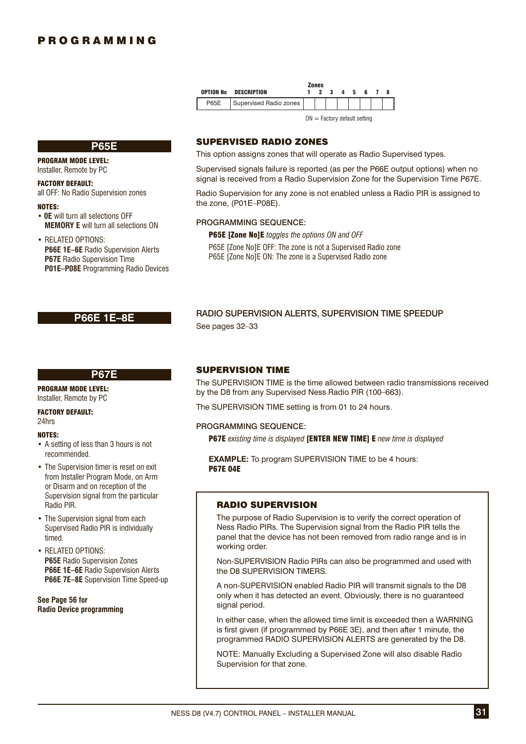| OPTION No | DESCRIPTION | Zones 1 | 2 | 3 | 4 | 5 | 6 | 7 | 8 |
|---|---|---|---|---|---|---|---|---|---|
| P65E | Supervised Radio zones | | | | | | | | |

ON = Factory default setting

## P65E

**PROGRAM MODE LEVEL:**
Installer, Remote by PC

**FACTORY DEFAULT:**
all OFF: No Radio Supervision zones

**NOTES:**
- **0E** will turn all selections OFF
  **MEMORY E** will turn all selections ON
- RELATED OPTIONS:
  **P66E 1E–6E** Radio Supervision Alerts
  **P67E** Radio Supervision Time
  **P01E–P08E** Programming Radio Devices

### SUPERVISED RADIO ZONES

This option assigns zones that will operate as Radio Supervised types.

Supervised signals failure is reported (as per the P66E output options) when no signal is received from a Radio Supervision Zone for the Supervision Time P67E.

Radio Supervision for any zone is not enabled unless a Radio PIR is assigned to the zone, (P01E–P08E).

PROGRAMMING SEQUENCE:

**P65E [Zone No]E** *toggles the options ON and OFF*

P65E [Zone No]E OFF: The zone is not a Supervised Radio zone
P65E [Zone No]E ON: The zone is a Supervised Radio zone

## P66E 1E–8E

### RADIO SUPERVISION ALERTS, SUPERVISION TIME SPEEDUP

See pages 32–33

## P67E

**PROGRAM MODE LEVEL:**
Installer, Remote by PC

**FACTORY DEFAULT:**
24hrs

**NOTES:**
- A setting of less than 3 hours is not recommended.
- The Supervision timer is reset on exit from Installer Program Mode, on Arm or Disarm and on reception of the Supervision signal from the particular Radio PIR.
- The Supervision signal from each Supervised Radio PIR is individually timed.
- RELATED OPTIONS:
  **P65E** Radio Supervision Zones
  **P66E 1E–6E** Radio Supervision Alerts
  **P66E 7E–8E** Supervision Time Speed-up

**See Page 56 for Radio Device programming**

### SUPERVISION TIME

The SUPERVISION TIME is the time allowed between radio transmissions received by the D8 from any Supervised Ness Radio PIR (100–663).

The SUPERVISION TIME setting is from 01 to 24 hours.

PROGRAMMING SEQUENCE:

**P67E** *existing time is displayed* **[ENTER NEW TIME] E** *new time is displayed*

**EXAMPLE:** To program SUPERVISION TIME to be 4 hours:
**P67E 04E**

### RADIO SUPERVISION

The purpose of Radio Supervision is to verify the correct operation of Ness Radio PIRs. The Supervision signal from the Radio PIR tells the panel that the device has not been removed from radio range and is in working order.

Non-SUPERVISION Radio PIRs can also be programmed and used with the D8 SUPERVISION TIMERS.

A non-SUPERVISION enabled Radio PIR will transmit signals to the D8 only when it has detected an event. Obviously, there is no guaranteed signal period.

In either case, when the allowed time limit is exceeded then a WARNING is first given (if programmed by P66E 3E), and then after 1 minute, the programmed RADIO SUPERVISION ALERTS are generated by the D8.

NOTE: Manually Excluding a Supervised Zone will also disable Radio Supervision for that zone.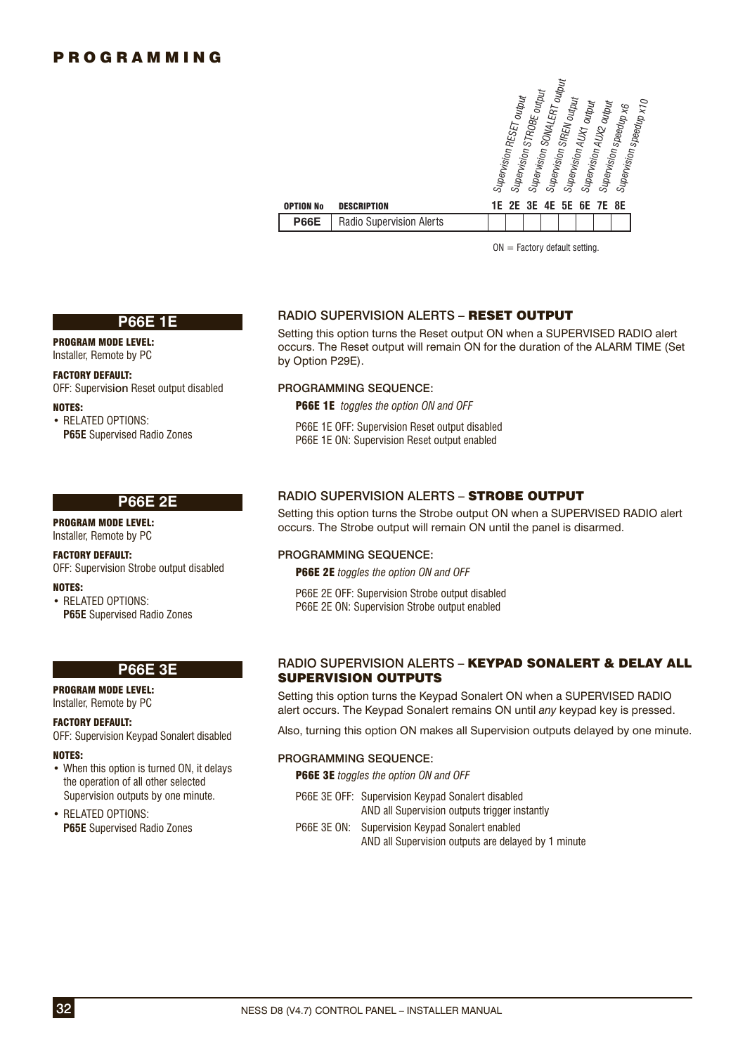# PROGRAMMING

| OPTION No | DESCRIPTION | 1E Supervision RESET output | 2E Supervision STROBE output | 3E Supervision SONALERT output | 4E Supervision SIREN output | 5E Supervision AUX1 output | 6E Supervision AUX2 output | 7E Supervision speedup x6 | 8E Supervision speedup x10 |
|---|---|---|---|---|---|---|---|---|---|
| **P66E** | Radio Supervision Alerts | | | | | | | | |

ON = Factory default setting.

## P66E 1E

**PROGRAM MODE LEVEL:**
Installer, Remote by PC

**FACTORY DEFAULT:**
OFF: Supervision Reset output disabled

**NOTES:**

- RELATED OPTIONS:
  **P65E** Supervised Radio Zones

### RADIO SUPERVISION ALERTS – RESET OUTPUT

Setting this option turns the Reset output ON when a SUPERVISED RADIO alert occurs. The Reset output will remain ON for the duration of the ALARM TIME (Set by Option P29E).

**PROGRAMMING SEQUENCE:**

**P66E 1E** *toggles the option ON and OFF*

P66E 1E OFF: Supervision Reset output disabled
P66E 1E ON: Supervision Reset output enabled

## P66E 2E

**PROGRAM MODE LEVEL:**
Installer, Remote by PC

**FACTORY DEFAULT:**
OFF: Supervision Strobe output disabled

**NOTES:**

- RELATED OPTIONS:
  **P65E** Supervised Radio Zones

### RADIO SUPERVISION ALERTS – STROBE OUTPUT

Setting this option turns the Strobe output ON when a SUPERVISED RADIO alert occurs. The Strobe output will remain ON until the panel is disarmed.

**PROGRAMMING SEQUENCE:**

**P66E 2E** *toggles the option ON and OFF*

P66E 2E OFF: Supervision Strobe output disabled
P66E 2E ON: Supervision Strobe output enabled

## P66E 3E

**PROGRAM MODE LEVEL:**
Installer, Remote by PC

**FACTORY DEFAULT:**
OFF: Supervision Keypad Sonalert disabled

**NOTES:**

- When this option is turned ON, it delays the operation of all other selected Supervision outputs by one minute.
- RELATED OPTIONS:
  **P65E** Supervised Radio Zones

### RADIO SUPERVISION ALERTS – KEYPAD SONALERT & DELAY ALL SUPERVISION OUTPUTS

Setting this option turns the Keypad Sonalert ON when a SUPERVISED RADIO alert occurs. The Keypad Sonalert remains ON until *any* keypad key is pressed.

Also, turning this option ON makes all Supervision outputs delayed by one minute.

**PROGRAMMING SEQUENCE:**

**P66E 3E** *toggles the option ON and OFF*

P66E 3E OFF: Supervision Keypad Sonalert disabled
AND all Supervision outputs trigger instantly

P66E 3E ON: Supervision Keypad Sonalert enabled
AND all Supervision outputs are delayed by 1 minute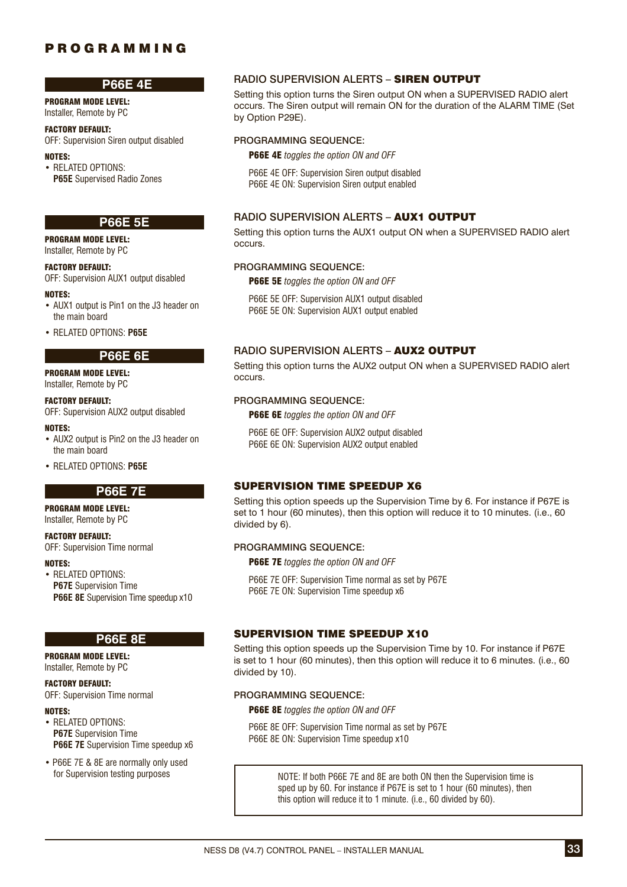# PROGRAMMING

## P66E 4E

**PROGRAM MODE LEVEL:**
Installer, Remote by PC

**FACTORY DEFAULT:**
OFF: Supervision Siren output disabled

**NOTES:**
- RELATED OPTIONS:
  **P65E** Supervised Radio Zones

### RADIO SUPERVISION ALERTS – SIREN OUTPUT

Setting this option turns the Siren output ON when a SUPERVISED RADIO alert occurs. The Siren output will remain ON for the duration of the ALARM TIME (Set by Option P29E).

PROGRAMMING SEQUENCE:

**P66E 4E** *toggles the option ON and OFF*

P66E 4E OFF: Supervision Siren output disabled
P66E 4E ON: Supervision Siren output enabled

## P66E 5E

**PROGRAM MODE LEVEL:**
Installer, Remote by PC

**FACTORY DEFAULT:**
OFF: Supervision AUX1 output disabled

**NOTES:**
- AUX1 output is Pin1 on the J3 header on the main board
- RELATED OPTIONS: **P65E**

### RADIO SUPERVISION ALERTS – AUX1 OUTPUT

Setting this option turns the AUX1 output ON when a SUPERVISED RADIO alert occurs.

PROGRAMMING SEQUENCE:

**P66E 5E** *toggles the option ON and OFF*

P66E 5E OFF: Supervision AUX1 output disabled
P66E 5E ON: Supervision AUX1 output enabled

## P66E 6E

**PROGRAM MODE LEVEL:**
Installer, Remote by PC

**FACTORY DEFAULT:**
OFF: Supervision AUX2 output disabled

**NOTES:**
- AUX2 output is Pin2 on the J3 header on the main board
- RELATED OPTIONS: **P65E**

### RADIO SUPERVISION ALERTS – AUX2 OUTPUT

Setting this option turns the AUX2 output ON when a SUPERVISED RADIO alert occurs.

PROGRAMMING SEQUENCE:

**P66E 6E** *toggles the option ON and OFF*

P66E 6E OFF: Supervision AUX2 output disabled
P66E 6E ON: Supervision AUX2 output enabled

## P66E 7E

**PROGRAM MODE LEVEL:**
Installer, Remote by PC

**FACTORY DEFAULT:**
OFF: Supervision Time normal

**NOTES:**
- RELATED OPTIONS:
  **P67E** Supervision Time
  **P66E 8E** Supervision Time speedup x10

### SUPERVISION TIME SPEEDUP X6

Setting this option speeds up the Supervision Time by 6. For instance if P67E is set to 1 hour (60 minutes), then this option will reduce it to 10 minutes. (i.e., 60 divided by 6).

PROGRAMMING SEQUENCE:

**P66E 7E** *toggles the option ON and OFF*

P66E 7E OFF: Supervision Time normal as set by P67E
P66E 7E ON: Supervision Time speedup x6

## P66E 8E

**PROGRAM MODE LEVEL:**
Installer, Remote by PC

**FACTORY DEFAULT:**
OFF: Supervision Time normal

**NOTES:**
- RELATED OPTIONS:
  **P67E** Supervision Time
  **P66E 7E** Supervision Time speedup x6
- P66E 7E & 8E are normally only used for Supervision testing purposes

### SUPERVISION TIME SPEEDUP X10

Setting this option speeds up the Supervision Time by 10. For instance if P67E is set to 1 hour (60 minutes), then this option will reduce it to 6 minutes. (i.e., 60 divided by 10).

PROGRAMMING SEQUENCE:

**P66E 8E** *toggles the option ON and OFF*

P66E 8E OFF: Supervision Time normal as set by P67E
P66E 8E ON: Supervision Time speedup x10

> NOTE: If both P66E 7E and 8E are both ON then the Supervision time is sped up by 60. For instance if P67E is set to 1 hour (60 minutes), then this option will reduce it to 1 minute. (i.e., 60 divided by 60).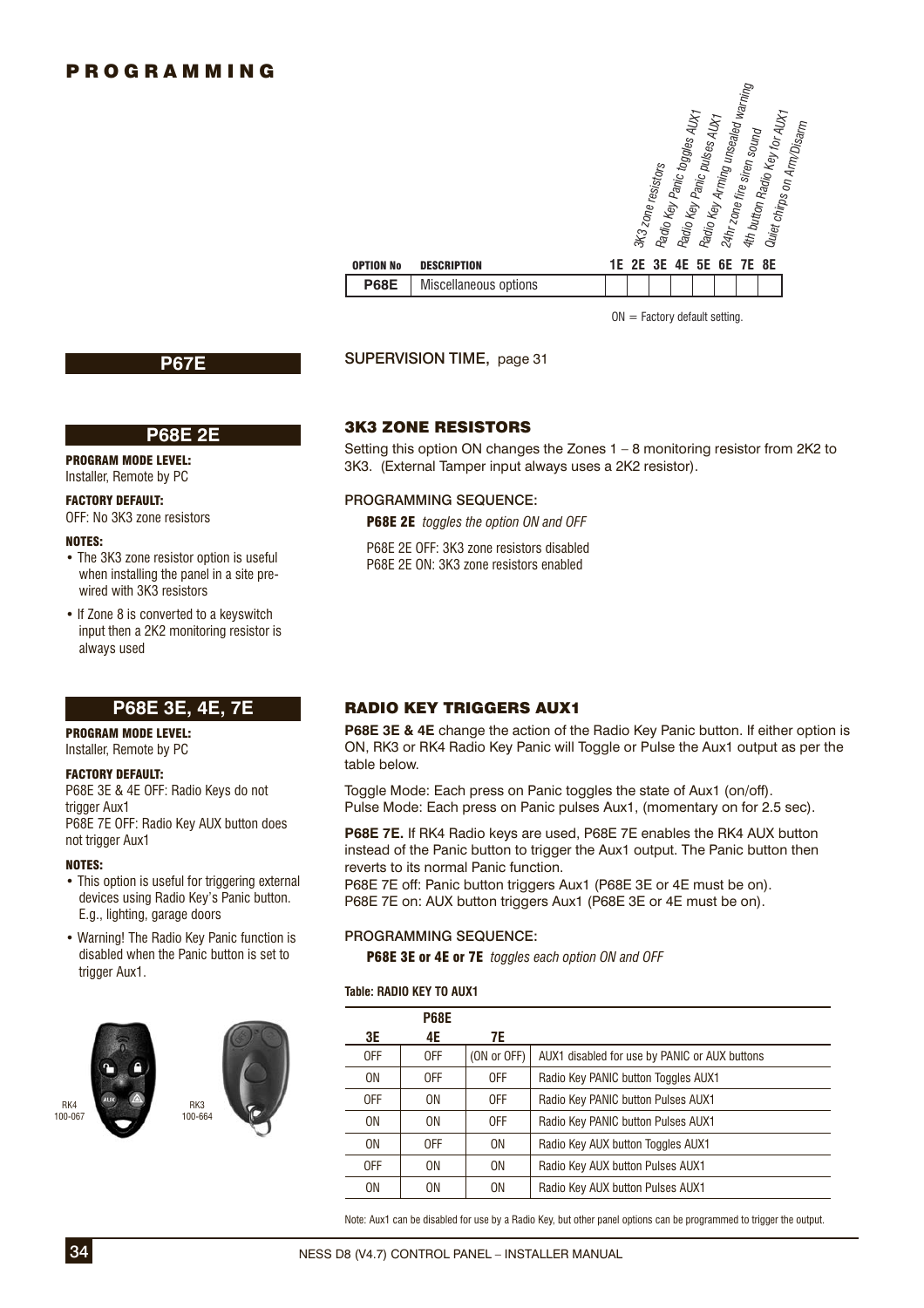# PROGRAMMING

| OPTION No | DESCRIPTION | 1E | 2E 3K3 zone resistors | 3E Radio Key Panic toggles AUX1 | 4E Radio Key Panic pulses AUX1 | 5E Radio Key Arming unsealed warning | 6E 24hr zone fire siren sound | 7E 4th button Radio Key for AUX1 | 8E Quiet chirps on Arm/Disarm |
|---|---|---|---|---|---|---|---|---|---|
| **P68E** | Miscellaneous options | | | | | | | | |

ON = Factory default setting.

## P67E

SUPERVISION TIME, page 31

## P68E 2E

**PROGRAM MODE LEVEL:**
Installer, Remote by PC

**FACTORY DEFAULT:**
OFF: No 3K3 zone resistors

**NOTES:**
- The 3K3 zone resistor option is useful when installing the panel in a site pre-wired with 3K3 resistors
- If Zone 8 is converted to a keyswitch input then a 2K2 monitoring resistor is always used

### 3K3 ZONE RESISTORS

Setting this option ON changes the Zones 1 – 8 monitoring resistor from 2K2 to 3K3. (External Tamper input always uses a 2K2 resistor).

PROGRAMMING SEQUENCE:

**P68E 2E** *toggles the option ON and OFF*

P68E 2E OFF: 3K3 zone resistors disabled
P68E 2E ON: 3K3 zone resistors enabled

## P68E 3E, 4E, 7E

**PROGRAM MODE LEVEL:**
Installer, Remote by PC

**FACTORY DEFAULT:**
P68E 3E & 4E OFF: Radio Keys do not trigger Aux1
P68E 7E OFF: Radio Key AUX button does not trigger Aux1

**NOTES:**
- This option is useful for triggering external devices using Radio Key's Panic button. E.g., lighting, garage doors
- Warning! The Radio Key Panic function is disabled when the Panic button is set to trigger Aux1.

RK4 100-067

RK3 100-664

### RADIO KEY TRIGGERS AUX1

**P68E 3E & 4E** change the action of the Radio Key Panic button. If either option is ON, RK3 or RK4 Radio Key Panic will Toggle or Pulse the Aux1 output as per the table below.

Toggle Mode: Each press on Panic toggles the state of Aux1 (on/off).
Pulse Mode: Each press on Panic pulses Aux1, (momentary on for 2.5 sec).

**P68E 7E.** If RK4 Radio keys are used, P68E 7E enables the RK4 AUX button instead of the Panic button to trigger the Aux1 output. The Panic button then reverts to its normal Panic function.
P68E 7E off: Panic button triggers Aux1 (P68E 3E or 4E must be on).
P68E 7E on: AUX button triggers Aux1 (P68E 3E or 4E must be on).

PROGRAMMING SEQUENCE:

**P68E 3E or 4E or 7E** *toggles each option ON and OFF*

**Table: RADIO KEY TO AUX1**

| | P68E | | |
|---|---|---|---|
| 3E | 4E | 7E | |
| OFF | OFF | (ON or OFF) | AUX1 disabled for use by PANIC or AUX buttons |
| ON | OFF | OFF | Radio Key PANIC button Toggles AUX1 |
| OFF | ON | OFF | Radio Key PANIC button Pulses AUX1 |
| ON | ON | OFF | Radio Key PANIC button Pulses AUX1 |
| ON | OFF | ON | Radio Key AUX button Toggles AUX1 |
| OFF | ON | ON | Radio Key AUX button Pulses AUX1 |
| ON | ON | ON | Radio Key AUX button Pulses AUX1 |

Note: Aux1 can be disabled for use by a Radio Key, but other panel options can be programmed to trigger the output.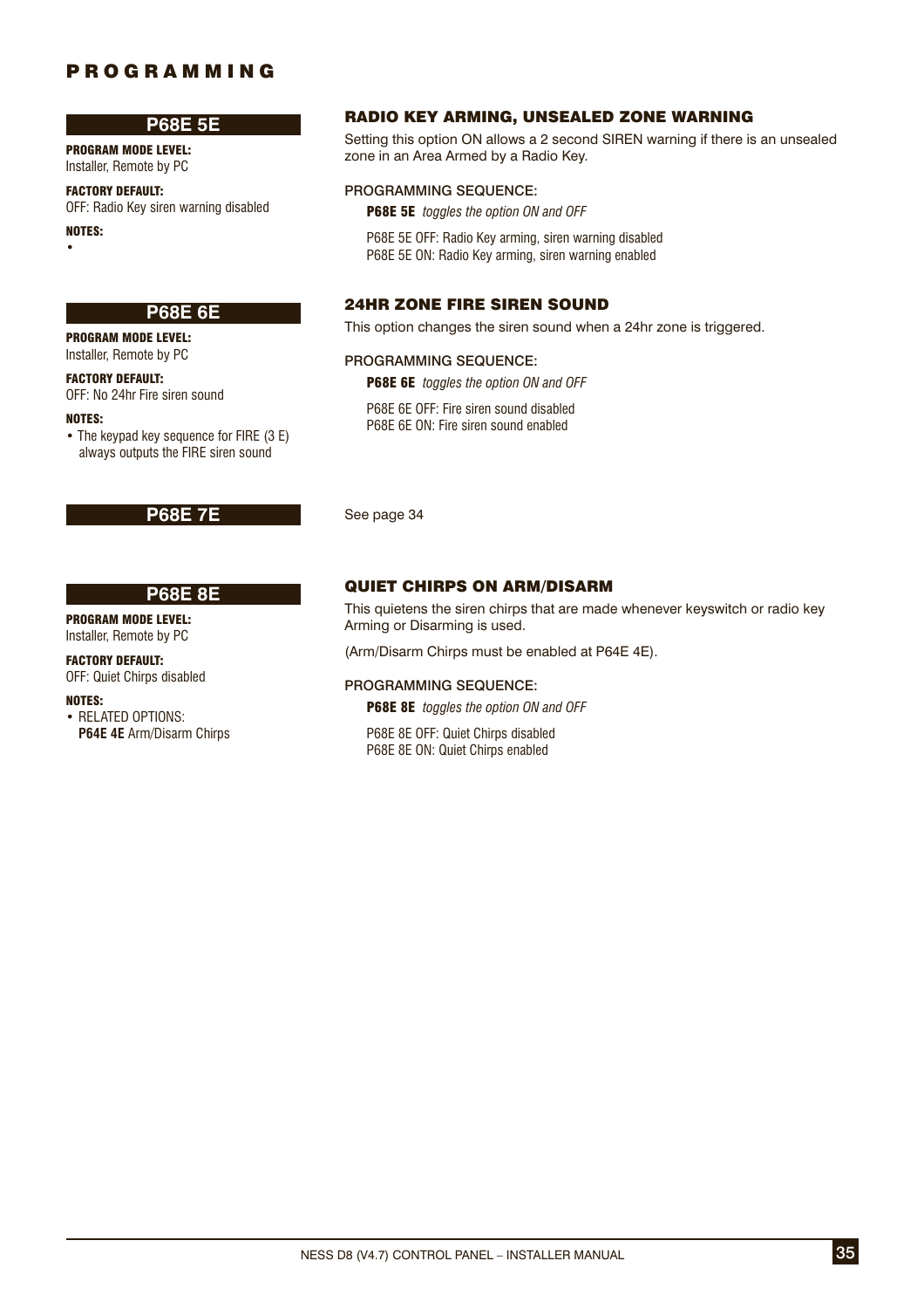# PROGRAMMING

## P68E 5E

**PROGRAM MODE LEVEL:**
Installer, Remote by PC

**FACTORY DEFAULT:**
OFF: Radio Key siren warning disabled

**NOTES:**
•

### RADIO KEY ARMING, UNSEALED ZONE WARNING

Setting this option ON allows a 2 second SIREN warning if there is an unsealed zone in an Area Armed by a Radio Key.

PROGRAMMING SEQUENCE:

**P68E 5E** *toggles the option ON and OFF*

P68E 5E OFF: Radio Key arming, siren warning disabled
P68E 5E ON: Radio Key arming, siren warning enabled

## P68E 6E

**PROGRAM MODE LEVEL:**
Installer, Remote by PC

**FACTORY DEFAULT:**
OFF: No 24hr Fire siren sound

**NOTES:**
- The keypad key sequence for FIRE (3 E) always outputs the FIRE siren sound

### 24HR ZONE FIRE SIREN SOUND

This option changes the siren sound when a 24hr zone is triggered.

PROGRAMMING SEQUENCE:

**P68E 6E** *toggles the option ON and OFF*

P68E 6E OFF: Fire siren sound disabled
P68E 6E ON: Fire siren sound enabled

## P68E 7E

See page 34

## P68E 8E

**PROGRAM MODE LEVEL:**
Installer, Remote by PC

**FACTORY DEFAULT:**
OFF: Quiet Chirps disabled

**NOTES:**
- RELATED OPTIONS:
  **P64E 4E** Arm/Disarm Chirps

### QUIET CHIRPS ON ARM/DISARM

This quietens the siren chirps that are made whenever keyswitch or radio key Arming or Disarming is used.

(Arm/Disarm Chirps must be enabled at P64E 4E).

PROGRAMMING SEQUENCE:

**P68E 8E** *toggles the option ON and OFF*

P68E 8E OFF: Quiet Chirps disabled
P68E 8E ON: Quiet Chirps enabled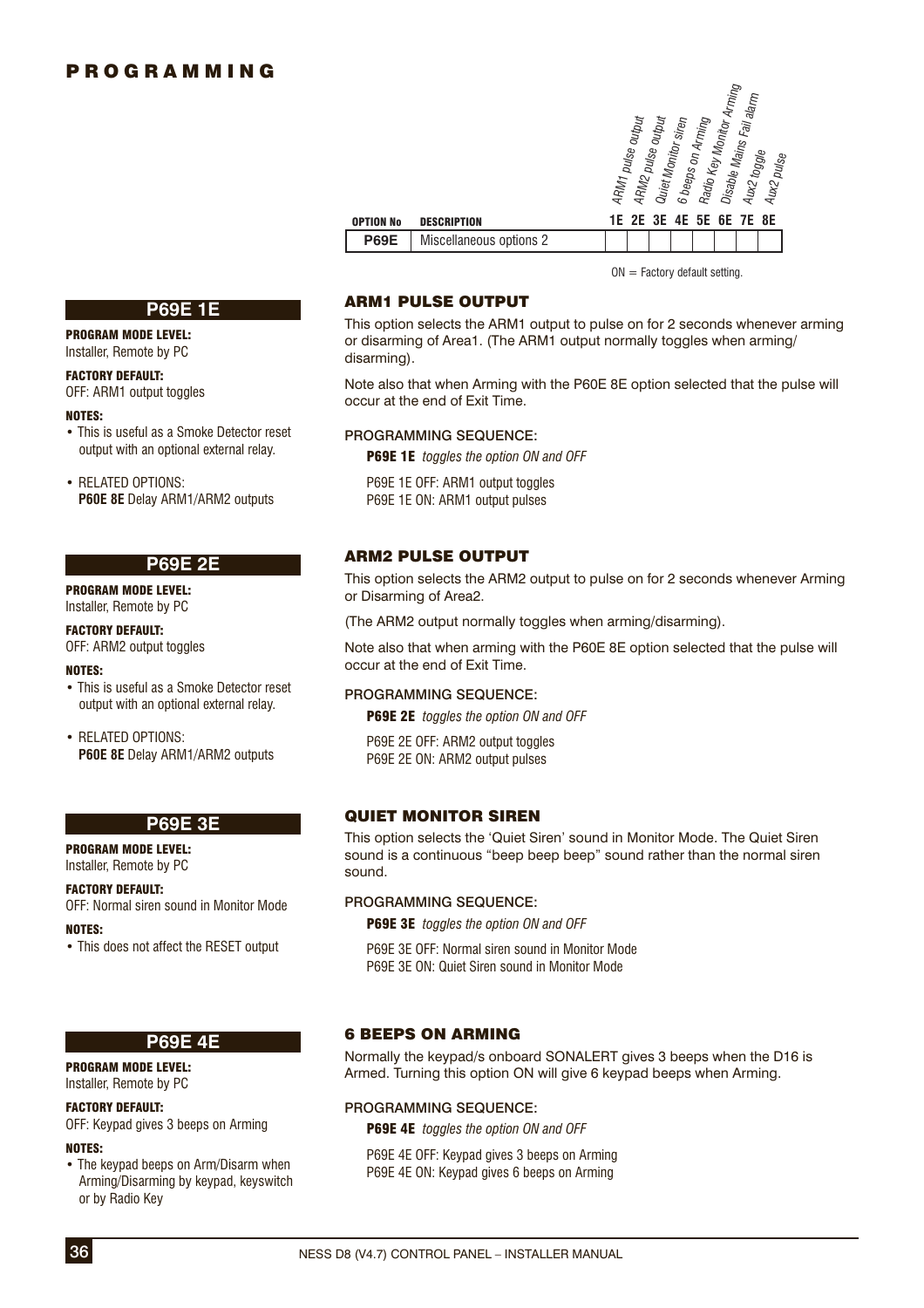# PROGRAMMING

| OPTION No | DESCRIPTION | 1E ARM1 pulse output | 2E ARM2 pulse output | 3E Quiet Monitor siren | 4E 6 beeps on Arming | 5E Radio Key Monitor Arming | 6E Disable Mains Fail alarm | 7E Aux2 toggle | 8E Aux2 pulse |
|---|---|---|---|---|---|---|---|---|---|
| **P69E** | Miscellaneous options 2 | | | | | | | | |

ON = Factory default setting.

## P69E 1E

**PROGRAM MODE LEVEL:**
Installer, Remote by PC

**FACTORY DEFAULT:**
OFF: ARM1 output toggles

**NOTES:**
- This is useful as a Smoke Detector reset output with an optional external relay.
- RELATED OPTIONS:
  **P60E 8E** Delay ARM1/ARM2 outputs

### ARM1 PULSE OUTPUT

This option selects the ARM1 output to pulse on for 2 seconds whenever arming or disarming of Area1. (The ARM1 output normally toggles when arming/ disarming).

Note also that when Arming with the P60E 8E option selected that the pulse will occur at the end of Exit Time.

**PROGRAMMING SEQUENCE:**

**P69E 1E** *toggles the option ON and OFF*

P69E 1E OFF: ARM1 output toggles
P69E 1E ON: ARM1 output pulses

## P69E 2E

**PROGRAM MODE LEVEL:**
Installer, Remote by PC

**FACTORY DEFAULT:**
OFF: ARM2 output toggles

**NOTES:**
- This is useful as a Smoke Detector reset output with an optional external relay.
- RELATED OPTIONS:
  **P60E 8E** Delay ARM1/ARM2 outputs

### ARM2 PULSE OUTPUT

This option selects the ARM2 output to pulse on for 2 seconds whenever Arming or Disarming of Area2.

(The ARM2 output normally toggles when arming/disarming).

Note also that when arming with the P60E 8E option selected that the pulse will occur at the end of Exit Time.

**PROGRAMMING SEQUENCE:**

**P69E 2E** *toggles the option ON and OFF*

P69E 2E OFF: ARM2 output toggles
P69E 2E ON: ARM2 output pulses

## P69E 3E

**PROGRAM MODE LEVEL:**
Installer, Remote by PC

**FACTORY DEFAULT:**
OFF: Normal siren sound in Monitor Mode

**NOTES:**
- This does not affect the RESET output

### QUIET MONITOR SIREN

This option selects the 'Quiet Siren' sound in Monitor Mode. The Quiet Siren sound is a continuous "beep beep beep" sound rather than the normal siren sound.

**PROGRAMMING SEQUENCE:**

**P69E 3E** *toggles the option ON and OFF*

P69E 3E OFF: Normal siren sound in Monitor Mode
P69E 3E ON: Quiet Siren sound in Monitor Mode

## P69E 4E

**PROGRAM MODE LEVEL:**
Installer, Remote by PC

**FACTORY DEFAULT:**
OFF: Keypad gives 3 beeps on Arming

**NOTES:**
- The keypad beeps on Arm/Disarm when Arming/Disarming by keypad, keyswitch or by Radio Key

### 6 BEEPS ON ARMING

Normally the keypad/s onboard SONALERT gives 3 beeps when the D16 is Armed. Turning this option ON will give 6 keypad beeps when Arming.

**PROGRAMMING SEQUENCE:**

**P69E 4E** *toggles the option ON and OFF*

P69E 4E OFF: Keypad gives 3 beeps on Arming
P69E 4E ON: Keypad gives 6 beeps on Arming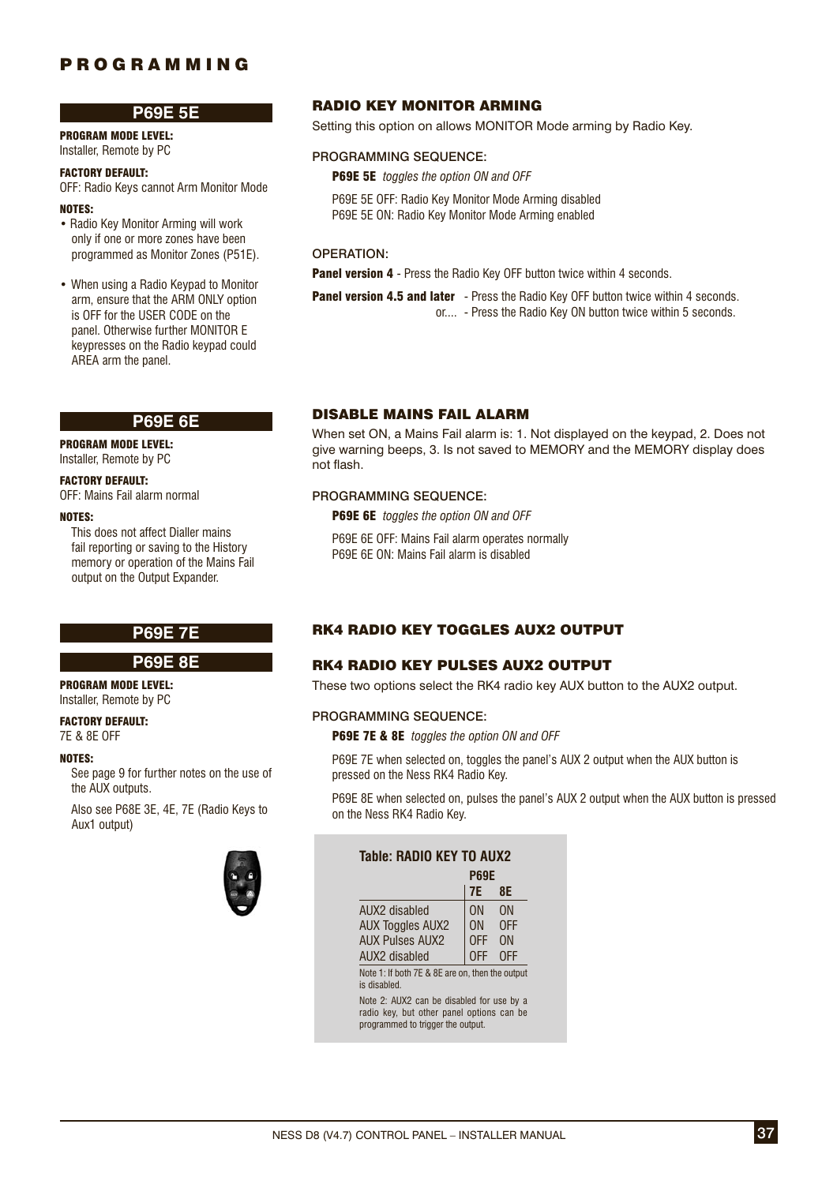# PROGRAMMING

## P69E 5E

**PROGRAM MODE LEVEL:**
Installer, Remote by PC

**FACTORY DEFAULT:**
OFF: Radio Keys cannot Arm Monitor Mode

**NOTES:**

- Radio Key Monitor Arming will work only if one or more zones have been programmed as Monitor Zones (P51E).
- When using a Radio Keypad to Monitor arm, ensure that the ARM ONLY option is OFF for the USER CODE on the panel. Otherwise further MONITOR E keypresses on the Radio keypad could AREA arm the panel.

### RADIO KEY MONITOR ARMING

Setting this option on allows MONITOR Mode arming by Radio Key.

PROGRAMMING SEQUENCE:

**P69E 5E** *toggles the option ON and OFF*

P69E 5E OFF: Radio Key Monitor Mode Arming disabled
P69E 5E ON: Radio Key Monitor Mode Arming enabled

OPERATION:

**Panel version 4** - Press the Radio Key OFF button twice within 4 seconds.

**Panel version 4.5 and later** - Press the Radio Key OFF button twice within 4 seconds.
or.... - Press the Radio Key ON button twice within 5 seconds.

## P69E 6E

**PROGRAM MODE LEVEL:**
Installer, Remote by PC

**FACTORY DEFAULT:**
OFF: Mains Fail alarm normal

**NOTES:**

This does not affect Dialler mains fail reporting or saving to the History memory or operation of the Mains Fail output on the Output Expander.

### DISABLE MAINS FAIL ALARM

When set ON, a Mains Fail alarm is: 1. Not displayed on the keypad, 2. Does not give warning beeps, 3. Is not saved to MEMORY and the MEMORY display does not flash.

PROGRAMMING SEQUENCE:

**P69E 6E** *toggles the option ON and OFF*

P69E 6E OFF: Mains Fail alarm operates normally
P69E 6E ON: Mains Fail alarm is disabled

## P69E 7E

## P69E 8E

**PROGRAM MODE LEVEL:**
Installer, Remote by PC

**FACTORY DEFAULT:**
7E & 8E OFF

**NOTES:**

See page 9 for further notes on the use of the AUX outputs.

Also see P68E 3E, 4E, 7E (Radio Keys to Aux1 output)

### RK4 RADIO KEY TOGGLES AUX2 OUTPUT

### RK4 RADIO KEY PULSES AUX2 OUTPUT

These two options select the RK4 radio key AUX button to the AUX2 output.

PROGRAMMING SEQUENCE:

**P69E 7E & 8E** *toggles the option ON and OFF*

P69E 7E when selected on, toggles the panel's AUX 2 output when the AUX button is pressed on the Ness RK4 Radio Key.

P69E 8E when selected on, pulses the panel's AUX 2 output when the AUX button is pressed on the Ness RK4 Radio Key.

**Table: RADIO KEY TO AUX2**

| | P69E 7E | P69E 8E |
|---|---|---|
| AUX2 disabled | ON | ON |
| AUX Toggles AUX2 | ON | OFF |
| AUX Pulses AUX2 | OFF | ON |
| AUX2 disabled | OFF | OFF |

Note 1: If both 7E & 8E are on, then the output is disabled.

Note 2: AUX2 can be disabled for use by a radio key, but other panel options can be programmed to trigger the output.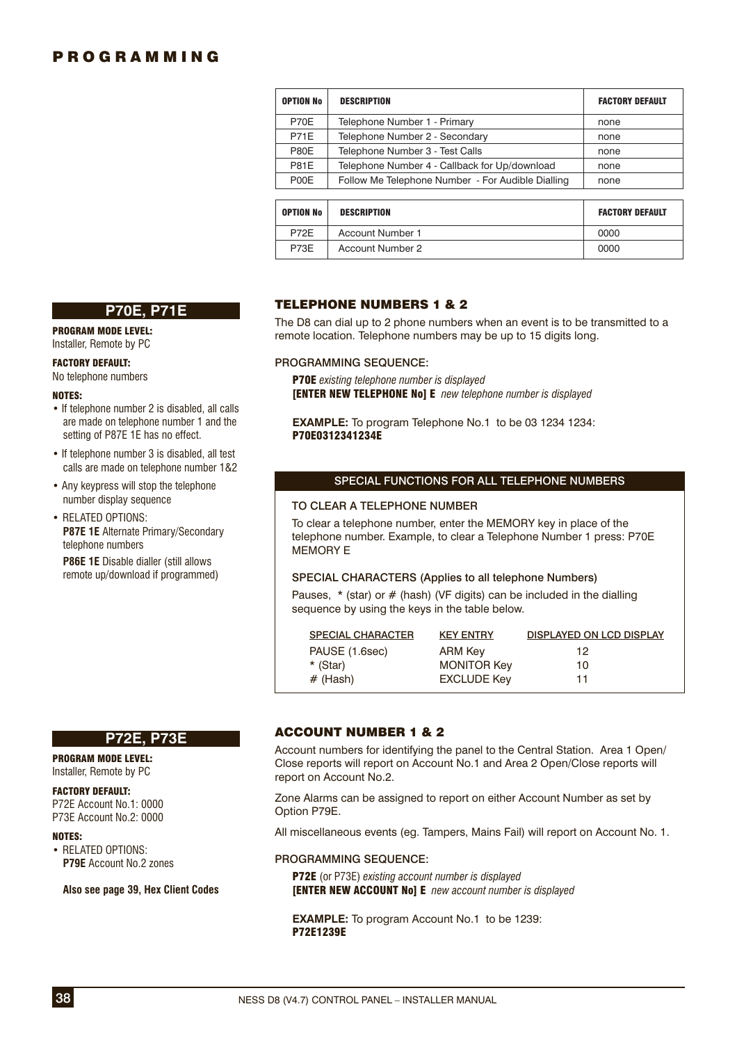# PROGRAMMING

| OPTION No | DESCRIPTION | FACTORY DEFAULT |
|---|---|---|
| P70E | Telephone Number 1 - Primary | none |
| P71E | Telephone Number 2 - Secondary | none |
| P80E | Telephone Number 3 - Test Calls | none |
| P81E | Telephone Number 4 - Callback for Up/download | none |
| P00E | Follow Me Telephone Number - For Audible Dialling | none |

| OPTION No | DESCRIPTION | FACTORY DEFAULT |
|---|---|---|
| P72E | Account Number 1 | 0000 |
| P73E | Account Number 2 | 0000 |

## P70E, P71E

**PROGRAM MODE LEVEL:**
Installer, Remote by PC

**FACTORY DEFAULT:**
No telephone numbers

**NOTES:**

- If telephone number 2 is disabled, all calls are made on telephone number 1 and the setting of P87E 1E has no effect.
- If telephone number 3 is disabled, all test calls are made on telephone number 1&2
- Any keypress will stop the telephone number display sequence
- RELATED OPTIONS:
  **P87E 1E** Alternate Primary/Secondary telephone numbers
  **P86E 1E** Disable dialler (still allows remote up/download if programmed)

### TELEPHONE NUMBERS 1 & 2

The D8 can dial up to 2 phone numbers when an event is to be transmitted to a remote location. Telephone numbers may be up to 15 digits long.

PROGRAMMING SEQUENCE:

**P70E** *existing telephone number is displayed*
**[ENTER NEW TELEPHONE No] E** *new telephone number is displayed*

**EXAMPLE:** To program Telephone No.1 to be 03 1234 1234:
**P70E0312341234E**

#### SPECIAL FUNCTIONS FOR ALL TELEPHONE NUMBERS

TO CLEAR A TELEPHONE NUMBER

To clear a telephone number, enter the MEMORY key in place of the telephone number. Example, to clear a Telephone Number 1 press: P70E MEMORY E

SPECIAL CHARACTERS (Applies to all telephone Numbers)

Pauses, * (star) or # (hash) (VF digits) can be included in the dialling sequence by using the keys in the table below.

| SPECIAL CHARACTER | KEY ENTRY | DISPLAYED ON LCD DISPLAY |
|---|---|---|
| PAUSE (1.6sec) | ARM Key | 12 |
| * (Star) | MONITOR Key | 10 |
| # (Hash) | EXCLUDE Key | 11 |

## P72E, P73E

**PROGRAM MODE LEVEL:**
Installer, Remote by PC

**FACTORY DEFAULT:**
P72E Account No.1: 0000
P73E Account No.2: 0000

**NOTES:**

- RELATED OPTIONS:
  **P79E** Account No.2 zones

**Also see page 39, Hex Client Codes**

### ACCOUNT NUMBER 1 & 2

Account numbers for identifying the panel to the Central Station. Area 1 Open/Close reports will report on Account No.1 and Area 2 Open/Close reports will report on Account No.2.

Zone Alarms can be assigned to report on either Account Number as set by Option P79E.

All miscellaneous events (eg. Tampers, Mains Fail) will report on Account No. 1.

PROGRAMMING SEQUENCE:

**P72E** (or P73E) *existing account number is displayed*
**[ENTER NEW ACCOUNT No] E** *new account number is displayed*

**EXAMPLE:** To program Account No.1 to be 1239:
**P72E1239E**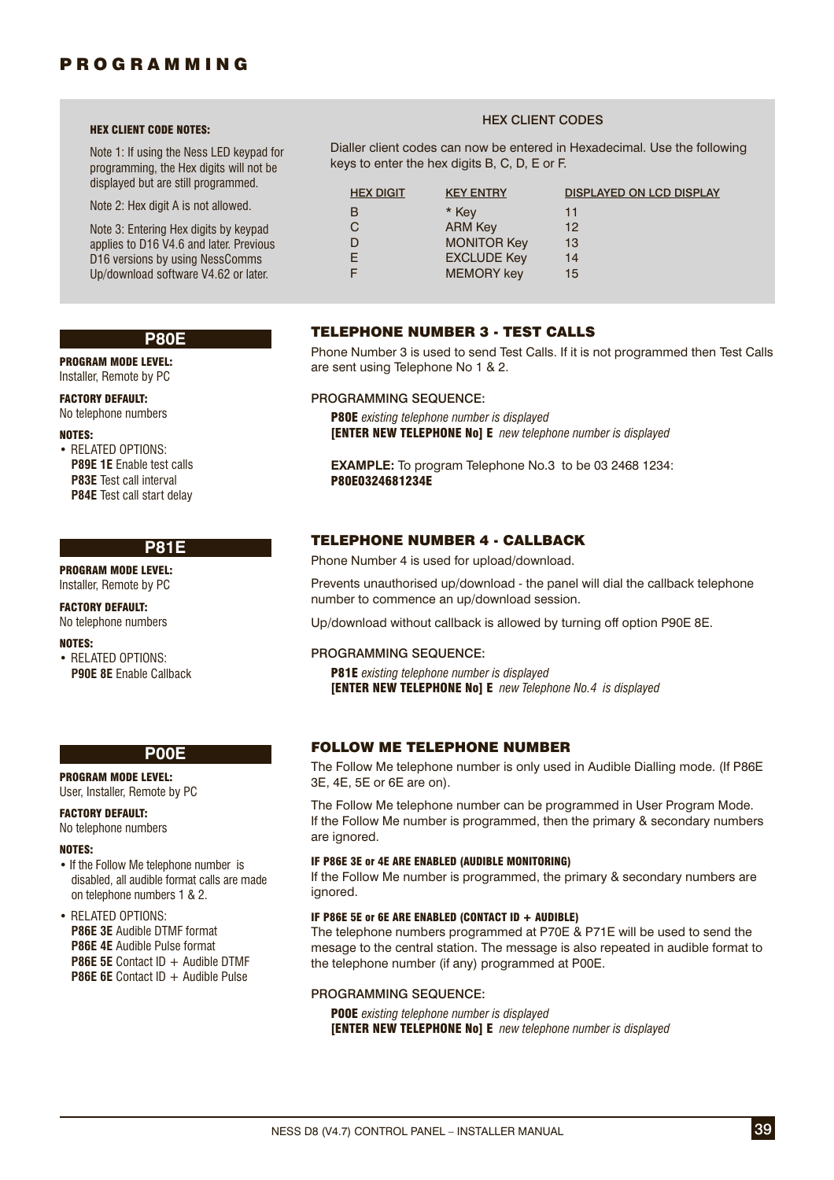# PROGRAMMING

#### HEX CLIENT CODE NOTES:

Note 1: If using the Ness LED keypad for programming, the Hex digits will not be displayed but are still programmed.

Note 2: Hex digit A is not allowed.

Note 3: Entering Hex digits by keypad applies to D16 V4.6 and later. Previous D16 versions by using NessComms Up/download software V4.62 or later.

#### HEX CLIENT CODES

Dialler client codes can now be entered in Hexadecimal. Use the following keys to enter the hex digits B, C, D, E or F.

| HEX DIGIT | KEY ENTRY | DISPLAYED ON LCD DISPLAY |
|---|---|---|
| B | * Key | 11 |
| C | ARM Key | 12 |
| D | MONITOR Key | 13 |
| E | EXCLUDE Key | 14 |
| F | MEMORY key | 15 |

## P80E

**PROGRAM MODE LEVEL:**
Installer, Remote by PC

**FACTORY DEFAULT:**
No telephone numbers

**NOTES:**
- RELATED OPTIONS:
  **P89E 1E** Enable test calls
  **P83E** Test call interval
  **P84E** Test call start delay

### TELEPHONE NUMBER 3 - TEST CALLS

Phone Number 3 is used to send Test Calls. If it is not programmed then Test Calls are sent using Telephone No 1 & 2.

PROGRAMMING SEQUENCE:

**P80E** *existing telephone number is displayed*
**[ENTER NEW TELEPHONE No] E** *new telephone number is displayed*

**EXAMPLE:** To program Telephone No.3 to be 03 2468 1234:
**P80E0324681234E**

## P81E

**PROGRAM MODE LEVEL:**
Installer, Remote by PC

**FACTORY DEFAULT:**
No telephone numbers

**NOTES:**
- RELATED OPTIONS:
  **P90E 8E** Enable Callback

### TELEPHONE NUMBER 4 - CALLBACK

Phone Number 4 is used for upload/download.

Prevents unauthorised up/download - the panel will dial the callback telephone number to commence an up/download session.

Up/download without callback is allowed by turning off option P90E 8E.

PROGRAMMING SEQUENCE:

**P81E** *existing telephone number is displayed*
**[ENTER NEW TELEPHONE No] E** *new Telephone No.4 is displayed*

## P00E

**PROGRAM MODE LEVEL:**
User, Installer, Remote by PC

**FACTORY DEFAULT:**
No telephone numbers

**NOTES:**
- If the Follow Me telephone number is disabled, all audible format calls are made on telephone numbers 1 & 2.
- RELATED OPTIONS:
  **P86E 3E** Audible DTMF format
  **P86E 4E** Audible Pulse format
  **P86E 5E** Contact ID + Audible DTMF
  **P86E 6E** Contact ID + Audible Pulse

### FOLLOW ME TELEPHONE NUMBER

The Follow Me telephone number is only used in Audible Dialling mode. (If P86E 3E, 4E, 5E or 6E are on).

The Follow Me telephone number can be programmed in User Program Mode. If the Follow Me number is programmed, then the primary & secondary numbers are ignored.

#### IF P86E 3E or 4E ARE ENABLED (AUDIBLE MONITORING)

If the Follow Me number is programmed, the primary & secondary numbers are ignored.

#### IF P86E 5E or 6E ARE ENABLED (CONTACT ID + AUDIBLE)

The telephone numbers programmed at P70E & P71E will be used to send the mesage to the central station. The message is also repeated in audible format to the telephone number (if any) programmed at P00E.

PROGRAMMING SEQUENCE:

**P00E** *existing telephone number is displayed*
**[ENTER NEW TELEPHONE No] E** *new telephone number is displayed*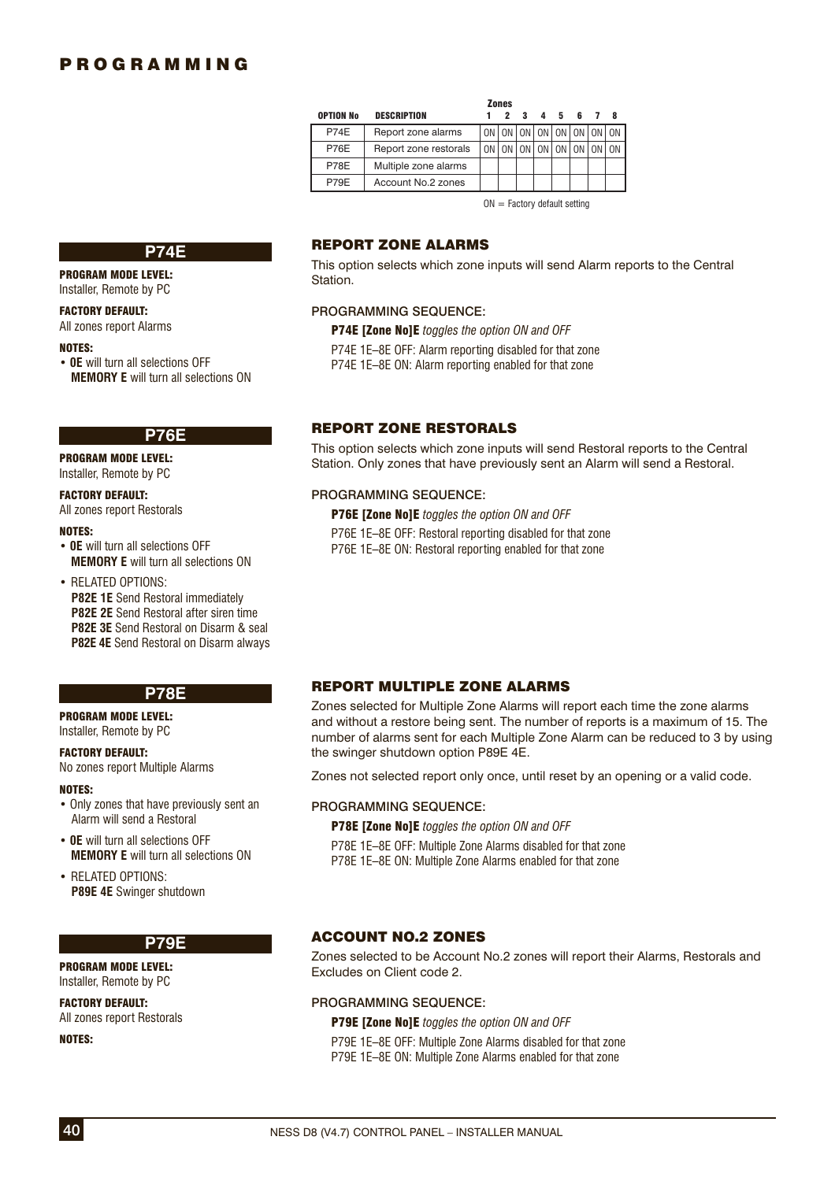# PROGRAMMING

| OPTION No | DESCRIPTION | Zones 1 | 2 | 3 | 4 | 5 | 6 | 7 | 8 |
|---|---|---|---|---|---|---|---|---|---|
| P74E | Report zone alarms | ON | ON | ON | ON | ON | ON | ON | ON |
| P76E | Report zone restorals | ON | ON | ON | ON | ON | ON | ON | ON |
| P78E | Multiple zone alarms | | | | | | | | |
| P79E | Account No.2 zones | | | | | | | | |

ON = Factory default setting

## P74E

**PROGRAM MODE LEVEL:**
Installer, Remote by PC

**FACTORY DEFAULT:**
All zones report Alarms

**NOTES:**

- **0E** will turn all selections OFF
  **MEMORY E** will turn all selections ON

### REPORT ZONE ALARMS

This option selects which zone inputs will send Alarm reports to the Central Station.

PROGRAMMING SEQUENCE:

**P74E [Zone No]E** *toggles the option ON and OFF*

P74E 1E–8E OFF: Alarm reporting disabled for that zone
P74E 1E–8E ON: Alarm reporting enabled for that zone

## P76E

**PROGRAM MODE LEVEL:**
Installer, Remote by PC

**FACTORY DEFAULT:**
All zones report Restorals

**NOTES:**

- **0E** will turn all selections OFF
  **MEMORY E** will turn all selections ON
- RELATED OPTIONS:
  **P82E 1E** Send Restoral immediately
  **P82E 2E** Send Restoral after siren time
  **P82E 3E** Send Restoral on Disarm & seal
  **P82E 4E** Send Restoral on Disarm always

### REPORT ZONE RESTORALS

This option selects which zone inputs will send Restoral reports to the Central Station. Only zones that have previously sent an Alarm will send a Restoral.

PROGRAMMING SEQUENCE:

**P76E [Zone No]E** *toggles the option ON and OFF*

P76E 1E–8E OFF: Restoral reporting disabled for that zone
P76E 1E–8E ON: Restoral reporting enabled for that zone

## P78E

**PROGRAM MODE LEVEL:**
Installer, Remote by PC

**FACTORY DEFAULT:**
No zones report Multiple Alarms

**NOTES:**

- Only zones that have previously sent an Alarm will send a Restoral
- **0E** will turn all selections OFF
  **MEMORY E** will turn all selections ON
- RELATED OPTIONS:
  **P89E 4E** Swinger shutdown

### REPORT MULTIPLE ZONE ALARMS

Zones selected for Multiple Zone Alarms will report each time the zone alarms and without a restore being sent. The number of reports is a maximum of 15. The number of alarms sent for each Multiple Zone Alarm can be reduced to 3 by using the swinger shutdown option P89E 4E.

Zones not selected report only once, until reset by an opening or a valid code.

PROGRAMMING SEQUENCE:

**P78E [Zone No]E** *toggles the option ON and OFF*

P78E 1E–8E OFF: Multiple Zone Alarms disabled for that zone
P78E 1E–8E ON: Multiple Zone Alarms enabled for that zone

## P79E

**PROGRAM MODE LEVEL:**
Installer, Remote by PC

**FACTORY DEFAULT:**
All zones report Restorals

**NOTES:**

### ACCOUNT NO.2 ZONES

Zones selected to be Account No.2 zones will report their Alarms, Restorals and Excludes on Client code 2.

PROGRAMMING SEQUENCE:

**P79E [Zone No]E** *toggles the option ON and OFF*

P79E 1E–8E OFF: Multiple Zone Alarms disabled for that zone
P79E 1E–8E ON: Multiple Zone Alarms enabled for that zone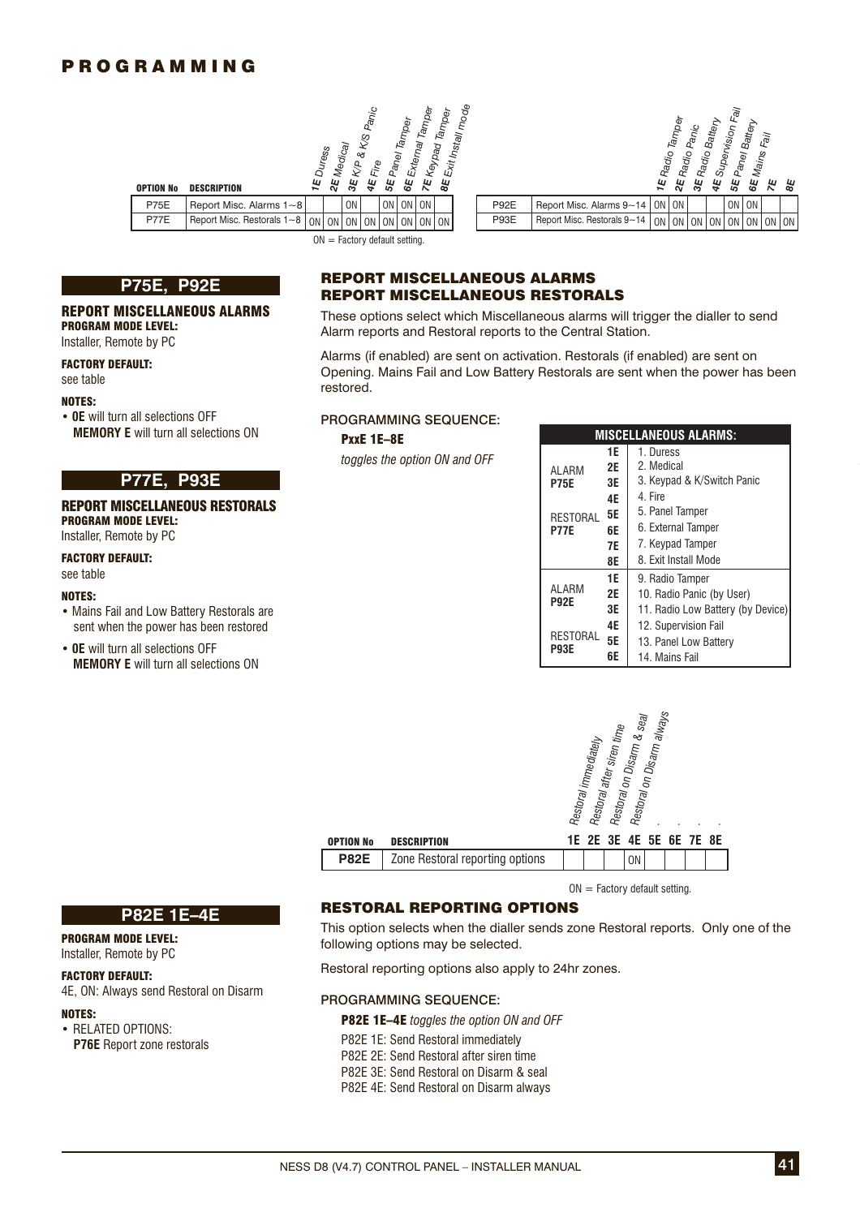# PROGRAMMING

| OPTION No | DESCRIPTION | 1E Duress | 2E Medical | 3E K/P & K/S Panic | 4E Fire | 5E Panel Tamper | 6E External Tamper | 7E Keypad Tamper | 8E Exit Install mode |
|---|---|---|---|---|---|---|---|---|---|
| P75E | Report Misc. Alarms 1~8 | | | ON | | ON | ON | ON | |
| P77E | Report Misc. Restorals 1~8 | ON | ON | ON | ON | ON | ON | ON | ON |

| OPTION No | DESCRIPTION | 1E Radio Tamper | 2E Radio Panic | 3E Radio Battery | 4E Supervision Fail | 5E Panel Battery | 6E Mains Fail | 7E | 8E |
|---|---|---|---|---|---|---|---|---|---|
| P92E | Report Misc. Alarms 9~14 | ON | ON | | | ON | ON | | |
| P93E | Report Misc. Restorals 9~14 | ON | ON | ON | ON | ON | ON | ON | ON |

ON = Factory default setting.

## P75E, P92E

### REPORT MISCELLANEOUS ALARMS

**PROGRAM MODE LEVEL:**
Installer, Remote by PC

**FACTORY DEFAULT:**
see table

**NOTES:**
- **0E** will turn all selections OFF
  **MEMORY E** will turn all selections ON

## P77E, P93E

### REPORT MISCELLANEOUS RESTORALS

**PROGRAM MODE LEVEL:**
Installer, Remote by PC

**FACTORY DEFAULT:**
see table

**NOTES:**
- Mains Fail and Low Battery Restorals are sent when the power has been restored
- **0E** will turn all selections OFF
  **MEMORY E** will turn all selections ON

### REPORT MISCELLANEOUS ALARMS
### REPORT MISCELLANEOUS RESTORALS

These options select which Miscellaneous alarms will trigger the dialler to send Alarm reports and Restoral reports to the Central Station.

Alarms (if enabled) are sent on activation. Restorals (if enabled) are sent on Opening. Mains Fail and Low Battery Restorals are sent when the power has been restored.

PROGRAMMING SEQUENCE:

**PxxE 1E–8E**

*toggles the option ON and OFF*

| MISCELLANEOUS ALARMS: | | |
|---|---|---|
| ALARM P75E / RESTORAL P77E | 1E | 1. Duress |
| | 2E | 2. Medical |
| | 3E | 3. Keypad & K/Switch Panic |
| | 4E | 4. Fire |
| | 5E | 5. Panel Tamper |
| | 6E | 6. External Tamper |
| | 7E | 7. Keypad Tamper |
| | 8E | 8. Exit Install Mode |
| ALARM P92E / RESTORAL P93E | 1E | 9. Radio Tamper |
| | 2E | 10. Radio Panic (by User) |
| | 3E | 11. Radio Low Battery (by Device) |
| | 4E | 12. Supervision Fail |
| | 5E | 13. Panel Low Battery |
| | 6E | 14. Mains Fail |

| OPTION No | DESCRIPTION | 1E Restoral immediately | 2E Restoral after siren time | 3E Restoral on Disarm & seal | 4E Restoral on Disarm always | 5E | 6E | 7E | 8E |
|---|---|---|---|---|---|---|---|---|---|
| **P82E** | Zone Restoral reporting options | | | | ON | | | | |

ON = Factory default setting.

## P82E 1E–4E

**PROGRAM MODE LEVEL:**
Installer, Remote by PC

**FACTORY DEFAULT:**
4E, ON: Always send Restoral on Disarm

**NOTES:**
- RELATED OPTIONS:
  **P76E** Report zone restorals

### RESTORAL REPORTING OPTIONS

This option selects when the dialler sends zone Restoral reports. Only one of the following options may be selected.

Restoral reporting options also apply to 24hr zones.

PROGRAMMING SEQUENCE:

**P82E 1E–4E** *toggles the option ON and OFF*

P82E 1E: Send Restoral immediately
P82E 2E: Send Restoral after siren time
P82E 3E: Send Restoral on Disarm & seal
P82E 4E: Send Restoral on Disarm always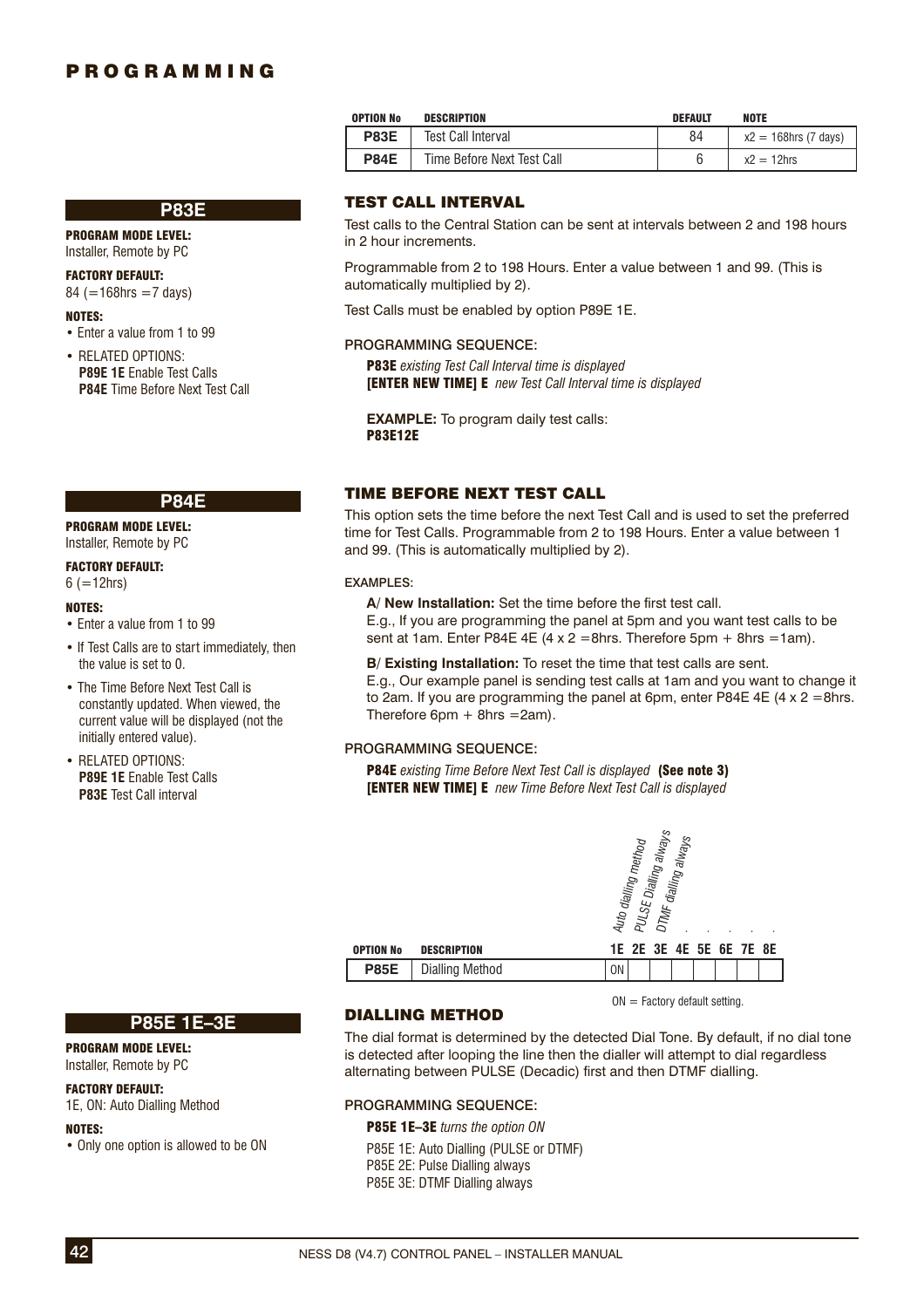# PROGRAMMING

| OPTION No | DESCRIPTION | DEFAULT | NOTE |
|---|---|---|---|
| **P83E** | Test Call Interval | 84 | x2 = 168hrs (7 days) |
| **P84E** | Time Before Next Test Call | 6 | x2 = 12hrs |

## P83E

**PROGRAM MODE LEVEL:**
Installer, Remote by PC

**FACTORY DEFAULT:**
84 (=168hrs =7 days)

**NOTES:**
- Enter a value from 1 to 99
- RELATED OPTIONS:
  **P89E 1E** Enable Test Calls
  **P84E** Time Before Next Test Call

### TEST CALL INTERVAL

Test calls to the Central Station can be sent at intervals between 2 and 198 hours in 2 hour increments.

Programmable from 2 to 198 Hours. Enter a value between 1 and 99. (This is automatically multiplied by 2).

Test Calls must be enabled by option P89E 1E.

PROGRAMMING SEQUENCE:

**P83E** *existing Test Call Interval time is displayed*
**[ENTER NEW TIME] E** *new Test Call Interval time is displayed*

**EXAMPLE:** To program daily test calls:
**P83E12E**

## P84E

**PROGRAM MODE LEVEL:**
Installer, Remote by PC

**FACTORY DEFAULT:**
6 (=12hrs)

**NOTES:**
- Enter a value from 1 to 99
- If Test Calls are to start immediately, then the value is set to 0.
- The Time Before Next Test Call is constantly updated. When viewed, the current value will be displayed (not the initially entered value).
- RELATED OPTIONS:
  **P89E 1E** Enable Test Calls
  **P83E** Test Call interval

### TIME BEFORE NEXT TEST CALL

This option sets the time before the next Test Call and is used to set the preferred time for Test Calls. Programmable from 2 to 198 Hours. Enter a value between 1 and 99. (This is automatically multiplied by 2).

EXAMPLES:

**A/ New Installation:** Set the time before the first test call.
E.g., If you are programming the panel at 5pm and you want test calls to be sent at 1am. Enter P84E 4E (4 x 2 =8hrs. Therefore 5pm + 8hrs =1am).

**B/ Existing Installation:** To reset the time that test calls are sent.
E.g., Our example panel is sending test calls at 1am and you want to change it to 2am. If you are programming the panel at 6pm, enter P84E 4E (4 x 2 =8hrs. Therefore 6pm + 8hrs =2am).

PROGRAMMING SEQUENCE:

**P84E** *existing Time Before Next Test Call is displayed* **(See note 3)**
**[ENTER NEW TIME] E** *new Time Before Next Test Call is displayed*

| OPTION No | DESCRIPTION | 1E Auto dialling method | 2E PULSE Dialling always | 3E DTMF dialling always | 4E . | 5E . | 6E . | 7E . | 8E . |
|---|---|---|---|---|---|---|---|---|---|
| **P85E** | Dialling Method | ON | | | | | | | |

ON = Factory default setting.

## P85E 1E–3E

**PROGRAM MODE LEVEL:**
Installer, Remote by PC

**FACTORY DEFAULT:**
1E, ON: Auto Dialling Method

**NOTES:**
- Only one option is allowed to be ON

### DIALLING METHOD

The dial format is determined by the detected Dial Tone. By default, if no dial tone is detected after looping the line then the dialler will attempt to dial regardless alternating between PULSE (Decadic) first and then DTMF dialling.

PROGRAMMING SEQUENCE:

**P85E 1E–3E** *turns the option ON*

P85E 1E: Auto Dialling (PULSE or DTMF)
P85E 2E: Pulse Dialling always
P85E 3E: DTMF Dialling always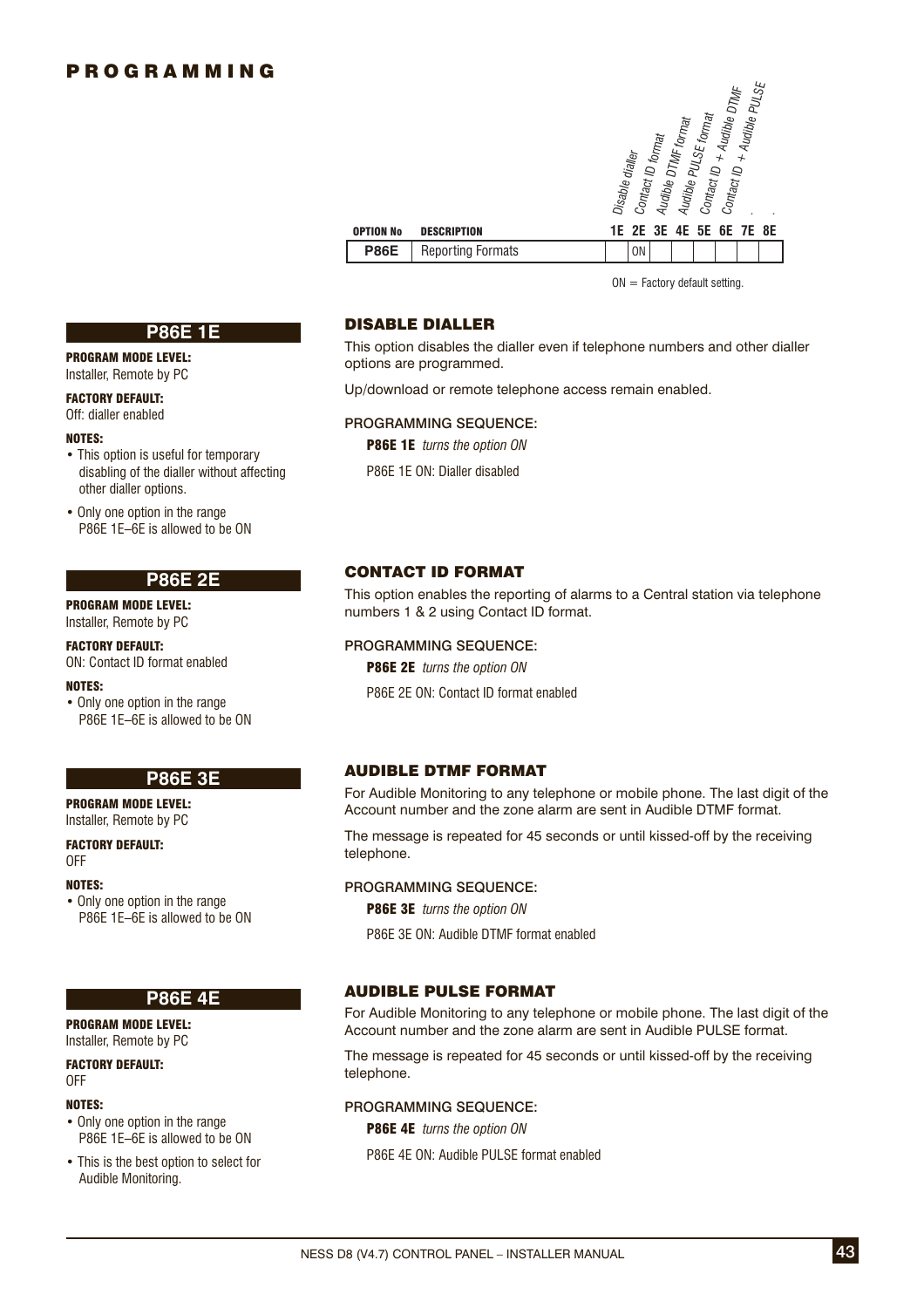## PROGRAMMING

| OPTION No | DESCRIPTION | 1E Disable dialler | 2E Contact ID format | 3E Audible DTMF format | 4E Audible PULSE format | 5E Contact ID + Audible DTMF | 6E Contact ID + Audible PULSE | 7E . | 8E . |
|---|---|---|---|---|---|---|---|---|---|
| **P86E** | Reporting Formats | | ON | | | | | | |

ON = Factory default setting.

### P86E 1E

**PROGRAM MODE LEVEL:**
Installer, Remote by PC

**FACTORY DEFAULT:**
Off: dialler enabled

**NOTES:**
- This option is useful for temporary disabling of the dialler without affecting other dialler options.
- Only one option in the range P86E 1E–6E is allowed to be ON

### DISABLE DIALLER

This option disables the dialler even if telephone numbers and other dialler options are programmed.

Up/download or remote telephone access remain enabled.

PROGRAMMING SEQUENCE:

**P86E 1E** *turns the option ON*

P86E 1E ON: Dialler disabled

### P86E 2E

**PROGRAM MODE LEVEL:**
Installer, Remote by PC

**FACTORY DEFAULT:**
ON: Contact ID format enabled

**NOTES:**
- Only one option in the range P86E 1E–6E is allowed to be ON

### CONTACT ID FORMAT

This option enables the reporting of alarms to a Central station via telephone numbers 1 & 2 using Contact ID format.

PROGRAMMING SEQUENCE:

**P86E 2E** *turns the option ON*

P86E 2E ON: Contact ID format enabled

### P86E 3E

**PROGRAM MODE LEVEL:**
Installer, Remote by PC

**FACTORY DEFAULT:**
OFF

**NOTES:**
- Only one option in the range P86E 1E–6E is allowed to be ON

### AUDIBLE DTMF FORMAT

For Audible Monitoring to any telephone or mobile phone. The last digit of the Account number and the zone alarm are sent in Audible DTMF format.

The message is repeated for 45 seconds or until kissed-off by the receiving telephone.

PROGRAMMING SEQUENCE:

**P86E 3E** *turns the option ON*

P86E 3E ON: Audible DTMF format enabled

### P86E 4E

**PROGRAM MODE LEVEL:**
Installer, Remote by PC

**FACTORY DEFAULT:**
OFF

**NOTES:**
- Only one option in the range P86E 1E–6E is allowed to be ON
- This is the best option to select for Audible Monitoring.

### AUDIBLE PULSE FORMAT

For Audible Monitoring to any telephone or mobile phone. The last digit of the Account number and the zone alarm are sent in Audible PULSE format.

The message is repeated for 45 seconds or until kissed-off by the receiving telephone.

PROGRAMMING SEQUENCE:

**P86E 4E** *turns the option ON*

P86E 4E ON: Audible PULSE format enabled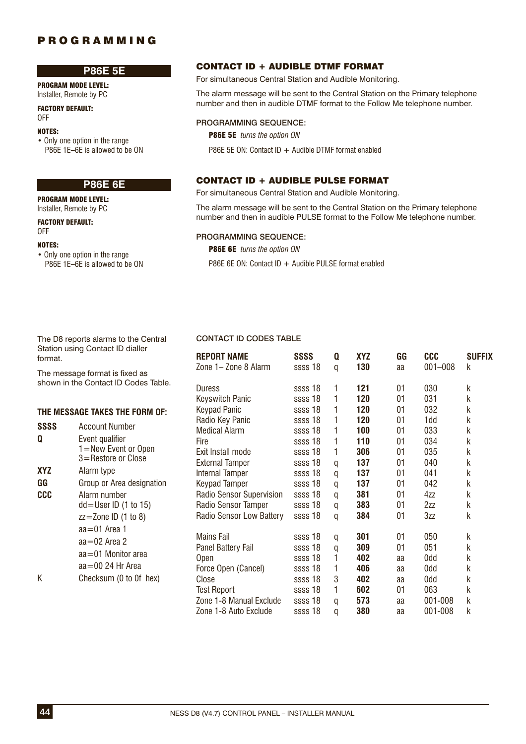# PROGRAMMING

## P86E 5E

**PROGRAM MODE LEVEL:**
Installer, Remote by PC

**FACTORY DEFAULT:**
OFF

**NOTES:**
- Only one option in the range P86E 1E–6E is allowed to be ON

### CONTACT ID + AUDIBLE DTMF FORMAT

For simultaneous Central Station and Audible Monitoring.

The alarm message will be sent to the Central Station on the Primary telephone number and then in audible DTMF format to the Follow Me telephone number.

PROGRAMMING SEQUENCE:

**P86E 5E** *turns the option ON*

P86E 5E ON: Contact ID + Audible DTMF format enabled

## P86E 6E

**PROGRAM MODE LEVEL:**
Installer, Remote by PC

**FACTORY DEFAULT:**
OFF

**NOTES:**
- Only one option in the range P86E 1E–6E is allowed to be ON

### CONTACT ID + AUDIBLE PULSE FORMAT

For simultaneous Central Station and Audible Monitoring.

The alarm message will be sent to the Central Station on the Primary telephone number and then in audible PULSE format to the Follow Me telephone number.

PROGRAMMING SEQUENCE:

**P86E 6E** *turns the option ON*

P86E 6E ON: Contact ID + Audible PULSE format enabled

The D8 reports alarms to the Central Station using Contact ID dialler format.

The message format is fixed as shown in the Contact ID Codes Table.

**THE MESSAGE TAKES THE FORM OF:**

| | |
|---|---|
| **SSSS** | Account Number |
| **Q** | Event qualifier<br>1=New Event or Open<br>3=Restore or Close |
| **XYZ** | Alarm type |
| **GG** | Group or Area designation |
| **CCC** | Alarm number<br>dd=User ID (1 to 15)<br>zz=Zone ID (1 to 8)<br>aa=01 Area 1<br>aa=02 Area 2<br>aa=01 Monitor area<br>aa=00 24 Hr Area |
| K | Checksum (0 to 0f hex) |

CONTACT ID CODES TABLE

| REPORT NAME | SSSS | Q | XYZ | GG | CCC | SUFFIX |
|---|---|---|---|---|---|---|
| Zone 1– Zone 8 Alarm | ssss 18 | q | **130** | aa | 001–008 | k |
| Duress | ssss 18 | 1 | **121** | 01 | 030 | k |
| Keyswitch Panic | ssss 18 | 1 | **120** | 01 | 031 | k |
| Keypad Panic | ssss 18 | 1 | **120** | 01 | 032 | k |
| Radio Key Panic | ssss 18 | 1 | **120** | 01 | 1dd | k |
| Medical Alarm | ssss 18 | 1 | **100** | 01 | 033 | k |
| Fire | ssss 18 | 1 | **110** | 01 | 034 | k |
| Exit Install mode | ssss 18 | 1 | **306** | 01 | 035 | k |
| External Tamper | ssss 18 | q | **137** | 01 | 040 | k |
| Internal Tamper | ssss 18 | q | **137** | 01 | 041 | k |
| Keypad Tamper | ssss 18 | q | **137** | 01 | 042 | k |
| Radio Sensor Supervision | ssss 18 | q | **381** | 01 | 4zz | k |
| Radio Sensor Tamper | ssss 18 | q | **383** | 01 | 2zz | k |
| Radio Sensor Low Battery | ssss 18 | q | **384** | 01 | 3zz | k |
| Mains Fail | ssss 18 | q | **301** | 01 | 050 | k |
| Panel Battery Fail | ssss 18 | q | **309** | 01 | 051 | k |
| Open | ssss 18 | 1 | **402** | aa | 0dd | k |
| Force Open (Cancel) | ssss 18 | 1 | **406** | aa | 0dd | k |
| Close | ssss 18 | 3 | **402** | aa | 0dd | k |
| Test Report | ssss 18 | 1 | **602** | 01 | 063 | k |
| Zone 1-8 Manual Exclude | ssss 18 | q | **573** | aa | 001-008 | k |
| Zone 1-8 Auto Exclude | ssss 18 | q | **380** | aa | 001-008 | k |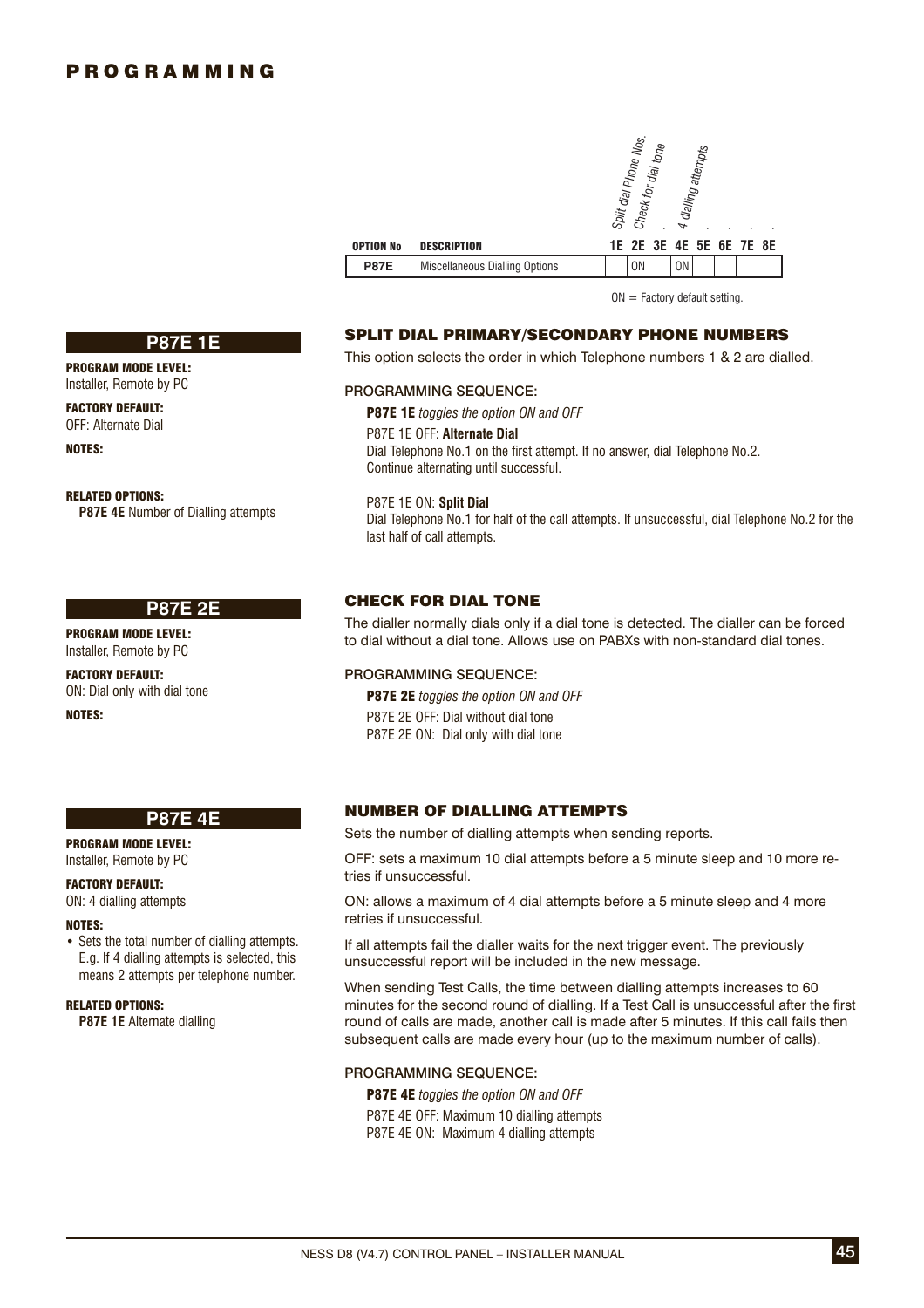# PROGRAMMING

| OPTION No | DESCRIPTION | 1E Split dial Phone Nos. | 2E Check for dial tone | 3E . | 4E 4 dialling attempts | 5E . | 6E . | 7E . | 8E . |
|---|---|---|---|---|---|---|---|---|---|
| P87E | Miscellaneous Dialling Options | | ON | | ON | | | | |

ON = Factory default setting.

## P87E 1E

**PROGRAM MODE LEVEL:**
Installer, Remote by PC

**FACTORY DEFAULT:**
OFF: Alternate Dial

**NOTES:**

**RELATED OPTIONS:**
**P87E 4E** Number of Dialling attempts

### SPLIT DIAL PRIMARY/SECONDARY PHONE NUMBERS

This option selects the order in which Telephone numbers 1 & 2 are dialled.

PROGRAMMING SEQUENCE:

**P87E 1E** *toggles the option ON and OFF*

P87E 1E OFF: **Alternate Dial**
Dial Telephone No.1 on the first attempt. If no answer, dial Telephone No.2. Continue alternating until successful.

P87E 1E ON: **Split Dial**
Dial Telephone No.1 for half of the call attempts. If unsuccessful, dial Telephone No.2 for the last half of call attempts.

## P87E 2E

**PROGRAM MODE LEVEL:**
Installer, Remote by PC

**FACTORY DEFAULT:**
ON: Dial only with dial tone

**NOTES:**

### CHECK FOR DIAL TONE

The dialler normally dials only if a dial tone is detected. The dialler can be forced to dial without a dial tone. Allows use on PABXs with non-standard dial tones.

PROGRAMMING SEQUENCE:

**P87E 2E** *toggles the option ON and OFF*

P87E 2E OFF: Dial without dial tone
P87E 2E ON: Dial only with dial tone

## P87E 4E

**PROGRAM MODE LEVEL:**
Installer, Remote by PC

**FACTORY DEFAULT:**
ON: 4 dialling attempts

**NOTES:**
- Sets the total number of dialling attempts. E.g. If 4 dialling attempts is selected, this means 2 attempts per telephone number.

**RELATED OPTIONS:**
**P87E 1E** Alternate dialling

### NUMBER OF DIALLING ATTEMPTS

Sets the number of dialling attempts when sending reports.

OFF: sets a maximum 10 dial attempts before a 5 minute sleep and 10 more retries if unsuccessful.

ON: allows a maximum of 4 dial attempts before a 5 minute sleep and 4 more retries if unsuccessful.

If all attempts fail the dialler waits for the next trigger event. The previously unsuccessful report will be included in the new message.

When sending Test Calls, the time between dialling attempts increases to 60 minutes for the second round of dialling. If a Test Call is unsuccessful after the first round of calls are made, another call is made after 5 minutes. If this call fails then subsequent calls are made every hour (up to the maximum number of calls).

PROGRAMMING SEQUENCE:

**P87E 4E** *toggles the option ON and OFF*

P87E 4E OFF: Maximum 10 dialling attempts
P87E 4E ON: Maximum 4 dialling attempts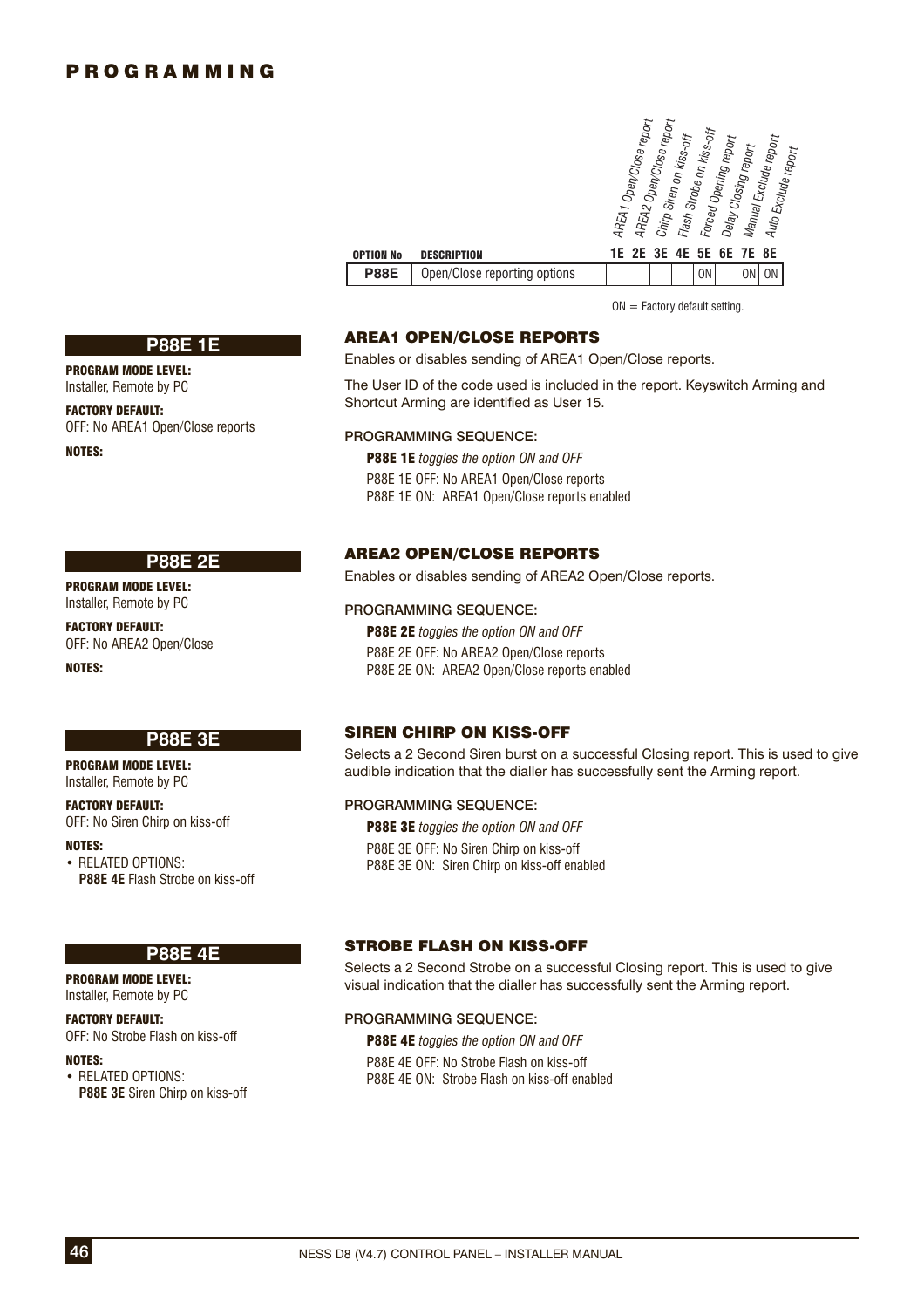# PROGRAMMING

| OPTION No | DESCRIPTION | 1E AREA1 Open/Close report | 2E AREA2 Open/Close report | 3E Chirp Siren on kiss-off | 4E Flash Strobe on kiss-off | 5E Forced Opening report | 6E Delay Closing report | 7E Manual Exclude report | 8E Auto Exclude report |
|---|---|---|---|---|---|---|---|---|---|
| **P88E** | Open/Close reporting options | | | | | ON | | ON | ON |

ON = Factory default setting.

## P88E 1E

**PROGRAM MODE LEVEL:**
Installer, Remote by PC

**FACTORY DEFAULT:**
OFF: No AREA1 Open/Close reports

**NOTES:**

### AREA1 OPEN/CLOSE REPORTS

Enables or disables sending of AREA1 Open/Close reports.

The User ID of the code used is included in the report. Keyswitch Arming and Shortcut Arming are identified as User 15.

PROGRAMMING SEQUENCE:

**P88E 1E** *toggles the option ON and OFF*

P88E 1E OFF: No AREA1 Open/Close reports
P88E 1E ON: AREA1 Open/Close reports enabled

## P88E 2E

**PROGRAM MODE LEVEL:**
Installer, Remote by PC

**FACTORY DEFAULT:**
OFF: No AREA2 Open/Close

**NOTES:**

### AREA2 OPEN/CLOSE REPORTS

Enables or disables sending of AREA2 Open/Close reports.

PROGRAMMING SEQUENCE:

**P88E 2E** *toggles the option ON and OFF*

P88E 2E OFF: No AREA2 Open/Close reports
P88E 2E ON: AREA2 Open/Close reports enabled

## P88E 3E

**PROGRAM MODE LEVEL:**
Installer, Remote by PC

**FACTORY DEFAULT:**
OFF: No Siren Chirp on kiss-off

**NOTES:**

- RELATED OPTIONS:
  **P88E 4E** Flash Strobe on kiss-off

### SIREN CHIRP ON KISS-OFF

Selects a 2 Second Siren burst on a successful Closing report. This is used to give audible indication that the dialler has successfully sent the Arming report.

PROGRAMMING SEQUENCE:

**P88E 3E** *toggles the option ON and OFF*

P88E 3E OFF: No Siren Chirp on kiss-off
P88E 3E ON: Siren Chirp on kiss-off enabled

## P88E 4E

**PROGRAM MODE LEVEL:**
Installer, Remote by PC

**FACTORY DEFAULT:**
OFF: No Strobe Flash on kiss-off

**NOTES:**

- RELATED OPTIONS:
  **P88E 3E** Siren Chirp on kiss-off

### STROBE FLASH ON KISS-OFF

Selects a 2 Second Strobe on a successful Closing report. This is used to give visual indication that the dialler has successfully sent the Arming report.

PROGRAMMING SEQUENCE:

**P88E 4E** *toggles the option ON and OFF*

P88E 4E OFF: No Strobe Flash on kiss-off
P88E 4E ON: Strobe Flash on kiss-off enabled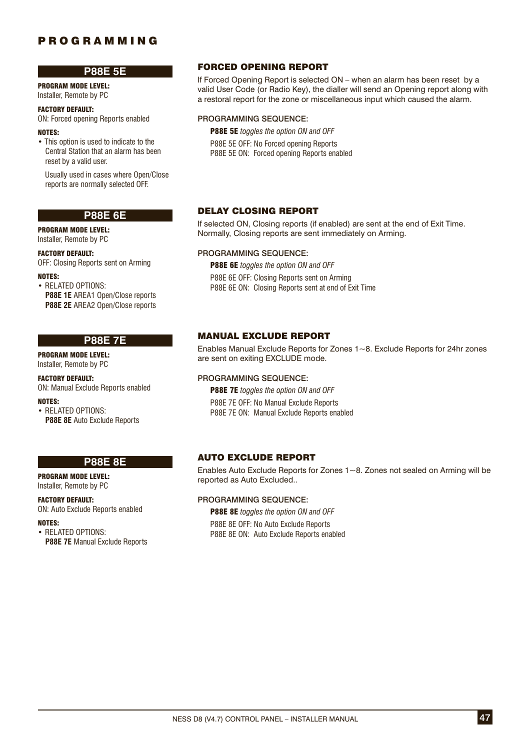## P88E 5E

**PROGRAM MODE LEVEL:**
Installer, Remote by PC

**FACTORY DEFAULT:**
ON: Forced opening Reports enabled

**NOTES:**

- This option is used to indicate to the Central Station that an alarm has been reset by a valid user.

  Usually used in cases where Open/Close reports are normally selected OFF.

### FORCED OPENING REPORT

If Forced Opening Report is selected ON – when an alarm has been reset by a valid User Code (or Radio Key), the dialler will send an Opening report along with a restoral report for the zone or miscellaneous input which caused the alarm.

PROGRAMMING SEQUENCE:

**P88E 5E** *toggles the option ON and OFF*

P88E 5E OFF: No Forced opening Reports
P88E 5E ON: Forced opening Reports enabled

## P88E 6E

**PROGRAM MODE LEVEL:**
Installer, Remote by PC

**FACTORY DEFAULT:**
OFF: Closing Reports sent on Arming

**NOTES:**

- RELATED OPTIONS:
  **P88E 1E** AREA1 Open/Close reports
  **P88E 2E** AREA2 Open/Close reports

### DELAY CLOSING REPORT

If selected ON, Closing reports (if enabled) are sent at the end of Exit Time. Normally, Closing reports are sent immediately on Arming.

PROGRAMMING SEQUENCE:

**P88E 6E** *toggles the option ON and OFF*

P88E 6E OFF: Closing Reports sent on Arming
P88E 6E ON: Closing Reports sent at end of Exit Time

## P88E 7E

**PROGRAM MODE LEVEL:**
Installer, Remote by PC

**FACTORY DEFAULT:**
ON: Manual Exclude Reports enabled

**NOTES:**

- RELATED OPTIONS:
  **P88E 8E** Auto Exclude Reports

### MANUAL EXCLUDE REPORT

Enables Manual Exclude Reports for Zones 1~8. Exclude Reports for 24hr zones are sent on exiting EXCLUDE mode.

PROGRAMMING SEQUENCE:

**P88E 7E** *toggles the option ON and OFF*

P88E 7E OFF: No Manual Exclude Reports
P88E 7E ON: Manual Exclude Reports enabled

## P88E 8E

**PROGRAM MODE LEVEL:**
Installer, Remote by PC

**FACTORY DEFAULT:**
ON: Auto Exclude Reports enabled

**NOTES:**

- RELATED OPTIONS:
  **P88E 7E** Manual Exclude Reports

### AUTO EXCLUDE REPORT

Enables Auto Exclude Reports for Zones 1~8. Zones not sealed on Arming will be reported as Auto Excluded..

PROGRAMMING SEQUENCE:

**P88E 8E** *toggles the option ON and OFF*

P88E 8E OFF: No Auto Exclude Reports
P88E 8E ON: Auto Exclude Reports enabled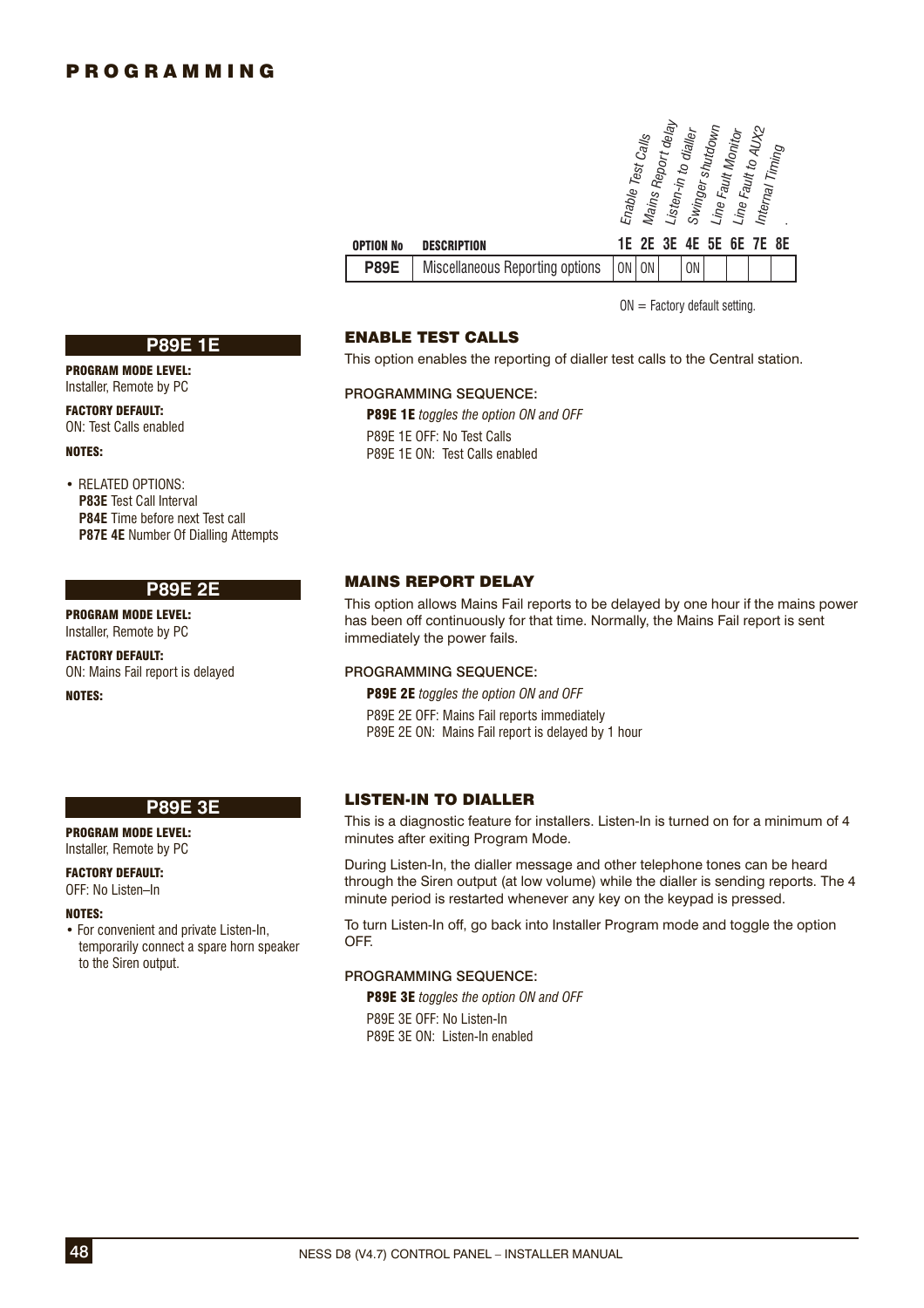## PROGRAMMING

| OPTION No | DESCRIPTION | 1E Enable Test Calls | 2E Mains Report delay | 3E Listen-in to dialler | 4E Swinger shutdown | 5E Line Fault Monitor | 6E Line Fault to AUX2 | 7E Internal Timing | 8E . |
|---|---|---|---|---|---|---|---|---|---|
| **P89E** | Miscellaneous Reporting options | ON | ON | | ON | | | | |

ON = Factory default setting.

### P89E 1E

**PROGRAM MODE LEVEL:**
Installer, Remote by PC

**FACTORY DEFAULT:**
ON: Test Calls enabled

**NOTES:**

- RELATED OPTIONS:
  **P83E** Test Call Interval
  **P84E** Time before next Test call
  **P87E 4E** Number Of Dialling Attempts

### ENABLE TEST CALLS

This option enables the reporting of dialler test calls to the Central station.

PROGRAMMING SEQUENCE:

**P89E 1E** *toggles the option ON and OFF*

P89E 1E OFF: No Test Calls
P89E 1E ON: Test Calls enabled

### P89E 2E

**PROGRAM MODE LEVEL:**
Installer, Remote by PC

**FACTORY DEFAULT:**
ON: Mains Fail report is delayed

**NOTES:**

### MAINS REPORT DELAY

This option allows Mains Fail reports to be delayed by one hour if the mains power has been off continuously for that time. Normally, the Mains Fail report is sent immediately the power fails.

PROGRAMMING SEQUENCE:

**P89E 2E** *toggles the option ON and OFF*

P89E 2E OFF: Mains Fail reports immediately
P89E 2E ON: Mains Fail report is delayed by 1 hour

### P89E 3E

**PROGRAM MODE LEVEL:**
Installer, Remote by PC

**FACTORY DEFAULT:**
OFF: No Listen–In

**NOTES:**

- For convenient and private Listen-In, temporarily connect a spare horn speaker to the Siren output.

### LISTEN-IN TO DIALLER

This is a diagnostic feature for installers. Listen-In is turned on for a minimum of 4 minutes after exiting Program Mode.

During Listen-In, the dialler message and other telephone tones can be heard through the Siren output (at low volume) while the dialler is sending reports. The 4 minute period is restarted whenever any key on the keypad is pressed.

To turn Listen-In off, go back into Installer Program mode and toggle the option OFF.

PROGRAMMING SEQUENCE:

**P89E 3E** *toggles the option ON and OFF*

P89E 3E OFF: No Listen-In
P89E 3E ON: Listen-In enabled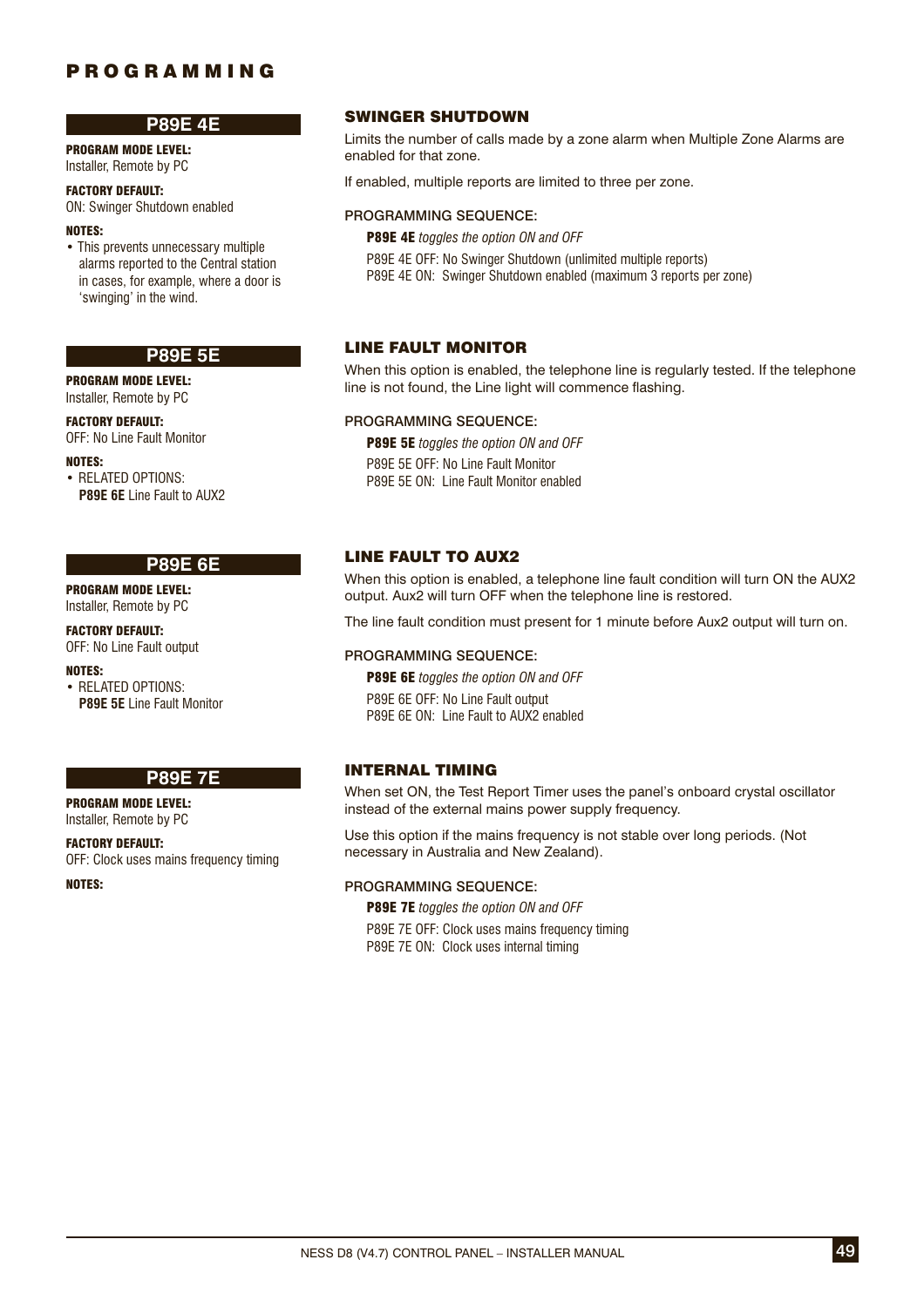## P89E 4E

**PROGRAM MODE LEVEL:**
Installer, Remote by PC

**FACTORY DEFAULT:**
ON: Swinger Shutdown enabled

**NOTES:**

- This prevents unnecessary multiple alarms reported to the Central station in cases, for example, where a door is 'swinging' in the wind.

### SWINGER SHUTDOWN

Limits the number of calls made by a zone alarm when Multiple Zone Alarms are enabled for that zone.

If enabled, multiple reports are limited to three per zone.

**PROGRAMMING SEQUENCE:**

**P89E 4E** *toggles the option ON and OFF*

P89E 4E OFF: No Swinger Shutdown (unlimited multiple reports)
P89E 4E ON: Swinger Shutdown enabled (maximum 3 reports per zone)

## P89E 5E

**PROGRAM MODE LEVEL:**
Installer, Remote by PC

**FACTORY DEFAULT:**
OFF: No Line Fault Monitor

**NOTES:**

- RELATED OPTIONS:
  **P89E 6E** Line Fault to AUX2

### LINE FAULT MONITOR

When this option is enabled, the telephone line is regularly tested. If the telephone line is not found, the Line light will commence flashing.

**PROGRAMMING SEQUENCE:**

**P89E 5E** *toggles the option ON and OFF*

P89E 5E OFF: No Line Fault Monitor
P89E 5E ON: Line Fault Monitor enabled

## P89E 6E

**PROGRAM MODE LEVEL:**
Installer, Remote by PC

**FACTORY DEFAULT:**
OFF: No Line Fault output

**NOTES:**

- RELATED OPTIONS:
  **P89E 5E** Line Fault Monitor

### LINE FAULT TO AUX2

When this option is enabled, a telephone line fault condition will turn ON the AUX2 output. Aux2 will turn OFF when the telephone line is restored.

The line fault condition must present for 1 minute before Aux2 output will turn on.

**PROGRAMMING SEQUENCE:**

**P89E 6E** *toggles the option ON and OFF*

P89E 6E OFF: No Line Fault output
P89E 6E ON: Line Fault to AUX2 enabled

## P89E 7E

**PROGRAM MODE LEVEL:**
Installer, Remote by PC

**FACTORY DEFAULT:**
OFF: Clock uses mains frequency timing

**NOTES:**

### INTERNAL TIMING

When set ON, the Test Report Timer uses the panel's onboard crystal oscillator instead of the external mains power supply frequency.

Use this option if the mains frequency is not stable over long periods. (Not necessary in Australia and New Zealand).

**PROGRAMMING SEQUENCE:**

**P89E 7E** *toggles the option ON and OFF*

P89E 7E OFF: Clock uses mains frequency timing
P89E 7E ON: Clock uses internal timing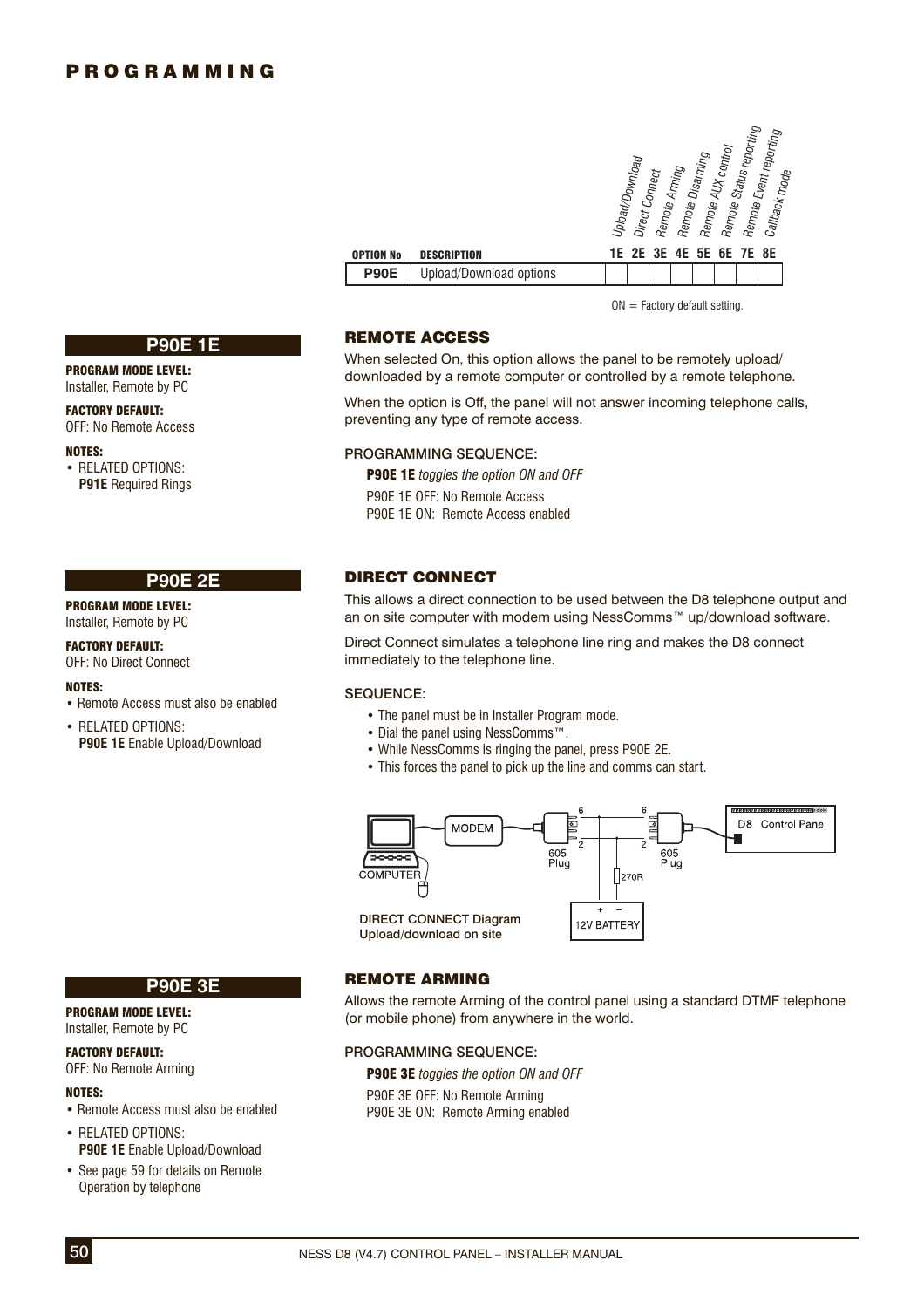# PROGRAMMING

| OPTION No | DESCRIPTION | 1E Upload/Download | 2E Direct Connect | 3E Remote Arming | 4E Remote Disarming | 5E Remote AUX control | 6E Remote Status reporting | 7E Remote Event reporting | 8E Callback mode |
|---|---|---|---|---|---|---|---|---|---|
| P90E | Upload/Download options | | | | | | | | |

ON = Factory default setting.

## P90E 1E

**PROGRAM MODE LEVEL:**
Installer, Remote by PC

**FACTORY DEFAULT:**
OFF: No Remote Access

**NOTES:**
- RELATED OPTIONS:
  **P91E** Required Rings

### REMOTE ACCESS

When selected On, this option allows the panel to be remotely upload/ downloaded by a remote computer or controlled by a remote telephone.

When the option is Off, the panel will not answer incoming telephone calls, preventing any type of remote access.

PROGRAMMING SEQUENCE:

**P90E 1E** *toggles the option ON and OFF*

P90E 1E OFF: No Remote Access
P90E 1E ON: Remote Access enabled

## P90E 2E

**PROGRAM MODE LEVEL:**
Installer, Remote by PC

**FACTORY DEFAULT:**
OFF: No Direct Connect

**NOTES:**
- Remote Access must also be enabled
- RELATED OPTIONS:
  **P90E 1E** Enable Upload/Download

### DIRECT CONNECT

This allows a direct connection to be used between the D8 telephone output and an on site computer with modem using NessComms™ up/download software.

Direct Connect simulates a telephone line ring and makes the D8 connect immediately to the telephone line.

SEQUENCE:

- The panel must be in Installer Program mode.
- Dial the panel using NessComms™.
- While NessComms is ringing the panel, press P90E 2E.
- This forces the panel to pick up the line and comms can start.

DIRECT CONNECT Diagram
Upload/download on site

## P90E 3E

**PROGRAM MODE LEVEL:**
Installer, Remote by PC

**FACTORY DEFAULT:**
OFF: No Remote Arming

**NOTES:**
- Remote Access must also be enabled
- RELATED OPTIONS:
  **P90E 1E** Enable Upload/Download
- See page 59 for details on Remote Operation by telephone

### REMOTE ARMING

Allows the remote Arming of the control panel using a standard DTMF telephone (or mobile phone) from anywhere in the world.

PROGRAMMING SEQUENCE:

**P90E 3E** *toggles the option ON and OFF*

P90E 3E OFF: No Remote Arming
P90E 3E ON: Remote Arming enabled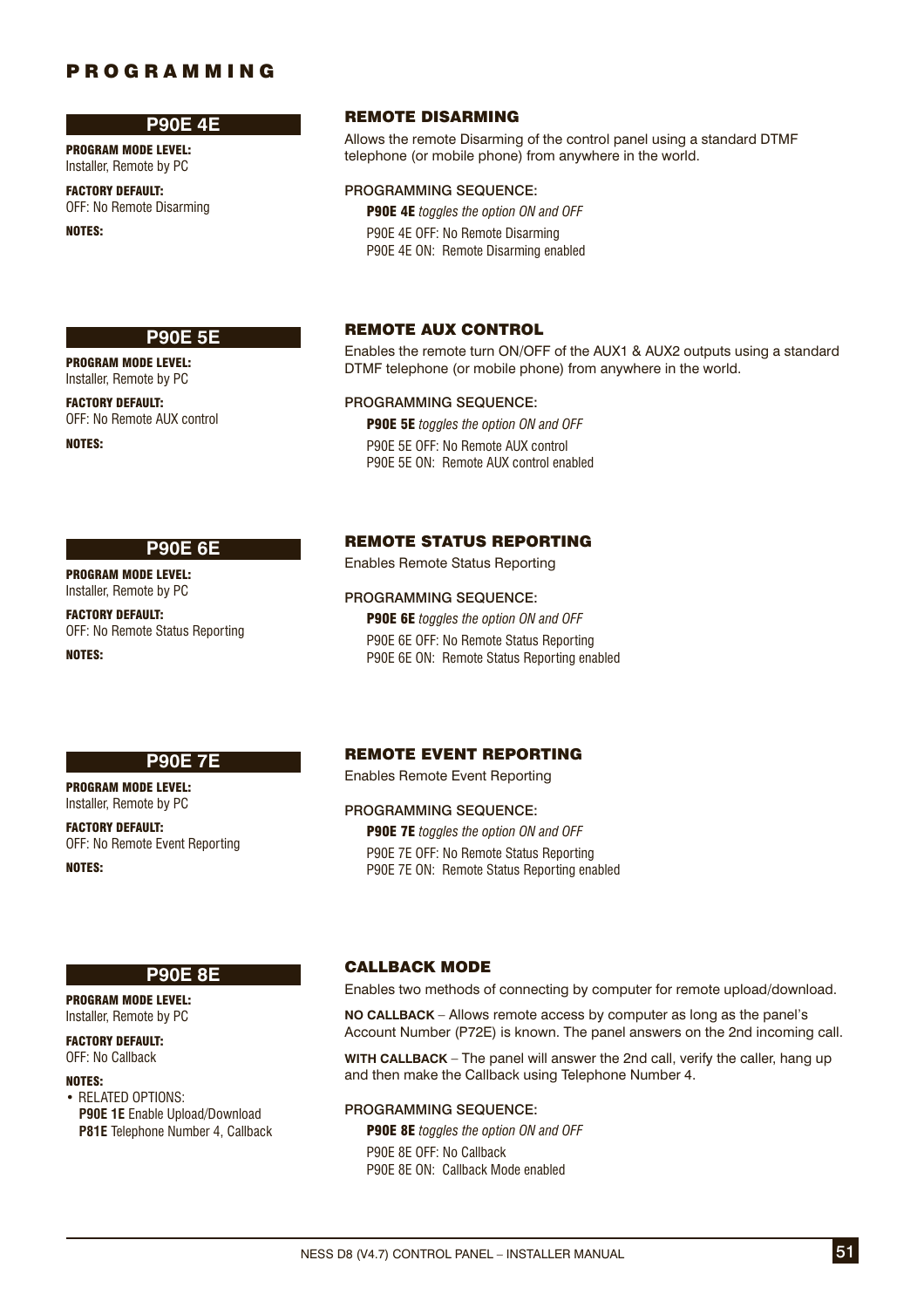# PROGRAMMING

## P90E 4E

**PROGRAM MODE LEVEL:**
Installer, Remote by PC

**FACTORY DEFAULT:**
OFF: No Remote Disarming

**NOTES:**

### REMOTE DISARMING

Allows the remote Disarming of the control panel using a standard DTMF telephone (or mobile phone) from anywhere in the world.

PROGRAMMING SEQUENCE:

**P90E 4E** *toggles the option ON and OFF*

P90E 4E OFF: No Remote Disarming
P90E 4E ON: Remote Disarming enabled

## P90E 5E

**PROGRAM MODE LEVEL:**
Installer, Remote by PC

**FACTORY DEFAULT:**
OFF: No Remote AUX control

**NOTES:**

### REMOTE AUX CONTROL

Enables the remote turn ON/OFF of the AUX1 & AUX2 outputs using a standard DTMF telephone (or mobile phone) from anywhere in the world.

PROGRAMMING SEQUENCE:

**P90E 5E** *toggles the option ON and OFF*

P90E 5E OFF: No Remote AUX control
P90E 5E ON: Remote AUX control enabled

## P90E 6E

**PROGRAM MODE LEVEL:**
Installer, Remote by PC

**FACTORY DEFAULT:**
OFF: No Remote Status Reporting

**NOTES:**

### REMOTE STATUS REPORTING

Enables Remote Status Reporting

PROGRAMMING SEQUENCE:

**P90E 6E** *toggles the option ON and OFF*

P90E 6E OFF: No Remote Status Reporting
P90E 6E ON: Remote Status Reporting enabled

## P90E 7E

**PROGRAM MODE LEVEL:**
Installer, Remote by PC

**FACTORY DEFAULT:**
OFF: No Remote Event Reporting

**NOTES:**

### REMOTE EVENT REPORTING

Enables Remote Event Reporting

PROGRAMMING SEQUENCE:

**P90E 7E** *toggles the option ON and OFF*

P90E 7E OFF: No Remote Status Reporting
P90E 7E ON: Remote Status Reporting enabled

## P90E 8E

**PROGRAM MODE LEVEL:**
Installer, Remote by PC

**FACTORY DEFAULT:**
OFF: No Callback

**NOTES:**

- RELATED OPTIONS:
  **P90E 1E** Enable Upload/Download
  **P81E** Telephone Number 4, Callback

### CALLBACK MODE

Enables two methods of connecting by computer for remote upload/download.

**NO CALLBACK** – Allows remote access by computer as long as the panel's Account Number (P72E) is known. The panel answers on the 2nd incoming call.

**WITH CALLBACK** – The panel will answer the 2nd call, verify the caller, hang up and then make the Callback using Telephone Number 4.

PROGRAMMING SEQUENCE:

**P90E 8E** *toggles the option ON and OFF*

P90E 8E OFF: No Callback
P90E 8E ON: Callback Mode enabled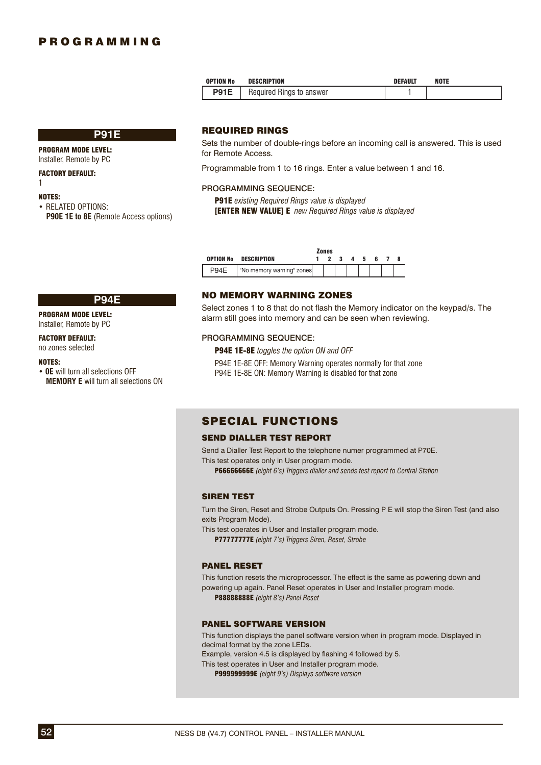# PROGRAMMING

| OPTION No | DESCRIPTION | DEFAULT | NOTE |
|---|---|---|---|
| P91E | Required Rings to answer | 1 | |

## P91E

**PROGRAM MODE LEVEL:**
Installer, Remote by PC

**FACTORY DEFAULT:**
1

**NOTES:**
- RELATED OPTIONS:
  **P90E 1E to 8E** (Remote Access options)

### REQUIRED RINGS

Sets the number of double-rings before an incoming call is answered. This is used for Remote Access.

Programmable from 1 to 16 rings. Enter a value between 1 and 16.

PROGRAMMING SEQUENCE:

**P91E** *existing Required Rings value is displayed*
**[ENTER NEW VALUE] E** *new Required Rings value is displayed*

| OPTION No | DESCRIPTION | Zones 1 | 2 | 3 | 4 | 5 | 6 | 7 | 8 |
|---|---|---|---|---|---|---|---|---|---|
| P94E | "No memory warning" zones | | | | | | | | |

## P94E

**PROGRAM MODE LEVEL:**
Installer, Remote by PC

**FACTORY DEFAULT:**
no zones selected

**NOTES:**
- **0E** will turn all selections OFF
  **MEMORY E** will turn all selections ON

### NO MEMORY WARNING ZONES

Select zones 1 to 8 that do not flash the Memory indicator on the keypad/s. The alarm still goes into memory and can be seen when reviewing.

PROGRAMMING SEQUENCE:

**P94E 1E-8E** *toggles the option ON and OFF*

P94E 1E-8E OFF: Memory Warning operates normally for that zone
P94E 1E-8E ON: Memory Warning is disabled for that zone

## SPECIAL FUNCTIONS

### SEND DIALLER TEST REPORT

Send a Dialler Test Report to the telephone numer programmed at P70E.
This test operates only in User program mode.
**P66666666E** *(eight 6's) Triggers dialler and sends test report to Central Station*

### SIREN TEST

Turn the Siren, Reset and Strobe Outputs On. Pressing P E will stop the Siren Test (and also exits Program Mode).
This test operates in User and Installer program mode.
**P77777777E** *(eight 7's) Triggers Siren, Reset, Strobe*

### PANEL RESET

This function resets the microprocessor. The effect is the same as powering down and powering up again. Panel Reset operates in User and Installer program mode.
**P88888888E** *(eight 8's) Panel Reset*

### PANEL SOFTWARE VERSION

This function displays the panel software version when in program mode. Displayed in decimal format by the zone LEDs.
Example, version 4.5 is displayed by flashing 4 followed by 5.
This test operates in User and Installer program mode.
**P999999999E** *(eight 9's) Displays software version*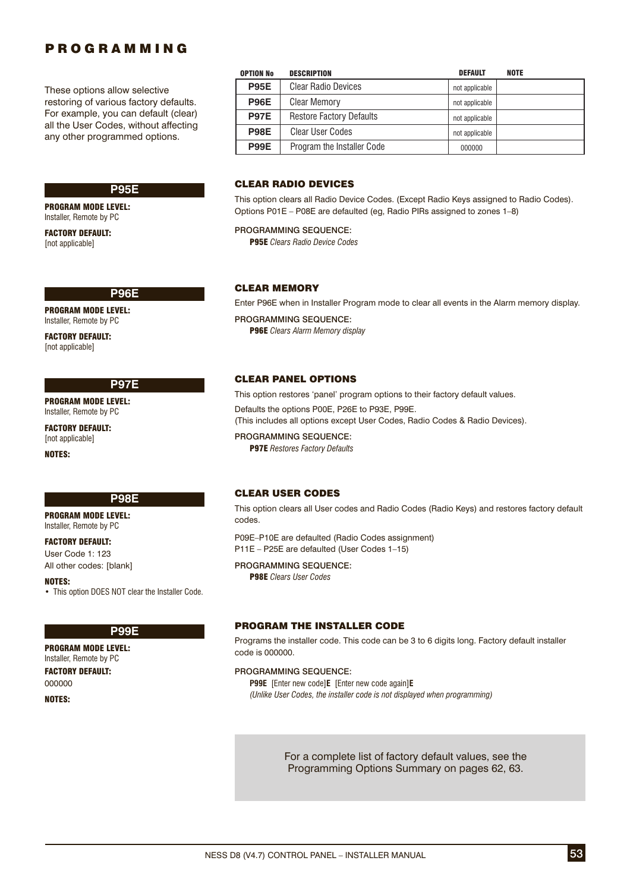# PROGRAMMING

These options allow selective restoring of various factory defaults. For example, you can default (clear) all the User Codes, without affecting any other programmed options.

| OPTION No | DESCRIPTION | DEFAULT | NOTE |
|---|---|---|---|
| P95E | Clear Radio Devices | not applicable | |
| P96E | Clear Memory | not applicable | |
| P97E | Restore Factory Defaults | not applicable | |
| P98E | Clear User Codes | not applicable | |
| P99E | Program the Installer Code | 000000 | |

## P95E

**PROGRAM MODE LEVEL:**
Installer, Remote by PC

**FACTORY DEFAULT:**
[not applicable]

### CLEAR RADIO DEVICES

This option clears all Radio Device Codes. (Except Radio Keys assigned to Radio Codes). Options P01E – P08E are defaulted (eg, Radio PIRs assigned to zones 1–8)

PROGRAMMING SEQUENCE:
**P95E** *Clears Radio Device Codes*

## P96E

**PROGRAM MODE LEVEL:**
Installer, Remote by PC

**FACTORY DEFAULT:**
[not applicable]

### CLEAR MEMORY

Enter P96E when in Installer Program mode to clear all events in the Alarm memory display.

PROGRAMMING SEQUENCE:
**P96E** *Clears Alarm Memory display*

## P97E

**PROGRAM MODE LEVEL:**
Installer, Remote by PC

**FACTORY DEFAULT:**
[not applicable]

**NOTES:**

### CLEAR PANEL OPTIONS

This option restores 'panel' program options to their factory default values.

Defaults the options P00E, P26E to P93E, P99E.
(This includes all options except User Codes, Radio Codes & Radio Devices).

PROGRAMMING SEQUENCE:
**P97E** *Restores Factory Defaults*

## P98E

**PROGRAM MODE LEVEL:**
Installer, Remote by PC

**FACTORY DEFAULT:**
User Code 1: 123
All other codes: [blank]

**NOTES:**
- This option DOES NOT clear the Installer Code.

### CLEAR USER CODES

This option clears all User codes and Radio Codes (Radio Keys) and restores factory default codes.

P09E–P10E are defaulted (Radio Codes assignment)
P11E – P25E are defaulted (User Codes 1–15)

PROGRAMMING SEQUENCE:
**P98E** *Clears User Codes*

## P99E

**PROGRAM MODE LEVEL:**
Installer, Remote by PC

**FACTORY DEFAULT:**
000000

**NOTES:**

### PROGRAM THE INSTALLER CODE

Programs the installer code. This code can be 3 to 6 digits long. Factory default installer code is 000000.

PROGRAMMING SEQUENCE:
**P99E** [Enter new code]**E** [Enter new code again]**E**
*(Unlike User Codes, the installer code is not displayed when programming)*

For a complete list of factory default values, see the Programming Options Summary on pages 62, 63.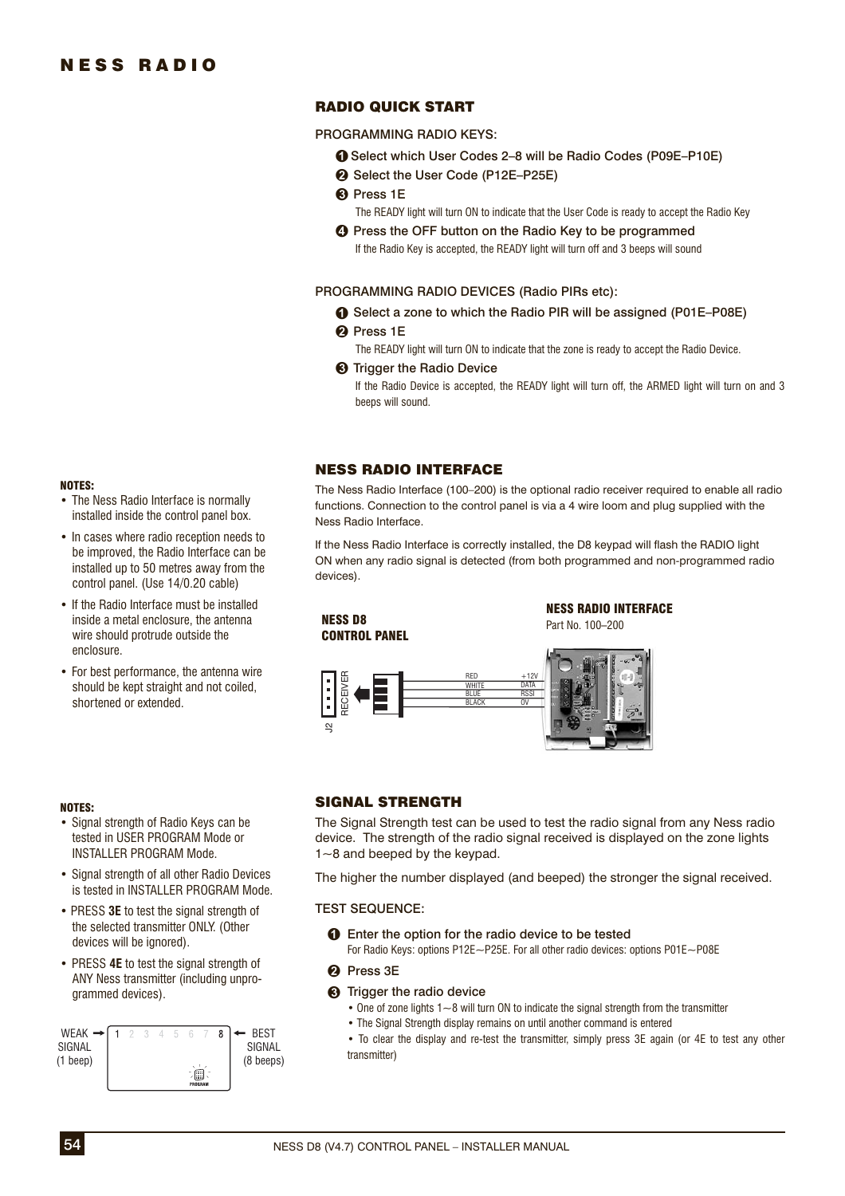# NESS RADIO

## RADIO QUICK START

PROGRAMMING RADIO KEYS:

1. Select which User Codes 2–8 will be Radio Codes (P09E–P10E)
2. Select the User Code (P12E–P25E)
3. Press 1E

   The READY light will turn ON to indicate that the User Code is ready to accept the Radio Key
4. Press the OFF button on the Radio Key to be programmed

   If the Radio Key is accepted, the READY light will turn off and 3 beeps will sound

PROGRAMMING RADIO DEVICES (Radio PIRs etc):

1. Select a zone to which the Radio PIR will be assigned (P01E–P08E)
2. Press 1E

   The READY light will turn ON to indicate that the zone is ready to accept the Radio Device.
3. Trigger the Radio Device

   If the Radio Device is accepted, the READY light will turn off, the ARMED light will turn on and 3 beeps will sound.

## NESS RADIO INTERFACE

**NOTES:**

- The Ness Radio Interface is normally installed inside the control panel box.
- In cases where radio reception needs to be improved, the Radio Interface can be installed up to 50 metres away from the control panel. (Use 14/0.20 cable)
- If the Radio Interface must be installed inside a metal enclosure, the antenna wire should protrude outside the enclosure.
- For best performance, the antenna wire should be kept straight and not coiled, shortened or extended.

The Ness Radio Interface (100–200) is the optional radio receiver required to enable all radio functions. Connection to the control panel is via a 4 wire loom and plug supplied with the Ness Radio Interface.

If the Ness Radio Interface is correctly installed, the D8 keypad will flash the RADIO light ON when any radio signal is detected (from both programmed and non-programmed radio devices).

**NESS D8 CONTROL PANEL** — J2 RECEIVER

**NESS RADIO INTERFACE** Part No. 100–200

| Wire | Terminal |
|---|---|
| RED | +12V |
| WHITE | DATA |
| BLUE | RSSI |
| BLACK | 0V |

## SIGNAL STRENGTH

**NOTES:**

- Signal strength of Radio Keys can be tested in USER PROGRAM Mode or INSTALLER PROGRAM Mode.
- Signal strength of all other Radio Devices is tested in INSTALLER PROGRAM Mode.
- PRESS **3E** to test the signal strength of the selected transmitter ONLY. (Other devices will be ignored).
- PRESS **4E** to test the signal strength of ANY Ness transmitter (including unprogrammed devices).

WEAK SIGNAL (1 beep) → 1 2 3 4 5 6 7 8 ← BEST SIGNAL (8 beeps)

PROGRAM

The Signal Strength test can be used to test the radio signal from any Ness radio device. The strength of the radio signal received is displayed on the zone lights 1~8 and beeped by the keypad.

The higher the number displayed (and beeped) the stronger the signal received.

TEST SEQUENCE:

1. Enter the option for the radio device to be tested

   For Radio Keys: options P12E~P25E. For all other radio devices: options P01E~P08E
2. Press 3E
3. Trigger the radio device
   - One of zone lights 1~8 will turn ON to indicate the signal strength from the transmitter
   - The Signal Strength display remains on until another command is entered
   - To clear the display and re-test the transmitter, simply press 3E again (or 4E to test any other transmitter)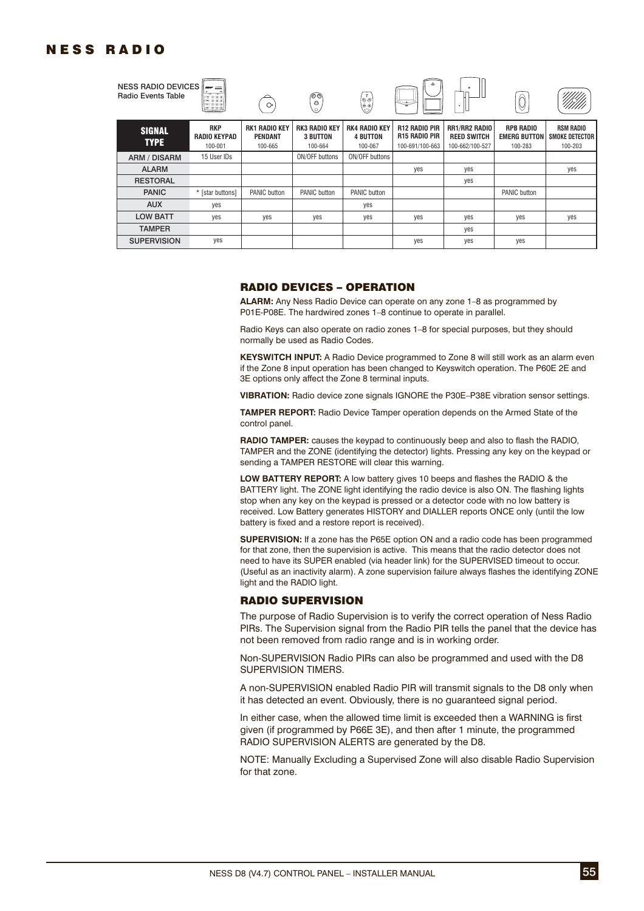# NESS RADIO

NESS RADIO DEVICES
Radio Events Table

| SIGNAL TYPE | RKP RADIO KEYPAD 100-001 | RK1 RADIO KEY PENDANT 100-665 | RK3 RADIO KEY 3 BUTTON 100-664 | RK4 RADIO KEY 4 BUTTON 100-067 | R12 RADIO PIR R15 RADIO PIR 100-691/100-663 | RR1/RR2 RADIO REED SWITCH 100-662/100-527 | RPB RADIO EMERG BUTTON 100-283 | RSM RADIO SMOKE DETECTOR 100-203 |
|---|---|---|---|---|---|---|---|---|
| ARM / DISARM | 15 User IDs | | ON/OFF buttons | ON/OFF buttons | | | | |
| ALARM | | | | | yes | yes | | yes |
| RESTORAL | | | | | | yes | | |
| PANIC | * [star buttons] | PANIC button | PANIC button | PANIC button | | | PANIC button | |
| AUX | yes | | | yes | | | | |
| LOW BATT | yes | yes | yes | yes | yes | yes | yes | yes |
| TAMPER | | | | | | yes | | |
| SUPERVISION | yes | | | | yes | yes | yes | |

## RADIO DEVICES – OPERATION

**ALARM:** Any Ness Radio Device can operate on any zone 1–8 as programmed by P01E-P08E. The hardwired zones 1–8 continue to operate in parallel.

Radio Keys can also operate on radio zones 1–8 for special purposes, but they should normally be used as Radio Codes.

**KEYSWITCH INPUT:** A Radio Device programmed to Zone 8 will still work as an alarm even if the Zone 8 input operation has been changed to Keyswitch operation. The P60E 2E and 3E options only affect the Zone 8 terminal inputs.

**VIBRATION:** Radio device zone signals IGNORE the P30E–P38E vibration sensor settings.

**TAMPER REPORT:** Radio Device Tamper operation depends on the Armed State of the control panel.

**RADIO TAMPER:** causes the keypad to continuously beep and also to flash the RADIO, TAMPER and the ZONE (identifying the detector) lights. Pressing any key on the keypad or sending a TAMPER RESTORE will clear this warning.

**LOW BATTERY REPORT:** A low battery gives 10 beeps and flashes the RADIO & the BATTERY light. The ZONE light identifying the radio device is also ON. The flashing lights stop when any key on the keypad is pressed or a detector code with no low battery is received. Low Battery generates HISTORY and DIALLER reports ONCE only (until the low battery is fixed and a restore report is received).

**SUPERVISION:** If a zone has the P65E option ON and a radio code has been programmed for that zone, then the supervision is active. This means that the radio detector does not need to have its SUPER enabled (via header link) for the SUPERVISED timeout to occur. (Useful as an inactivity alarm). A zone supervision failure always flashes the identifying ZONE light and the RADIO light.

## RADIO SUPERVISION

The purpose of Radio Supervision is to verify the correct operation of Ness Radio PIRs. The Supervision signal from the Radio PIR tells the panel that the device has not been removed from radio range and is in working order.

Non-SUPERVISION Radio PIRs can also be programmed and used with the D8 SUPERVISION TIMERS.

A non-SUPERVISION enabled Radio PIR will transmit signals to the D8 only when it has detected an event. Obviously, there is no guaranteed signal period.

In either case, when the allowed time limit is exceeded then a WARNING is first given (if programmed by P66E 3E), and then after 1 minute, the programmed RADIO SUPERVISION ALERTS are generated by the D8.

NOTE: Manually Excluding a Supervised Zone will also disable Radio Supervision for that zone.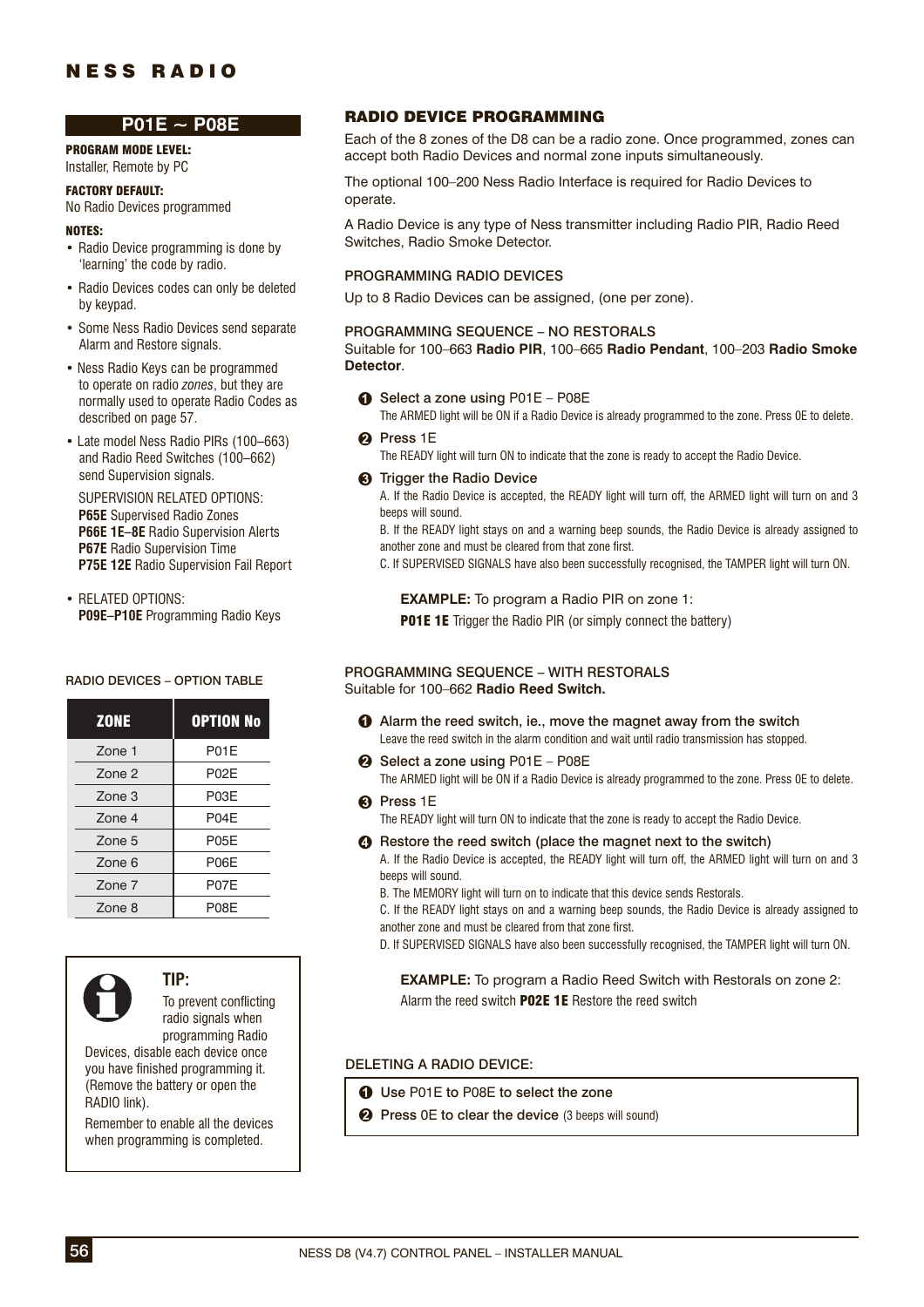# P01E ~ P08E

**PROGRAM MODE LEVEL:**
Installer, Remote by PC

**FACTORY DEFAULT:**
No Radio Devices programmed

**NOTES:**

- Radio Device programming is done by 'learning' the code by radio.
- Radio Devices codes can only be deleted by keypad.
- Some Ness Radio Devices send separate Alarm and Restore signals.
- Ness Radio Keys can be programmed to operate on radio *zones*, but they are normally used to operate Radio Codes as described on page 57.
- Late model Ness Radio PIRs (100–663) and Radio Reed Switches (100–662) send Supervision signals.

  SUPERVISION RELATED OPTIONS:
  **P65E** Supervised Radio Zones
  **P66E 1E–8E** Radio Supervision Alerts
  **P67E** Radio Supervision Time
  **P75E 12E** Radio Supervision Fail Report

- RELATED OPTIONS:
  **P09E–P10E** Programming Radio Keys

RADIO DEVICES – OPTION TABLE

| ZONE | OPTION No |
|---|---|
| Zone 1 | P01E |
| Zone 2 | P02E |
| Zone 3 | P03E |
| Zone 4 | P04E |
| Zone 5 | P05E |
| Zone 6 | P06E |
| Zone 7 | P07E |
| Zone 8 | P08E |

**TIP:**
To prevent conflicting radio signals when programming Radio Devices, disable each device once you have finished programming it. (Remove the battery or open the RADIO link).

Remember to enable all the devices when programming is completed.

## RADIO DEVICE PROGRAMMING

Each of the 8 zones of the D8 can be a radio zone. Once programmed, zones can accept both Radio Devices and normal zone inputs simultaneously.

The optional 100–200 Ness Radio Interface is required for Radio Devices to operate.

A Radio Device is any type of Ness transmitter including Radio PIR, Radio Reed Switches, Radio Smoke Detector.

### PROGRAMMING RADIO DEVICES

Up to 8 Radio Devices can be assigned, (one per zone).

### PROGRAMMING SEQUENCE – NO RESTORALS

Suitable for 100–663 **Radio PIR**, 100–665 **Radio Pendant**, 100–203 **Radio Smoke Detector**.

1. **Select a zone using** P01E – P08E
   The ARMED light will be ON if a Radio Device is already programmed to the zone. Press 0E to delete.
2. **Press** 1E
   The READY light will turn ON to indicate that the zone is ready to accept the Radio Device.
3. **Trigger the Radio Device**
   A. If the Radio Device is accepted, the READY light will turn off, the ARMED light will turn on and 3 beeps will sound.
   B. If the READY light stays on and a warning beep sounds, the Radio Device is already assigned to another zone and must be cleared from that zone first.
   C. If SUPERVISED SIGNALS have also been successfully recognised, the TAMPER light will turn ON.

**EXAMPLE:** To program a Radio PIR on zone 1:
**P01E 1E** Trigger the Radio PIR (or simply connect the battery)

### PROGRAMMING SEQUENCE – WITH RESTORALS

Suitable for 100–662 **Radio Reed Switch.**

1. **Alarm the reed switch, ie., move the magnet away from the switch**
   Leave the reed switch in the alarm condition and wait until radio transmission has stopped.
2. **Select a zone using** P01E – P08E
   The ARMED light will be ON if a Radio Device is already programmed to the zone. Press 0E to delete.
3. **Press** 1E
   The READY light will turn ON to indicate that the zone is ready to accept the Radio Device.
4. **Restore the reed switch (place the magnet next to the switch)**
   A. If the Radio Device is accepted, the READY light will turn off, the ARMED light will turn on and 3 beeps will sound.
   B. The MEMORY light will turn on to indicate that this device sends Restorals.
   C. If the READY light stays on and a warning beep sounds, the Radio Device is already assigned to another zone and must be cleared from that zone first.
   D. If SUPERVISED SIGNALS have also been successfully recognised, the TAMPER light will turn ON.

**EXAMPLE:** To program a Radio Reed Switch with Restorals on zone 2:
Alarm the reed switch **P02E 1E** Restore the reed switch

### DELETING A RADIO DEVICE:

1. **Use** P01E to P08E **to select the zone**
2. **Press** 0E **to clear the device** (3 beeps will sound)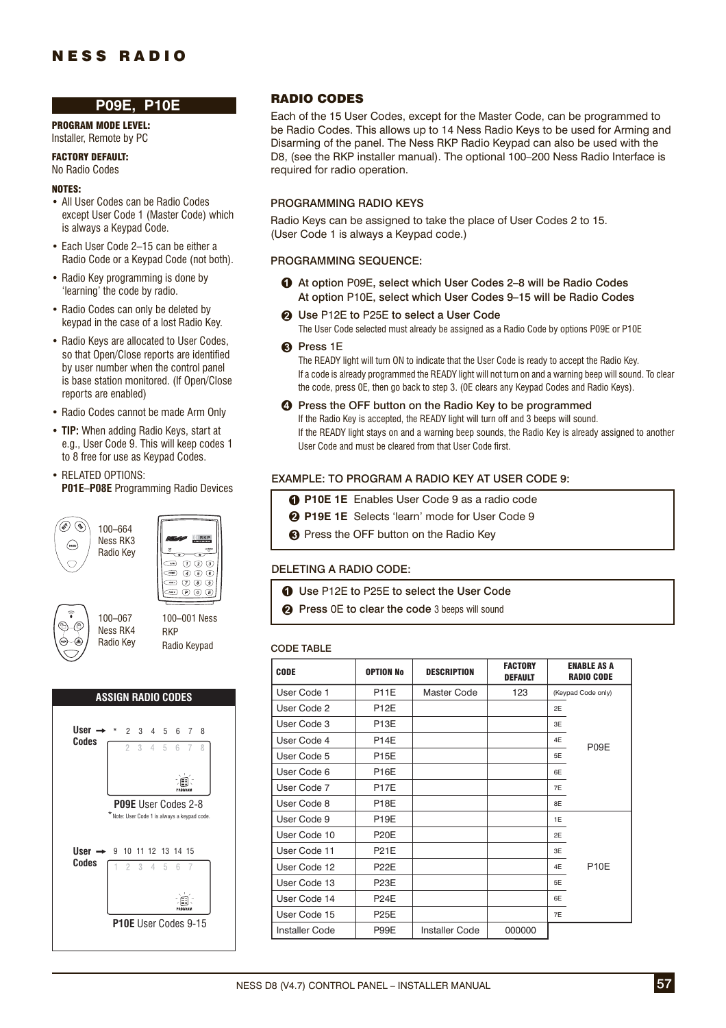## P09E, P10E

**PROGRAM MODE LEVEL:**
Installer, Remote by PC

**FACTORY DEFAULT:**
No Radio Codes

**NOTES:**

- All User Codes can be Radio Codes except User Code 1 (Master Code) which is always a Keypad Code.
- Each User Code 2–15 can be either a Radio Code or a Keypad Code (not both).
- Radio Key programming is done by 'learning' the code by radio.
- Radio Codes can only be deleted by keypad in the case of a lost Radio Key.
- Radio Keys are allocated to User Codes, so that Open/Close reports are identified by user number when the control panel is base station monitored. (If Open/Close reports are enabled)
- Radio Codes cannot be made Arm Only
- **TIP:** When adding Radio Keys, start at e.g., User Code 9. This will keep codes 1 to 8 free for use as Keypad Codes.
- RELATED OPTIONS:
  **P01E–P08E** Programming Radio Devices

100–664 Ness RK3 Radio Key

100–001 Ness RKP Radio Keypad

100–067 Ness RK4 Radio Key

### ASSIGN RADIO CODES

User Codes → * 2 3 4 5 6 7 8

2 3 4 5 6 7 8

PROGRAM

**P09E** User Codes 2-8

*Note: User Code 1 is always a keypad code.

User Codes → 9 10 11 12 13 14 15

1 2 3 4 5 6 7

PROGRAM

**P10E** User Codes 9-15

## RADIO CODES

Each of the 15 User Codes, except for the Master Code, can be programmed to be Radio Codes. This allows up to 14 Ness Radio Keys to be used for Arming and Disarming of the panel. The Ness RKP Radio Keypad can also be used with the D8, (see the RKP installer manual). The optional 100–200 Ness Radio Interface is required for radio operation.

### PROGRAMMING RADIO KEYS

Radio Keys can be assigned to take the place of User Codes 2 to 15.
(User Code 1 is always a Keypad code.)

### PROGRAMMING SEQUENCE:

1. At option P09E, select which User Codes 2–8 will be Radio Codes
   At option P10E, select which User Codes 9–15 will be Radio Codes
2. Use P12E to P25E to select a User Code
   The User Code selected must already be assigned as a Radio Code by options P09E or P10E
3. Press 1E
   The READY light will turn ON to indicate that the User Code is ready to accept the Radio Key.
   If a code is already programmed the READY light will not turn on and a warning beep will sound. To clear the code, press 0E, then go back to step 3. (0E clears any Keypad Codes and Radio Keys).
4. Press the OFF button on the Radio Key to be programmed
   If the Radio Key is accepted, the READY light will turn off and 3 beeps will sound.
   If the READY light stays on and a warning beep sounds, the Radio Key is already assigned to another User Code and must be cleared from that User Code first.

### EXAMPLE: TO PROGRAM A RADIO KEY AT USER CODE 9:

1. **P10E 1E** Enables User Code 9 as a radio code
2. **P19E 1E** Selects 'learn' mode for User Code 9
3. Press the OFF button on the Radio Key

### DELETING A RADIO CODE:

1. Use P12E to P25E to select the User Code
2. Press 0E to clear the code 3 beeps will sound

### CODE TABLE

| CODE | OPTION No | DESCRIPTION | FACTORY DEFAULT | ENABLE AS A RADIO CODE | |
|---|---|---|---|---|---|
| User Code 1 | P11E | Master Code | 123 | (Keypad Code only) | |
| User Code 2 | P12E | | | 2E | P09E |
| User Code 3 | P13E | | | 3E | |
| User Code 4 | P14E | | | 4E | |
| User Code 5 | P15E | | | 5E | |
| User Code 6 | P16E | | | 6E | |
| User Code 7 | P17E | | | 7E | |
| User Code 8 | P18E | | | 8E | |
| User Code 9 | P19E | | | 1E | P10E |
| User Code 10 | P20E | | | 2E | |
| User Code 11 | P21E | | | 3E | |
| User Code 12 | P22E | | | 4E | |
| User Code 13 | P23E | | | 5E | |
| User Code 14 | P24E | | | 6E | |
| User Code 15 | P25E | | | 7E | |
| Installer Code | P99E | Installer Code | 000000 | | |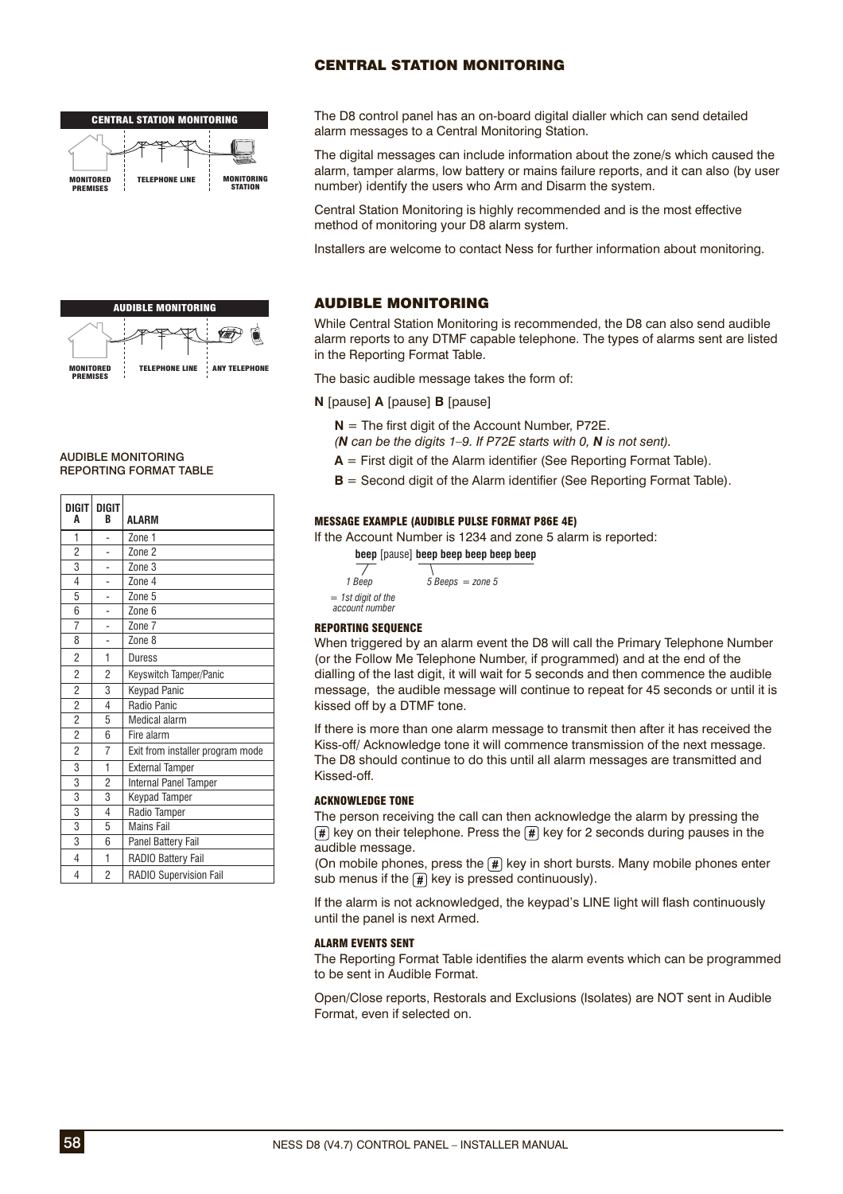## CENTRAL STATION MONITORING

The D8 control panel has an on-board digital dialler which can send detailed alarm messages to a Central Monitoring Station.

The digital messages can include information about the zone/s which caused the alarm, tamper alarms, low battery or mains failure reports, and it can also (by user number) identify the users who Arm and Disarm the system.

Central Station Monitoring is highly recommended and is the most effective method of monitoring your D8 alarm system.

Installers are welcome to contact Ness for further information about monitoring.

## AUDIBLE MONITORING

While Central Station Monitoring is recommended, the D8 can also send audible alarm reports to any DTMF capable telephone. The types of alarms sent are listed in the Reporting Format Table.

The basic audible message takes the form of:

**N** [pause] **A** [pause] **B** [pause]

- **N** = The first digit of the Account Number, P72E.
  *(**N** can be the digits 1–9. If P72E starts with 0, **N** is not sent).*
- **A** = First digit of the Alarm identifier (See Reporting Format Table).
- **B** = Second digit of the Alarm identifier (See Reporting Format Table).

AUDIBLE MONITORING REPORTING FORMAT TABLE

| DIGIT A | DIGIT B | ALARM |
|---|---|---|
| 1 | - | Zone 1 |
| 2 | - | Zone 2 |
| 3 | - | Zone 3 |
| 4 | - | Zone 4 |
| 5 | - | Zone 5 |
| 6 | - | Zone 6 |
| 7 | - | Zone 7 |
| 8 | - | Zone 8 |
| 2 | 1 | Duress |
| 2 | 2 | Keyswitch Tamper/Panic |
| 2 | 3 | Keypad Panic |
| 2 | 4 | Radio Panic |
| 2 | 5 | Medical alarm |
| 2 | 6 | Fire alarm |
| 2 | 7 | Exit from installer program mode |
| 3 | 1 | External Tamper |
| 3 | 2 | Internal Panel Tamper |
| 3 | 3 | Keypad Tamper |
| 3 | 4 | Radio Tamper |
| 3 | 5 | Mains Fail |
| 3 | 6 | Panel Battery Fail |
| 4 | 1 | RADIO Battery Fail |
| 4 | 2 | RADIO Supervision Fail |

#### MESSAGE EXAMPLE (AUDIBLE PULSE FORMAT P86E 4E)

If the Account Number is 1234 and zone 5 alarm is reported:

**beep** [pause] **beep beep beep beep beep**

*1 Beep = 1st digit of the account number*

*5 Beeps = zone 5*

#### REPORTING SEQUENCE

When triggered by an alarm event the D8 will call the Primary Telephone Number (or the Follow Me Telephone Number, if programmed) and at the end of the dialling of the last digit, it will wait for 5 seconds and then commence the audible message, the audible message will continue to repeat for 45 seconds or until it is kissed off by a DTMF tone.

If there is more than one alarm message to transmit then after it has received the Kiss-off/ Acknowledge tone it will commence transmission of the next message. The D8 should continue to do this until all alarm messages are transmitted and Kissed-off.

#### ACKNOWLEDGE TONE

The person receiving the call can then acknowledge the alarm by pressing the # key on their telephone. Press the # key for 2 seconds during pauses in the audible message.
(On mobile phones, press the # key in short bursts. Many mobile phones enter sub menus if the # key is pressed continuously).

If the alarm is not acknowledged, the keypad's LINE light will flash continuously until the panel is next Armed.

#### ALARM EVENTS SENT

The Reporting Format Table identifies the alarm events which can be programmed to be sent in Audible Format.

Open/Close reports, Restorals and Exclusions (Isolates) are NOT sent in Audible Format, even if selected on.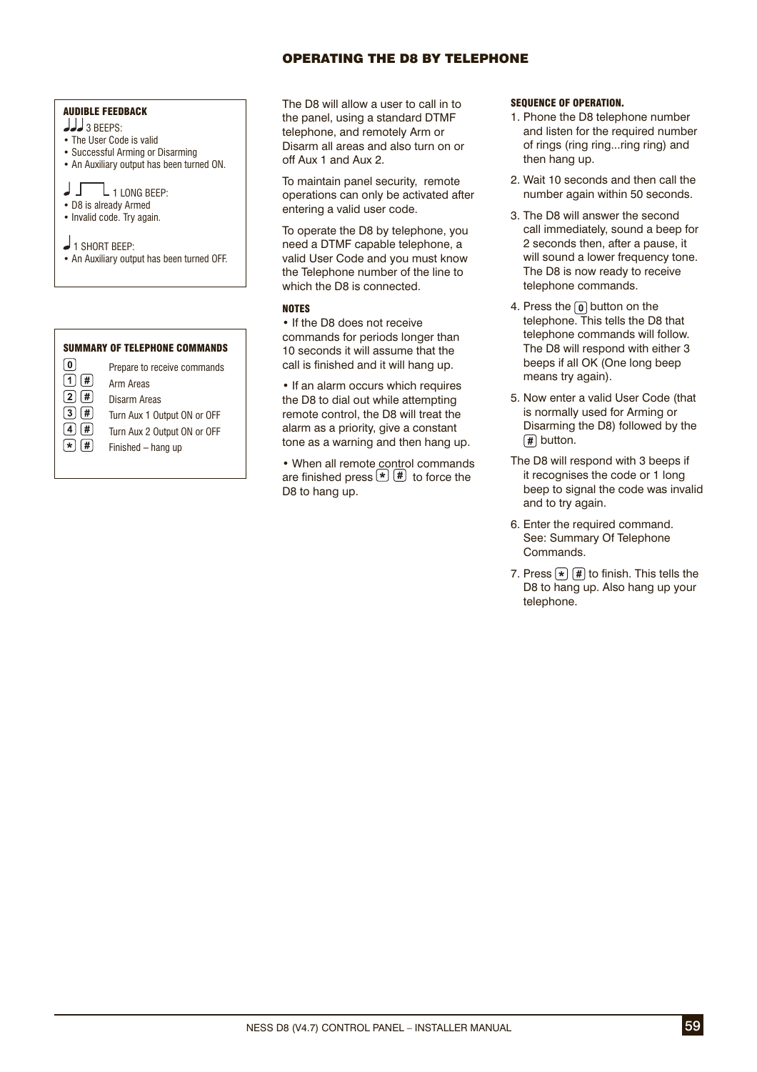# OPERATING THE D8 BY TELEPHONE

### AUDIBLE FEEDBACK

3 BEEPS:

- The User Code is valid
- Successful Arming or Disarming
- An Auxiliary output has been turned ON.

1 LONG BEEP:

- D8 is already Armed
- Invalid code. Try again.

1 SHORT BEEP:

- An Auxiliary output has been turned OFF.

### SUMMARY OF TELEPHONE COMMANDS

| Command | Function |
|---|---|
| 0 | Prepare to receive commands |
| 1 # | Arm Areas |
| 2 # | Disarm Areas |
| 3 # | Turn Aux 1 Output ON or OFF |
| 4 # | Turn Aux 2 Output ON or OFF |
| * # | Finished – hang up |

The D8 will allow a user to call in to the panel, using a standard DTMF telephone, and remotely Arm or Disarm all areas and also turn on or off Aux 1 and Aux 2.

To maintain panel security, remote operations can only be activated after entering a valid user code.

To operate the D8 by telephone, you need a DTMF capable telephone, a valid User Code and you must know the Telephone number of the line to which the D8 is connected.

### NOTES

- If the D8 does not receive commands for periods longer than 10 seconds it will assume that the call is finished and it will hang up.
- If an alarm occurs which requires the D8 to dial out while attempting remote control, the D8 will treat the alarm as a priority, give a constant tone as a warning and then hang up.
- When all remote control commands are finished press * # to force the D8 to hang up.

### SEQUENCE OF OPERATION.

1. Phone the D8 telephone number and listen for the required number of rings (ring ring...ring ring) and then hang up.
2. Wait 10 seconds and then call the number again within 50 seconds.
3. The D8 will answer the second call immediately, sound a beep for 2 seconds then, after a pause, it will sound a lower frequency tone. The D8 is now ready to receive telephone commands.
4. Press the 0 button on the telephone. This tells the D8 that telephone commands will follow. The D8 will respond with either 3 beeps if all OK (One long beep means try again).
5. Now enter a valid User Code (that is normally used for Arming or Disarming the D8) followed by the # button.

The D8 will respond with 3 beeps if it recognises the code or 1 long beep to signal the code was invalid and to try again.

6. Enter the required command. See: Summary Of Telephone Commands.
7. Press * # to finish. This tells the D8 to hang up. Also hang up your telephone.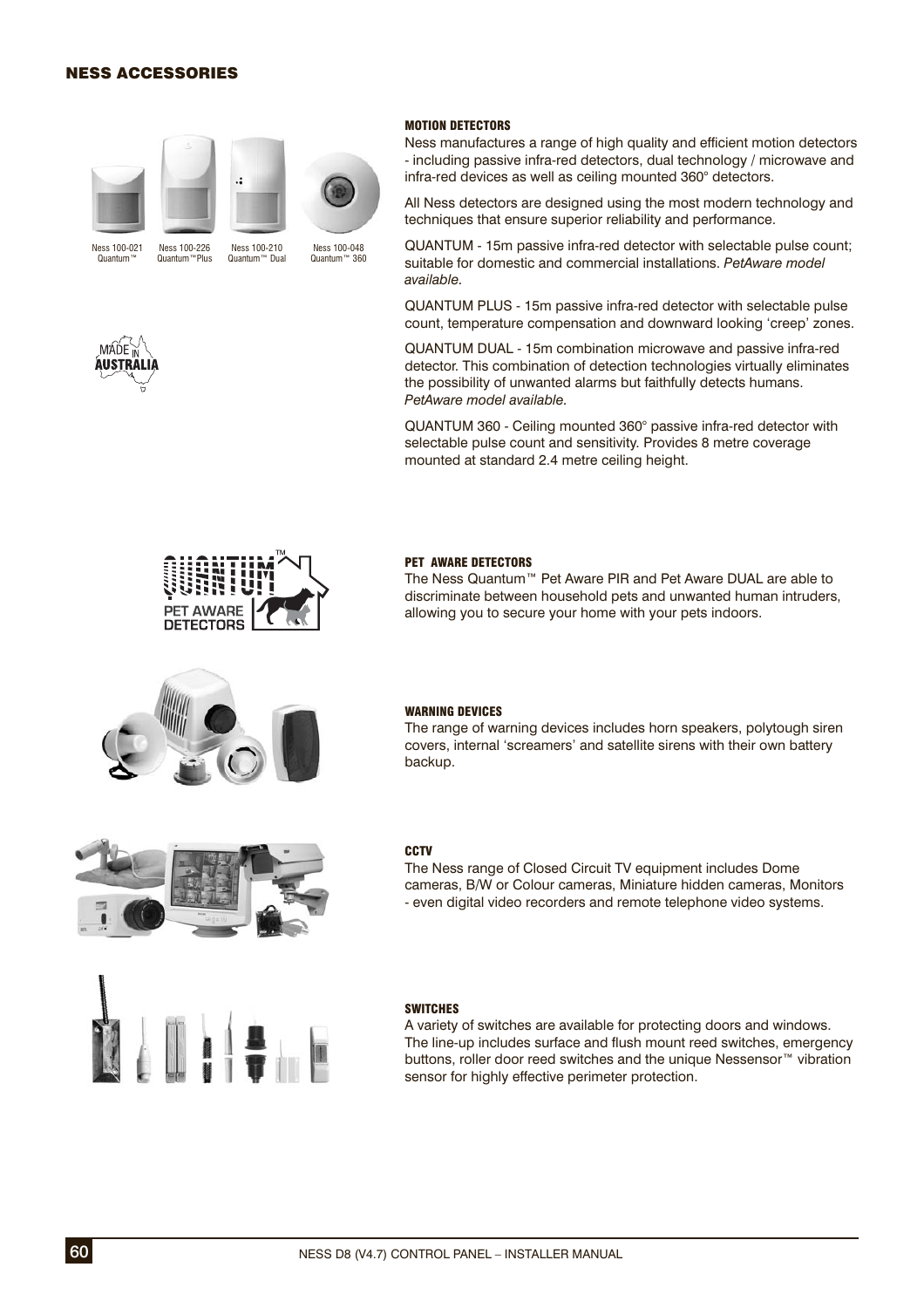# NESS ACCESSORIES

Ness 100-021 Quantum™ | Ness 100-226 Quantum™Plus | Ness 100-210 Quantum™ Dual | Ness 100-048 Quantum™ 360

MADE IN AUSTRALIA

## MOTION DETECTORS

Ness manufactures a range of high quality and efficient motion detectors - including passive infra-red detectors, dual technology / microwave and infra-red devices as well as ceiling mounted 360° detectors.

All Ness detectors are designed using the most modern technology and techniques that ensure superior reliability and performance.

QUANTUM - 15m passive infra-red detector with selectable pulse count; suitable for domestic and commercial installations. *PetAware model available.*

QUANTUM PLUS - 15m passive infra-red detector with selectable pulse count, temperature compensation and downward looking 'creep' zones.

QUANTUM DUAL - 15m combination microwave and passive infra-red detector. This combination of detection technologies virtually eliminates the possibility of unwanted alarms but faithfully detects humans. *PetAware model available.*

QUANTUM 360 - Ceiling mounted 360° passive infra-red detector with selectable pulse count and sensitivity. Provides 8 metre coverage mounted at standard 2.4 metre ceiling height.

QUANTUM™ PET AWARE DETECTORS

## PET AWARE DETECTORS

The Ness Quantum™ Pet Aware PIR and Pet Aware DUAL are able to discriminate between household pets and unwanted human intruders, allowing you to secure your home with your pets indoors.

## WARNING DEVICES

The range of warning devices includes horn speakers, polytough siren covers, internal 'screamers' and satellite sirens with their own battery backup.

## CCTV

The Ness range of Closed Circuit TV equipment includes Dome cameras, B/W or Colour cameras, Miniature hidden cameras, Monitors - even digital video recorders and remote telephone video systems.

## SWITCHES

A variety of switches are available for protecting doors and windows. The line-up includes surface and flush mount reed switches, emergency buttons, roller door reed switches and the unique Nessensor™ vibration sensor for highly effective perimeter protection.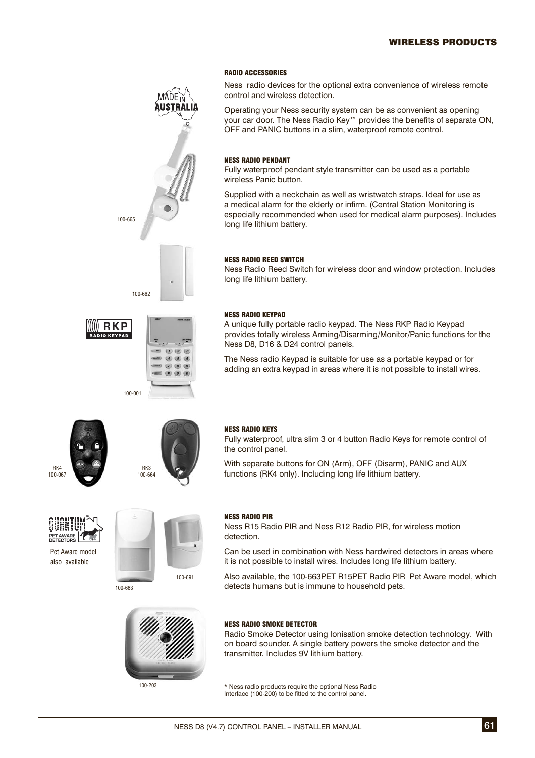## RADIO ACCESSORIES

Ness radio devices for the optional extra convenience of wireless remote control and wireless detection.

Operating your Ness security system can be as convenient as opening your car door. The Ness Radio Key™ provides the benefits of separate ON, OFF and PANIC buttons in a slim, waterproof remote control.

MADE IN AUSTRALIA

### NESS RADIO PENDANT

Fully waterproof pendant style transmitter can be used as a portable wireless Panic button.

Supplied with a neckchain as well as wristwatch straps. Ideal for use as a medical alarm for the elderly or infirm. (Central Station Monitoring is especially recommended when used for medical alarm purposes). Includes long life lithium battery.

100-665

### NESS RADIO REED SWITCH

Ness Radio Reed Switch for wireless door and window protection. Includes long life lithium battery.

100-662

### NESS RADIO KEYPAD

A unique fully portable radio keypad. The Ness RKP Radio Keypad provides totally wireless Arming/Disarming/Monitor/Panic functions for the Ness D8, D16 & D24 control panels.

The Ness radio Keypad is suitable for use as a portable keypad or for adding an extra keypad in areas where it is not possible to install wires.

RKP RADIO KEYPAD

100-001

### NESS RADIO KEYS

Fully waterproof, ultra slim 3 or 4 button Radio Keys for remote control of the control panel.

With separate buttons for ON (Arm), OFF (Disarm), PANIC and AUX functions (RK4 only). Including long life lithium battery.

RK4 100-067

RK3 100-664

### NESS RADIO PIR

Ness R15 Radio PIR and Ness R12 Radio PIR, for wireless motion detection.

Can be used in combination with Ness hardwired detectors in areas where it is not possible to install wires. Includes long life lithium battery.

Also available, the 100-663PET R15PET Radio PIR Pet Aware model, which detects humans but is immune to household pets.

QUANTUM™ PET AWARE DETECTORS

Pet Aware model also available

100-663

100-691

### NESS RADIO SMOKE DETECTOR

Radio Smoke Detector using Ionisation smoke detection technology. With on board sounder. A single battery powers the smoke detector and the transmitter. Includes 9V lithium battery.

100-203

* Ness radio products require the optional Ness Radio Interface (100-200) to be fitted to the control panel.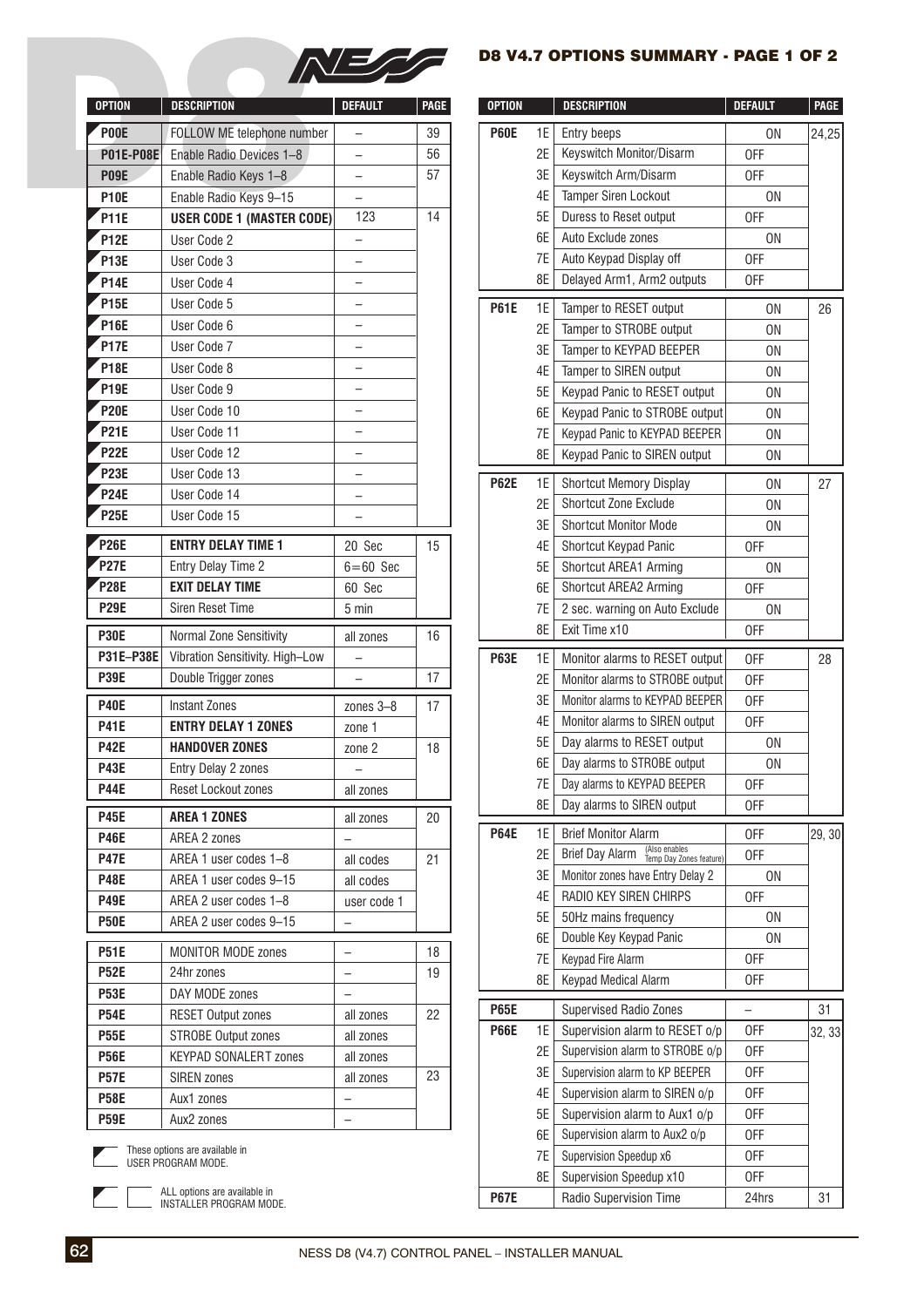## D8 V4.7 OPTIONS SUMMARY - PAGE 1 OF 2

| OPTION | DESCRIPTION | DEFAULT | PAGE |
|---|---|---|---|
| P00E | FOLLOW ME telephone number | – | 39 |
| P01E-P08E | Enable Radio Devices 1–8 | – | 56 |
| P09E | Enable Radio Keys 1–8 | – | 57 |
| P10E | Enable Radio Keys 9–15 | – | |
| P11E | **USER CODE 1 (MASTER CODE)** | 123 | 14 |
| P12E | User Code 2 | – | |
| P13E | User Code 3 | – | |
| P14E | User Code 4 | – | |
| P15E | User Code 5 | – | |
| P16E | User Code 6 | – | |
| P17E | User Code 7 | – | |
| P18E | User Code 8 | – | |
| P19E | User Code 9 | – | |
| P20E | User Code 10 | – | |
| P21E | User Code 11 | – | |
| P22E | User Code 12 | – | |
| P23E | User Code 13 | – | |
| P24E | User Code 14 | – | |
| P25E | User Code 15 | – | |
| P26E | **ENTRY DELAY TIME 1** | 20 Sec | 15 |
| P27E | Entry Delay Time 2 | 6=60 Sec | |
| P28E | **EXIT DELAY TIME** | 60 Sec | |
| P29E | Siren Reset Time | 5 min | |
| P30E | Normal Zone Sensitivity | all zones | 16 |
| P31E–P38E | Vibration Sensitivity. High–Low | – | |
| P39E | Double Trigger zones | – | 17 |
| P40E | Instant Zones | zones 3–8 | 17 |
| P41E | **ENTRY DELAY 1 ZONES** | zone 1 | |
| P42E | **HANDOVER ZONES** | zone 2 | 18 |
| P43E | Entry Delay 2 zones | – | |
| P44E | Reset Lockout zones | all zones | |
| P45E | **AREA 1 ZONES** | all zones | 20 |
| P46E | AREA 2 zones | – | |
| P47E | AREA 1 user codes 1–8 | all codes | 21 |
| P48E | AREA 1 user codes 9–15 | all codes | |
| P49E | AREA 2 user codes 1–8 | user code 1 | |
| P50E | AREA 2 user codes 9–15 | – | |
| P51E | MONITOR MODE zones | – | 18 |
| P52E | 24hr zones | – | 19 |
| P53E | DAY MODE zones | – | |
| P54E | RESET Output zones | all zones | 22 |
| P55E | STROBE Output zones | all zones | |
| P56E | KEYPAD SONALERT zones | all zones | |
| P57E | SIREN zones | all zones | 23 |
| P58E | Aux1 zones | – | |
| P59E | Aux2 zones | – | |

◤ These options are available in USER PROGRAM MODE.

◤ ☐ ALL options are available in INSTALLER PROGRAM MODE.

| OPTION | | DESCRIPTION | DEFAULT | PAGE |
|---|---|---|---|---|
| P60E | 1E | Entry beeps | ON | 24,25 |
| | 2E | Keyswitch Monitor/Disarm | OFF | |
| | 3E | Keyswitch Arm/Disarm | OFF | |
| | 4E | Tamper Siren Lockout | ON | |
| | 5E | Duress to Reset output | OFF | |
| | 6E | Auto Exclude zones | ON | |
| | 7E | Auto Keypad Display off | OFF | |
| | 8E | Delayed Arm1, Arm2 outputs | OFF | |
| P61E | 1E | Tamper to RESET output | ON | 26 |
| | 2E | Tamper to STROBE output | ON | |
| | 3E | Tamper to KEYPAD BEEPER | ON | |
| | 4E | Tamper to SIREN output | ON | |
| | 5E | Keypad Panic to RESET output | ON | |
| | 6E | Keypad Panic to STROBE output | ON | |
| | 7E | Keypad Panic to KEYPAD BEEPER | ON | |
| | 8E | Keypad Panic to SIREN output | ON | |
| P62E | 1E | Shortcut Memory Display | ON | 27 |
| | 2E | Shortcut Zone Exclude | ON | |
| | 3E | Shortcut Monitor Mode | ON | |
| | 4E | Shortcut Keypad Panic | OFF | |
| | 5E | Shortcut AREA1 Arming | ON | |
| | 6E | Shortcut AREA2 Arming | OFF | |
| | 7E | 2 sec. warning on Auto Exclude | ON | |
| | 8E | Exit Time x10 | OFF | |
| P63E | 1E | Monitor alarms to RESET output | OFF | 28 |
| | 2E | Monitor alarms to STROBE output | OFF | |
| | 3E | Monitor alarms to KEYPAD BEEPER | OFF | |
| | 4E | Monitor alarms to SIREN output | OFF | |
| | 5E | Day alarms to RESET output | ON | |
| | 6E | Day alarms to STROBE output | ON | |
| | 7E | Day alarms to KEYPAD BEEPER | OFF | |
| | 8E | Day alarms to SIREN output | OFF | |
| P64E | 1E | Brief Monitor Alarm | OFF | 29, 30 |
| | 2E | Brief Day Alarm (Also enables Temp Day Zones feature) | OFF | |
| | 3E | Monitor zones have Entry Delay 2 | ON | |
| | 4E | RADIO KEY SIREN CHIRPS | OFF | |
| | 5E | 50Hz mains frequency | ON | |
| | 6E | Double Key Keypad Panic | ON | |
| | 7E | Keypad Fire Alarm | OFF | |
| | 8E | Keypad Medical Alarm | OFF | |
| P65E | | Supervised Radio Zones | – | 31 |
| P66E | 1E | Supervision alarm to RESET o/p | OFF | 32, 33 |
| | 2E | Supervision alarm to STROBE o/p | OFF | |
| | 3E | Supervision alarm to KP BEEPER | OFF | |
| | 4E | Supervision alarm to SIREN o/p | OFF | |
| | 5E | Supervision alarm to Aux1 o/p | OFF | |
| | 6E | Supervision alarm to Aux2 o/p | OFF | |
| | 7E | Supervision Speedup x6 | OFF | |
| | 8E | Supervision Speedup x10 | OFF | |
| P67E | | Radio Supervision Time | 24hrs | 31 |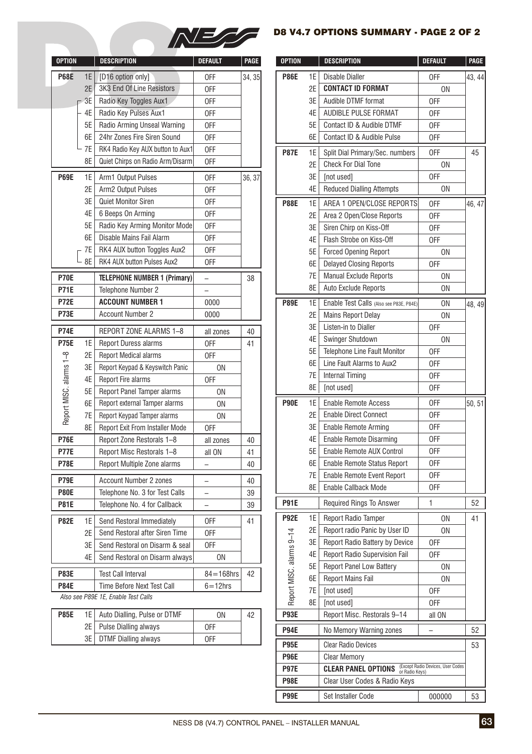# D8 V4.7 OPTIONS SUMMARY - PAGE 2 OF 2

| OPTION | | DESCRIPTION | DEFAULT | PAGE |
|---|---|---|---|---|
| **P68E** | 1E | [D16 option only] | OFF | 34, 35 |
| | 2E | 3K3 End Of Line Resistors | OFF | |
| | 3E | Radio Key Toggles Aux1 | OFF | |
| | 4E | Radio Key Pulses Aux1 | OFF | |
| | 5E | Radio Arming Unseal Warning | OFF | |
| | 6E | 24hr Zones Fire Siren Sound | OFF | |
| | 7E | RK4 Radio Key AUX button to Aux1 | OFF | |
| | 8E | Quiet Chirps on Radio Arm/Disarm | OFF | |
| **P69E** | 1E | Arm1 Output Pulses | OFF | 36, 37 |
| | 2E | Arm2 Output Pulses | OFF | |
| | 3E | Quiet Monitor Siren | OFF | |
| | 4E | 6 Beeps On Arming | OFF | |
| | 5E | Radio Key Arming Monitor Mode | OFF | |
| | 6E | Disable Mains Fail Alarm | OFF | |
| | 7E | RK4 AUX button Toggles Aux2 | OFF | |
| | 8E | RK4 AUX button Pulses Aux2 | OFF | |
| **P70E** | | **TELEPHONE NUMBER 1 (Primary)** | – | 38 |
| **P71E** | | Telephone Number 2 | – | |
| **P72E** | | **ACCOUNT NUMBER 1** | 0000 | |
| **P73E** | | Account Number 2 | 0000 | |
| **P74E** | | REPORT ZONE ALARMS 1–8 | all zones | 40 |
| **P75E** (Report MISC. alarms 1–8) | 1E | Report Duress alarms | OFF | 41 |
| | 2E | Report Medical alarms | OFF | |
| | 3E | Report Keypad & Keyswitch Panic | ON | |
| | 4E | Report Fire alarms | OFF | |
| | 5E | Report Panel Tamper alarms | ON | |
| | 6E | Report external Tamper alarms | ON | |
| | 7E | Report Keypad Tamper alarms | ON | |
| | 8E | Report Exit From Installer Mode | OFF | |
| **P76E** | | Report Zone Restorals 1–8 | all zones | 40 |
| **P77E** | | Report Misc Restorals 1–8 | all ON | 41 |
| **P78E** | | Report Multiple Zone alarms | – | 40 |
| **P79E** | | Account Number 2 zones | – | 40 |
| **P80E** | | Telephone No. 3 for Test Calls | – | 39 |
| **P81E** | | Telephone No. 4 for Callback | – | 39 |
| **P82E** | 1E | Send Restoral Immediately | OFF | 41 |
| | 2E | Send Restoral after Siren Time | OFF | |
| | 3E | Send Restoral on Disarm & seal | OFF | |
| | 4E | Send Restoral on Disarm always | ON | |
| **P83E** | | Test Call Interval | 84=168hrs | 42 |
| **P84E** | | Time Before Next Test Call | 6=12hrs | |

*Also see P89E 1E, Enable Test Calls*

| OPTION | | DESCRIPTION | DEFAULT | PAGE |
|---|---|---|---|---|
| **P85E** | 1E | Auto Dialling, Pulse or DTMF | ON | 42 |
| | 2E | Pulse Dialling always | OFF | |
| | 3E | DTMF Dialling always | OFF | |
| **P86E** | 1E | Disable Dialler | OFF | 43, 44 |
| | 2E | **CONTACT ID FORMAT** | ON | |
| | 3E | Audible DTMF format | OFF | |
| | 4E | AUDIBLE PULSE FORMAT | OFF | |
| | 5E | Contact ID & Audible DTMF | OFF | |
| | 6E | Contact ID & Audible Pulse | OFF | |
| **P87E** | 1E | Split Dial Primary/Sec. numbers | OFF | 45 |
| | 2E | Check For Dial Tone | ON | |
| | 3E | [not used] | OFF | |
| | 4E | Reduced Dialling Attempts | ON | |
| **P88E** | 1E | AREA 1 OPEN/CLOSE REPORTS | OFF | 46, 47 |
| | 2E | Area 2 Open/Close Reports | OFF | |
| | 3E | Siren Chirp on Kiss-Off | OFF | |
| | 4E | Flash Strobe on Kiss-Off | OFF | |
| | 5E | Forced Opening Report | ON | |
| | 6E | Delayed Closing Reports | OFF | |
| | 7E | Manual Exclude Reports | ON | |
| | 8E | Auto Exclude Reports | ON | |
| **P89E** | 1E | Enable Test Calls (Also see P83E, P84E) | ON | 48, 49 |
| | 2E | Mains Report Delay | ON | |
| | 3E | Listen-in to Dialler | OFF | |
| | 4E | Swinger Shutdown | ON | |
| | 5E | Telephone Line Fault Monitor | OFF | |
| | 6E | Line Fault Alarms to Aux2 | OFF | |
| | 7E | Internal Timing | OFF | |
| | 8E | [not used] | OFF | |
| **P90E** | 1E | Enable Remote Access | OFF | 50, 51 |
| | 2E | Enable Direct Connect | OFF | |
| | 3E | Enable Remote Arming | OFF | |
| | 4E | Enable Remote Disarming | OFF | |
| | 5E | Enable Remote AUX Control | OFF | |
| | 6E | Enable Remote Status Report | OFF | |
| | 7E | Enable Remote Event Report | OFF | |
| | 8E | Enable Callback Mode | OFF | |
| **P91E** | | Required Rings To Answer | 1 | 52 |
| **P92E** (Report MISC. alarms 9–14) | 1E | Report Radio Tamper | ON | 41 |
| | 2E | Report radio Panic by User ID | ON | |
| | 3E | Report Radio Battery by Device | OFF | |
| | 4E | Report Radio Supervision Fail | OFF | |
| | 5E | Report Panel Low Battery | ON | |
| | 6E | Report Mains Fail | ON | |
| | 7E | [not used] | OFF | |
| | 8E | [not used] | OFF | |
| **P93E** | | Report Misc. Restorals 9–14 | all ON | |
| **P94E** | | No Memory Warning zones | – | 52 |
| **P95E** | | Clear Radio Devices | | 53 |
| **P96E** | | Clear Memory | | |
| **P97E** | | **CLEAR PANEL OPTIONS** (Except Radio Devices, User Codes or Radio Keys) | | |
| **P98E** | | Clear User Codes & Radio Keys | | |
| **P99E** | | Set Installer Code | 000000 | 53 |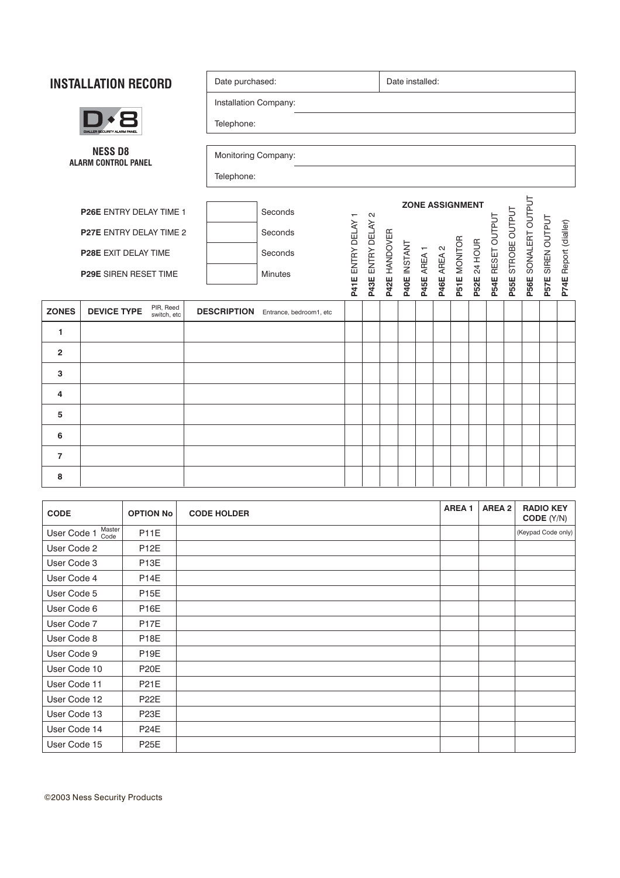# INSTALLATION RECORD

D•8
DIALLER SECURITY ALARM PANEL

**NESS D8**
**ALARM CONTROL PANEL**

| | | |
|---|---|---|
| Date purchased: | | Date installed: |
| Installation Company: | | |
| Telephone: | | |

| | |
|---|---|
| Monitoring Company: | |
| Telephone: | |

| | | |
|---|---|---|
| **P26E** ENTRY DELAY TIME 1 | | Seconds |
| **P27E** ENTRY DELAY TIME 2 | | Seconds |
| **P28E** EXIT DELAY TIME | | Seconds |
| **P29E** SIREN RESET TIME | | Minutes |

**ZONE ASSIGNMENT**

| **ZONES** | **DEVICE TYPE** PIR, Reed switch, etc | **DESCRIPTION** Entrance, bedroom1, etc | **P41E** ENTRY DELAY 1 | **P43E** ENTRY DELAY 2 | **P42E** HANDOVER | **P40E** INSTANT | **P45E** AREA 1 | **P46E** AREA 2 | **P51E** MONITOR | **P52E** 24 HOUR | **P54E** RESET OUTPUT | **P55E** STROBE OUTPUT | **P56E** SONALERT OUTPUT | **P57E** SIREN OUTPUT | **P74E** Report (dialler) |
|---|---|---|---|---|---|---|---|---|---|---|---|---|---|---|---|
| 1 | | | | | | | | | | | | | | | |
| 2 | | | | | | | | | | | | | | | |
| 3 | | | | | | | | | | | | | | | |
| 4 | | | | | | | | | | | | | | | |
| 5 | | | | | | | | | | | | | | | |
| 6 | | | | | | | | | | | | | | | |
| 7 | | | | | | | | | | | | | | | |
| 8 | | | | | | | | | | | | | | | |

| **CODE** | **OPTION No** | **CODE HOLDER** | **AREA 1** | **AREA 2** | **RADIO KEY CODE** (Y/N) |
|---|---|---|---|---|---|
| User Code 1 Master Code | P11E | | | | (Keypad Code only) |
| User Code 2 | P12E | | | | |
| User Code 3 | P13E | | | | |
| User Code 4 | P14E | | | | |
| User Code 5 | P15E | | | | |
| User Code 6 | P16E | | | | |
| User Code 7 | P17E | | | | |
| User Code 8 | P18E | | | | |
| User Code 9 | P19E | | | | |
| User Code 10 | P20E | | | | |
| User Code 11 | P21E | | | | |
| User Code 12 | P22E | | | | |
| User Code 13 | P23E | | | | |
| User Code 14 | P24E | | | | |
| User Code 15 | P25E | | | | |

©2003 Ness Security Products